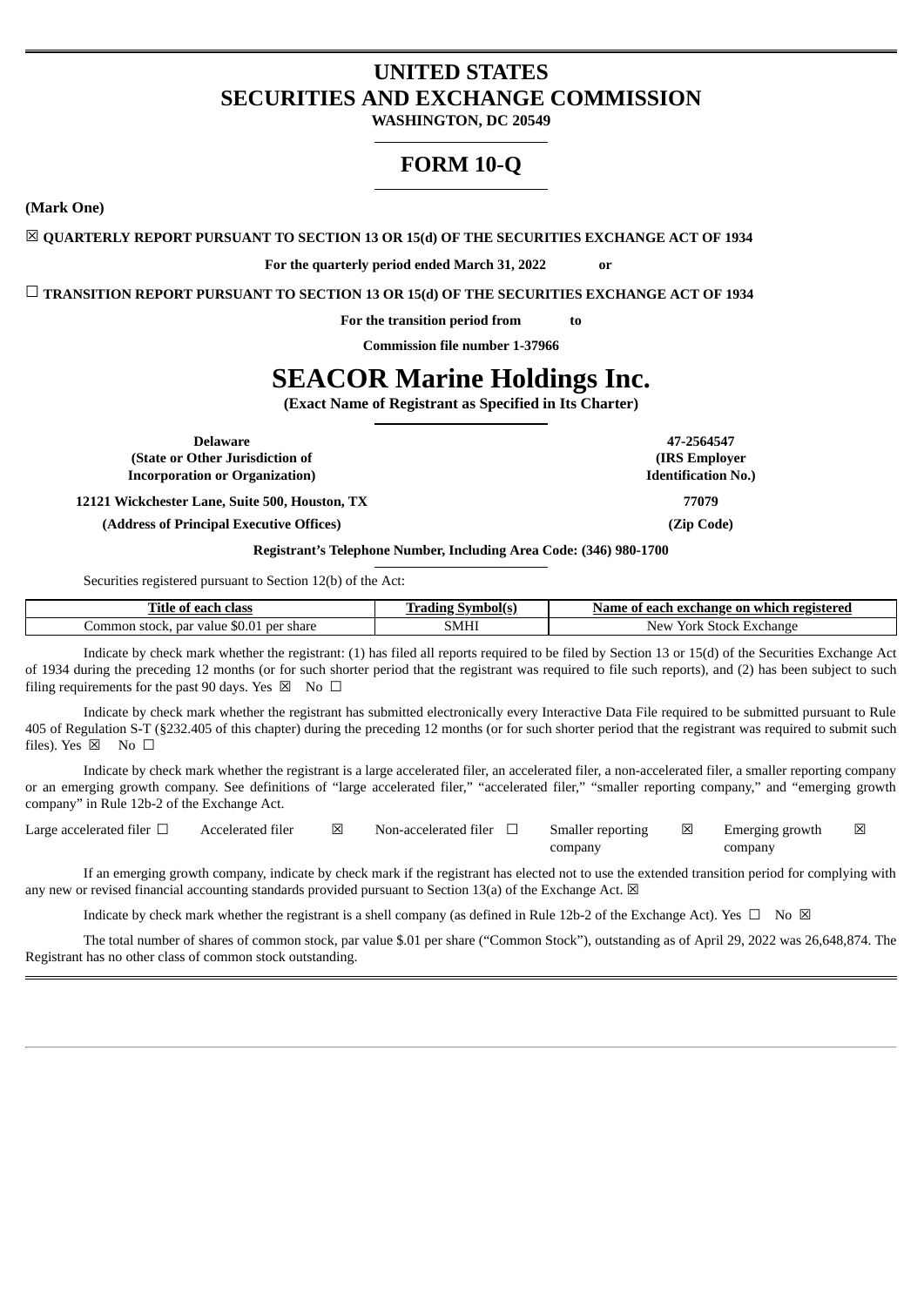# UNITED STATES
# SECURITIES AND EXCHANGE COMMISSION

**WASHINGTON, DC 20549**

# FORM 10-Q

**(Mark One)**

☒ **QUARTERLY REPORT PURSUANT TO SECTION 13 OR 15(d) OF THE SECURITIES EXCHANGE ACT OF 1934**

**For the quarterly period ended March 31, 2022 or**

☐ **TRANSITION REPORT PURSUANT TO SECTION 13 OR 15(d) OF THE SECURITIES EXCHANGE ACT OF 1934**

**For the transition period from to**

**Commission file number 1-37966**

# SEACOR Marine Holdings Inc.

**(Exact Name of Registrant as Specified in Its Charter)**

| | |
|---|---|
| **Delaware**<br>**(State or Other Jurisdiction of Incorporation or Organization)** | **47-2564547**<br>**(IRS Employer Identification No.)** |
| **12121 Wickchester Lane, Suite 500, Houston, TX**<br>**(Address of Principal Executive Offices)** | **77079**<br>**(Zip Code)** |

**Registrant's Telephone Number, Including Area Code: (346) 980-1700**

Securities registered pursuant to Section 12(b) of the Act:

| Title of each class | Trading Symbol(s) | Name of each exchange on which registered |
|---|---|---|
| Common stock, par value $0.01 per share | SMHI | New York Stock Exchange |

Indicate by check mark whether the registrant: (1) has filed all reports required to be filed by Section 13 or 15(d) of the Securities Exchange Act of 1934 during the preceding 12 months (or for such shorter period that the registrant was required to file such reports), and (2) has been subject to such filing requirements for the past 90 days. Yes ☒ No ☐

Indicate by check mark whether the registrant has submitted electronically every Interactive Data File required to be submitted pursuant to Rule 405 of Regulation S-T (§232.405 of this chapter) during the preceding 12 months (or for such shorter period that the registrant was required to submit such files). Yes ☒ No ☐

Indicate by check mark whether the registrant is a large accelerated filer, an accelerated filer, a non-accelerated filer, a smaller reporting company or an emerging growth company. See definitions of "large accelerated filer," "accelerated filer," "smaller reporting company," and "emerging growth company" in Rule 12b-2 of the Exchange Act.

Large accelerated filer ☐ Accelerated filer ☒ Non-accelerated filer ☐ Smaller reporting company ☒ Emerging growth company ☒

If an emerging growth company, indicate by check mark if the registrant has elected not to use the extended transition period for complying with any new or revised financial accounting standards provided pursuant to Section 13(a) of the Exchange Act. ☒

Indicate by check mark whether the registrant is a shell company (as defined in Rule 12b-2 of the Exchange Act). Yes ☐ No ☒

The total number of shares of common stock, par value $.01 per share ("Common Stock"), outstanding as of April 29, 2022 was 26,648,874. The Registrant has no other class of common stock outstanding.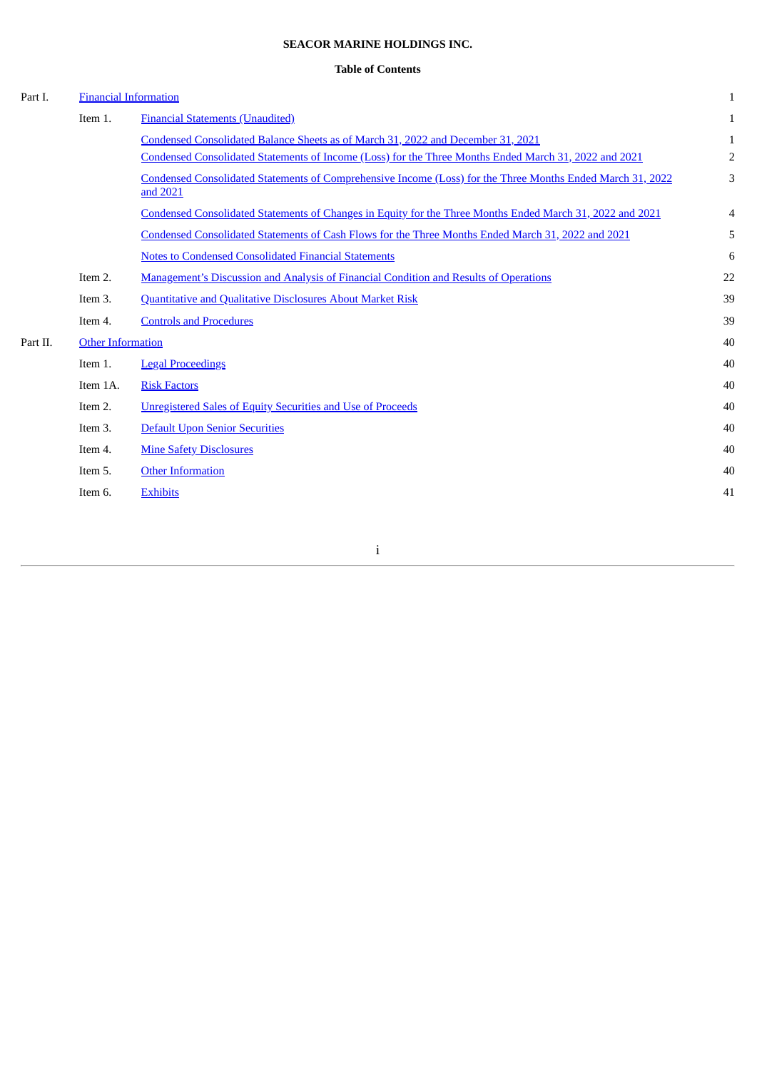**SEACOR MARINE HOLDINGS INC.**

**Table of Contents**

| | | | |
|---|---|---|---|
| Part I. | Financial Information | | 1 |
| | Item 1. | Financial Statements (Unaudited) | 1 |
| | | Condensed Consolidated Balance Sheets as of March 31, 2022 and December 31, 2021 | 1 |
| | | Condensed Consolidated Statements of Income (Loss) for the Three Months Ended March 31, 2022 and 2021 | 2 |
| | | Condensed Consolidated Statements of Comprehensive Income (Loss) for the Three Months Ended March 31, 2022 and 2021 | 3 |
| | | Condensed Consolidated Statements of Changes in Equity for the Three Months Ended March 31, 2022 and 2021 | 4 |
| | | Condensed Consolidated Statements of Cash Flows for the Three Months Ended March 31, 2022 and 2021 | 5 |
| | | Notes to Condensed Consolidated Financial Statements | 6 |
| | Item 2. | Management's Discussion and Analysis of Financial Condition and Results of Operations | 22 |
| | Item 3. | Quantitative and Qualitative Disclosures About Market Risk | 39 |
| | Item 4. | Controls and Procedures | 39 |
| Part II. | Other Information | | 40 |
| | Item 1. | Legal Proceedings | 40 |
| | Item 1A. | Risk Factors | 40 |
| | Item 2. | Unregistered Sales of Equity Securities and Use of Proceeds | 40 |
| | Item 3. | Default Upon Senior Securities | 40 |
| | Item 4. | Mine Safety Disclosures | 40 |
| | Item 5. | Other Information | 40 |
| | Item 6. | Exhibits | 41 |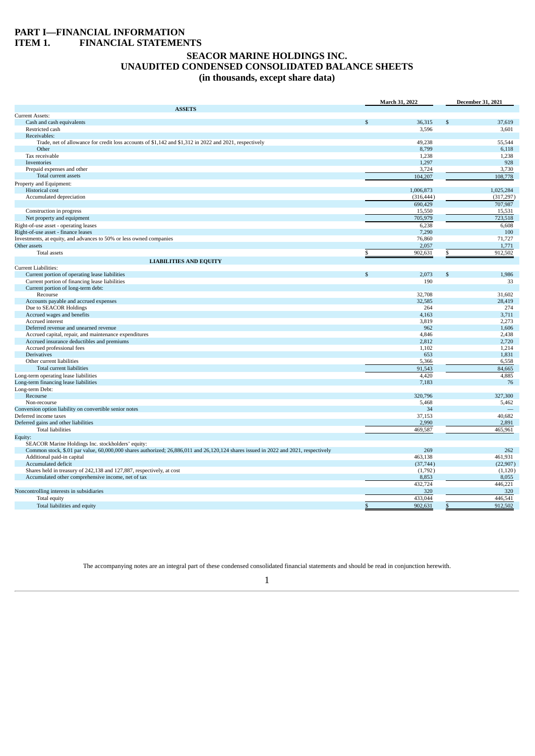# PART I—FINANCIAL INFORMATION
# ITEM 1. FINANCIAL STATEMENTS

## SEACOR MARINE HOLDINGS INC.
## UNAUDITED CONDENSED CONSOLIDATED BALANCE SHEETS
## (in thousands, except share data)

| | March 31, 2022 | December 31, 2021 |
|---|---|---|
| **ASSETS** | | |
| Current Assets: | | |
| Cash and cash equivalents | $ 36,315 | $ 37,619 |
| Restricted cash | 3,596 | 3,601 |
| Receivables: | | |
| Trade, net of allowance for credit loss accounts of $1,142 and $1,312 in 2022 and 2021, respectively | 49,238 | 55,544 |
| Other | 8,799 | 6,118 |
| Tax receivable | 1,238 | 1,238 |
| Inventories | 1,297 | 928 |
| Prepaid expenses and other | 3,724 | 3,730 |
| Total current assets | 104,207 | 108,778 |
| Property and Equipment: | | |
| Historical cost | 1,006,873 | 1,025,284 |
| Accumulated depreciation | (316,444) | (317,297) |
| | 690,429 | 707,987 |
| Construction in progress | 15,550 | 15,531 |
| Net property and equipment | 705,979 | 723,518 |
| Right-of-use asset - operating leases | 6,238 | 6,608 |
| Right-of-use asset - finance leases | 7,290 | 100 |
| Investments, at equity, and advances to 50% or less owned companies | 76,860 | 71,727 |
| Other assets | 2,057 | 1,771 |
| Total assets | $ 902,631 | $ 912,502 |
| **LIABILITIES AND EQUITY** | | |
| Current Liabilities: | | |
| Current portion of operating lease liabilities | $ 2,073 | $ 1,986 |
| Current portion of financing lease liabilities | 190 | 33 |
| Current portion of long-term debt: | | |
| Recourse | 32,708 | 31,602 |
| Accounts payable and accrued expenses | 32,585 | 28,419 |
| Due to SEACOR Holdings | 264 | 274 |
| Accrued wages and benefits | 4,163 | 3,711 |
| Accrued interest | 3,819 | 2,273 |
| Deferred revenue and unearned revenue | 962 | 1,606 |
| Accrued capital, repair, and maintenance expenditures | 4,846 | 2,438 |
| Accrued insurance deductibles and premiums | 2,812 | 2,720 |
| Accrued professional fees | 1,102 | 1,214 |
| Derivatives | 653 | 1,831 |
| Other current liabilities | 5,366 | 6,558 |
| Total current liabilities | 91,543 | 84,665 |
| Long-term operating lease liabilities | 4,420 | 4,885 |
| Long-term financing lease liabilities | 7,183 | 76 |
| Long-term Debt: | | |
| Recourse | 320,796 | 327,300 |
| Non-recourse | 5,468 | 5,462 |
| Conversion option liability on convertible senior notes | 34 | — |
| Deferred income taxes | 37,153 | 40,682 |
| Deferred gains and other liabilities | 2,990 | 2,891 |
| Total liabilities | 469,587 | 465,961 |
| Equity: | | |
| SEACOR Marine Holdings Inc. stockholders' equity: | | |
| Common stock, $.01 par value, 60,000,000 shares authorized; 26,886,011 and 26,120,124 shares issued in 2022 and 2021, respectively | 269 | 262 |
| Additional paid-in capital | 463,138 | 461,931 |
| Accumulated deficit | (37,744) | (22,907) |
| Shares held in treasury of 242,138 and 127,887, respectively, at cost | (1,792) | (1,120) |
| Accumulated other comprehensive income, net of tax | 8,853 | 8,055 |
| | 432,724 | 446,221 |
| Noncontrolling interests in subsidiaries | 320 | 320 |
| Total equity | 433,044 | 446,541 |
| Total liabilities and equity | $ 902,631 | $ 912,502 |

The accompanying notes are an integral part of these condensed consolidated financial statements and should be read in conjunction herewith.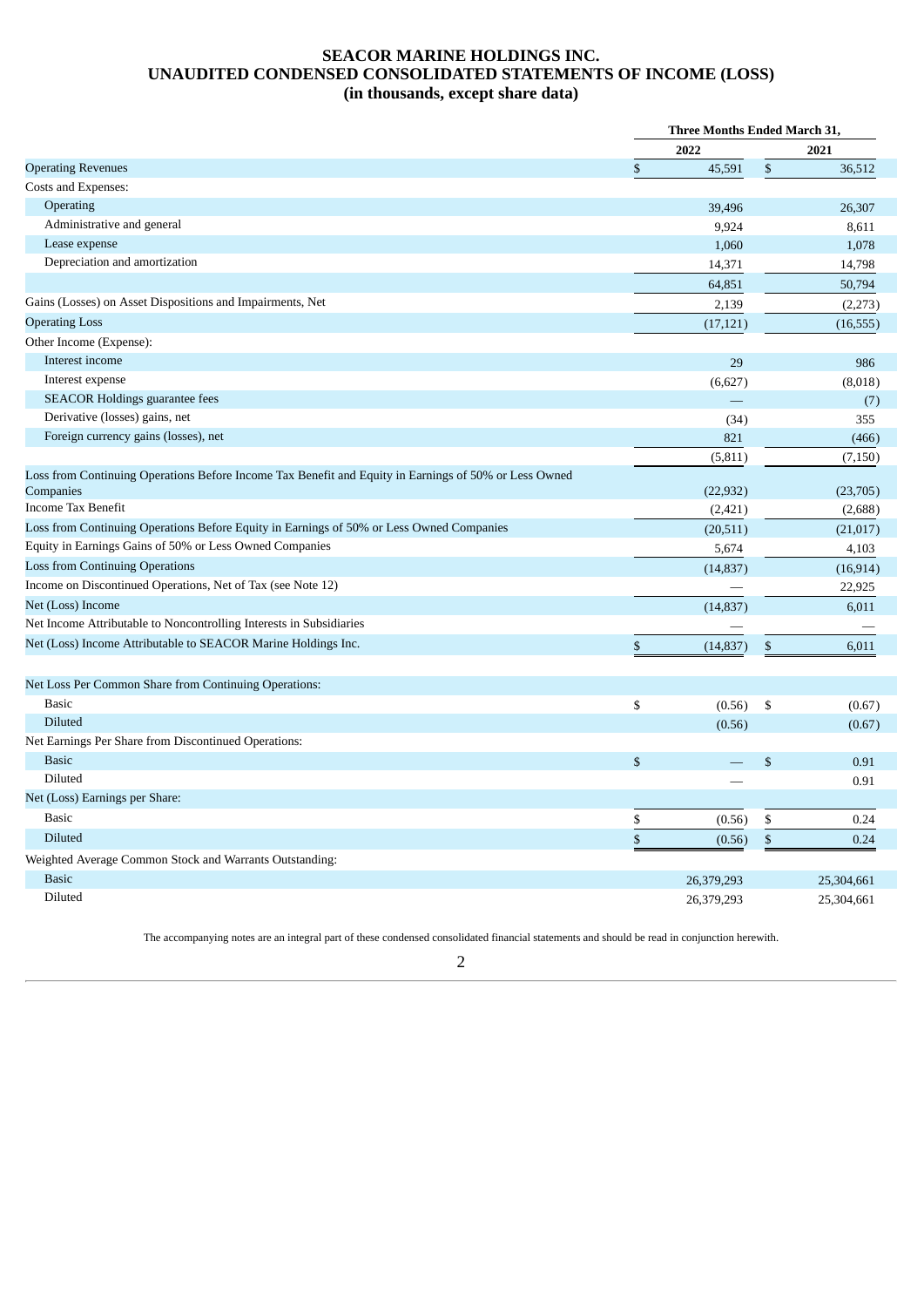# SEACOR MARINE HOLDINGS INC.
# UNAUDITED CONDENSED CONSOLIDATED STATEMENTS OF INCOME (LOSS)
# (in thousands, except share data)

| | Three Months Ended March 31, | |
|---|---|---|
| | 2022 | 2021 |
| Operating Revenues | $ 45,591 | $ 36,512 |
| Costs and Expenses: | | |
| Operating | 39,496 | 26,307 |
| Administrative and general | 9,924 | 8,611 |
| Lease expense | 1,060 | 1,078 |
| Depreciation and amortization | 14,371 | 14,798 |
| | 64,851 | 50,794 |
| Gains (Losses) on Asset Dispositions and Impairments, Net | 2,139 | (2,273) |
| Operating Loss | (17,121) | (16,555) |
| Other Income (Expense): | | |
| Interest income | 29 | 986 |
| Interest expense | (6,627) | (8,018) |
| SEACOR Holdings guarantee fees | — | (7) |
| Derivative (losses) gains, net | (34) | 355 |
| Foreign currency gains (losses), net | 821 | (466) |
| | (5,811) | (7,150) |
| Loss from Continuing Operations Before Income Tax Benefit and Equity in Earnings of 50% or Less Owned Companies | (22,932) | (23,705) |
| Income Tax Benefit | (2,421) | (2,688) |
| Loss from Continuing Operations Before Equity in Earnings of 50% or Less Owned Companies | (20,511) | (21,017) |
| Equity in Earnings Gains of 50% or Less Owned Companies | 5,674 | 4,103 |
| Loss from Continuing Operations | (14,837) | (16,914) |
| Income on Discontinued Operations, Net of Tax (see Note 12) | — | 22,925 |
| Net (Loss) Income | (14,837) | 6,011 |
| Net Income Attributable to Noncontrolling Interests in Subsidiaries | — | — |
| Net (Loss) Income Attributable to SEACOR Marine Holdings Inc. | $ (14,837) | $ 6,011 |
| | | |
| Net Loss Per Common Share from Continuing Operations: | | |
| Basic | $ (0.56) | $ (0.67) |
| Diluted | (0.56) | (0.67) |
| Net Earnings Per Share from Discontinued Operations: | | |
| Basic | $ — | $ 0.91 |
| Diluted | — | 0.91 |
| Net (Loss) Earnings per Share: | | |
| Basic | $ (0.56) | $ 0.24 |
| Diluted | $ (0.56) | $ 0.24 |
| Weighted Average Common Stock and Warrants Outstanding: | | |
| Basic | 26,379,293 | 25,304,661 |
| Diluted | 26,379,293 | 25,304,661 |

The accompanying notes are an integral part of these condensed consolidated financial statements and should be read in conjunction herewith.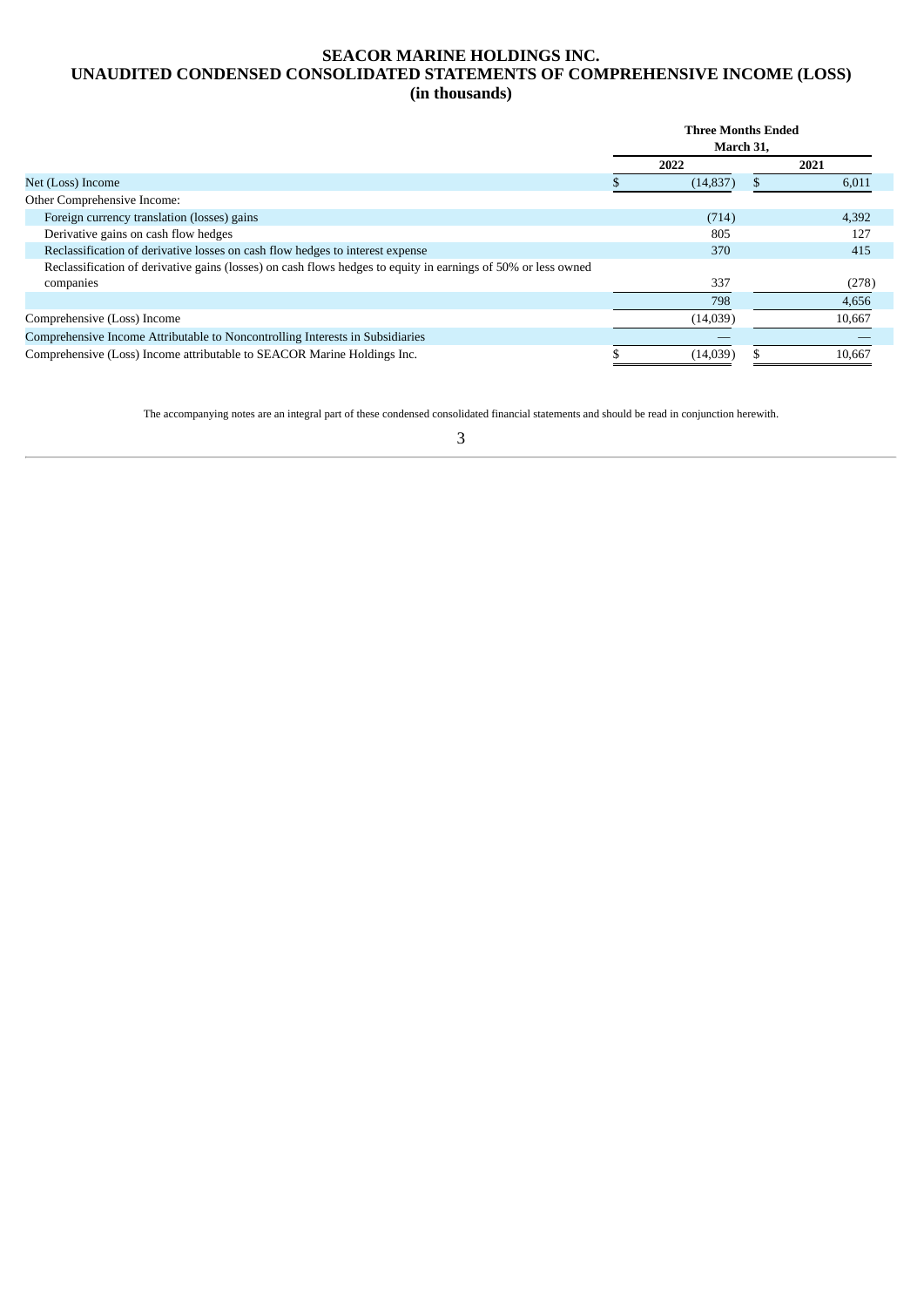# SEACOR MARINE HOLDINGS INC.
## UNAUDITED CONDENSED CONSOLIDATED STATEMENTS OF COMPREHENSIVE INCOME (LOSS)
### (in thousands)

| | Three Months Ended March 31, | |
|---|---|---|
| | 2022 | 2021 |
| Net (Loss) Income | $ (14,837) | $ 6,011 |
| Other Comprehensive Income: | | |
| Foreign currency translation (losses) gains | (714) | 4,392 |
| Derivative gains on cash flow hedges | 805 | 127 |
| Reclassification of derivative losses on cash flow hedges to interest expense | 370 | 415 |
| Reclassification of derivative gains (losses) on cash flows hedges to equity in earnings of 50% or less owned companies | 337 | (278) |
| | 798 | 4,656 |
| Comprehensive (Loss) Income | (14,039) | 10,667 |
| Comprehensive Income Attributable to Noncontrolling Interests in Subsidiaries | — | — |
| Comprehensive (Loss) Income attributable to SEACOR Marine Holdings Inc. | $ (14,039) | $ 10,667 |

The accompanying notes are an integral part of these condensed consolidated financial statements and should be read in conjunction herewith.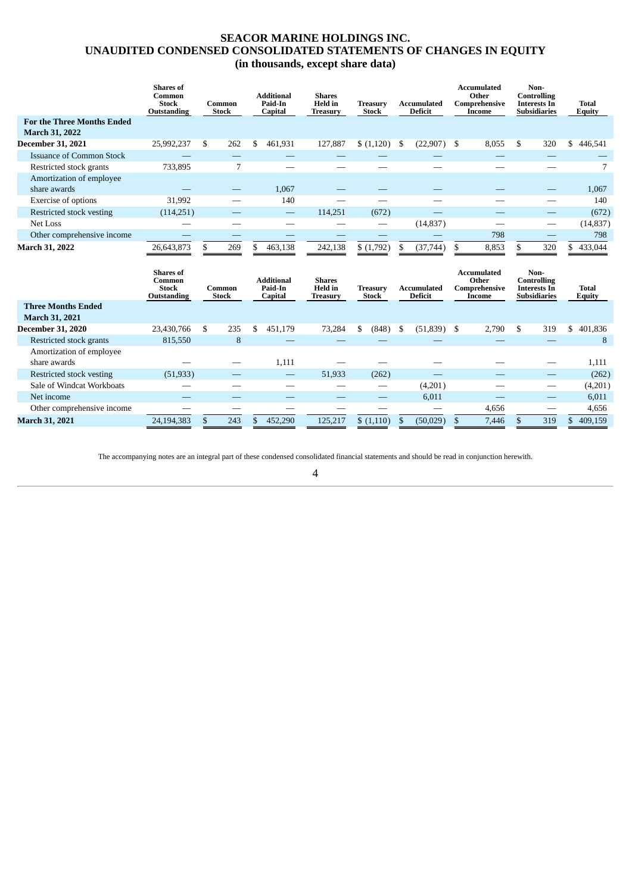# SEACOR MARINE HOLDINGS INC.
## UNAUDITED CONDENSED CONSOLIDATED STATEMENTS OF CHANGES IN EQUITY
### (in thousands, except share data)

| | Shares of Common Stock Outstanding | Common Stock | Additional Paid-In Capital | Shares Held in Treasury | Treasury Stock | Accumulated Deficit | Accumulated Other Comprehensive Income | Non-Controlling Interests In Subsidiaries | Total Equity |
|---|---|---|---|---|---|---|---|---|---|
| **For the Three Months Ended March 31, 2022** | | | | | | | | | |
| **December 31, 2021** | 25,992,237 | $ 262 | $ 461,931 | 127,887 | $ (1,120) | $ (22,907) | $ 8,055 | $ 320 | $ 446,541 |
| Issuance of Common Stock | — | — | — | — | — | — | — | — | — |
| Restricted stock grants | 733,895 | 7 | — | — | — | — | — | — | 7 |
| Amortization of employee share awards | — | — | 1,067 | — | — | — | — | — | 1,067 |
| Exercise of options | 31,992 | — | 140 | — | — | — | — | — | 140 |
| Restricted stock vesting | (114,251) | — | — | 114,251 | (672) | — | — | — | (672) |
| Net Loss | — | — | — | — | — | (14,837) | — | — | (14,837) |
| Other comprehensive income | — | — | — | — | — | — | 798 | — | 798 |
| **March 31, 2022** | 26,643,873 | $ 269 | $ 463,138 | 242,138 | $ (1,792) | $ (37,744) | $ 8,853 | $ 320 | $ 433,044 |

| | Shares of Common Stock Outstanding | Common Stock | Additional Paid-In Capital | Shares Held in Treasury | Treasury Stock | Accumulated Deficit | Accumulated Other Comprehensive Income | Non-Controlling Interests In Subsidiaries | Total Equity |
|---|---|---|---|---|---|---|---|---|---|
| **Three Months Ended March 31, 2021** | | | | | | | | | |
| **December 31, 2020** | 23,430,766 | $ 235 | $ 451,179 | 73,284 | $ (848) | $ (51,839) | $ 2,790 | $ 319 | $ 401,836 |
| Restricted stock grants | 815,550 | 8 | — | — | — | — | — | — | 8 |
| Amortization of employee share awards | — | — | 1,111 | — | — | — | — | — | 1,111 |
| Restricted stock vesting | (51,933) | — | — | 51,933 | (262) | — | — | — | (262) |
| Sale of Windcat Workboats | — | — | — | — | — | (4,201) | — | — | (4,201) |
| Net income | — | — | — | — | — | 6,011 | — | — | 6,011 |
| Other comprehensive income | — | — | — | — | — | — | 4,656 | — | 4,656 |
| **March 31, 2021** | 24,194,383 | $ 243 | $ 452,290 | 125,217 | $ (1,110) | $ (50,029) | $ 7,446 | $ 319 | $ 409,159 |

The accompanying notes are an integral part of these condensed consolidated financial statements and should be read in conjunction herewith.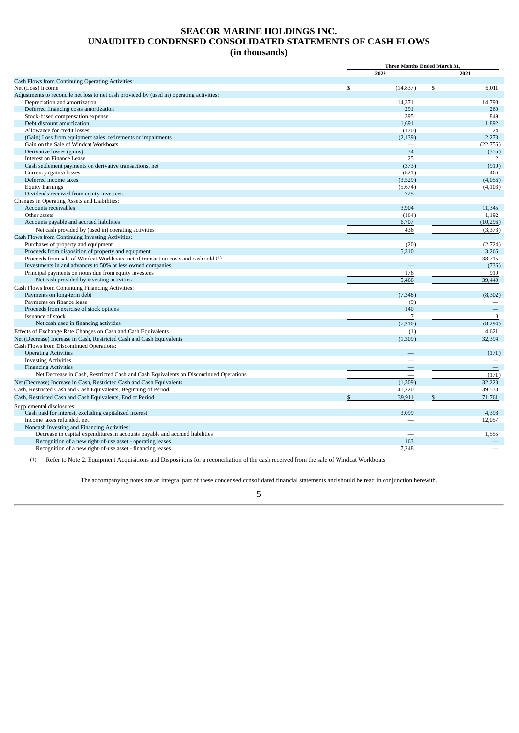# SEACOR MARINE HOLDINGS INC.
# UNAUDITED CONDENSED CONSOLIDATED STATEMENTS OF CASH FLOWS
# (in thousands)

| | Three Months Ended March 31, | |
|---|---|---|
| | 2022 | 2021 |
| Cash Flows from Continuing Operating Activities: | | |
| Net (Loss) Income | $ (14,837) | $ 6,011 |
| Adjustments to reconcile net loss to net cash provided by (used in) operating activities: | | |
| Depreciation and amortization | 14,371 | 14,798 |
| Deferred financing costs amortization | 291 | 260 |
| Stock-based compensation expense | 395 | 849 |
| Debt discount amortization | 1,691 | 1,892 |
| Allowance for credit losses | (170) | 24 |
| (Gain) Loss from equipment sales, retirements or impairments | (2,139) | 2,273 |
| Gain on the Sale of Windcat Workboats | — | (22,756) |
| Derivative losses (gains) | 34 | (355) |
| Interest on Finance Lease | 25 | 2 |
| Cash settlement payments on derivative transactions, net | (373) | (919) |
| Currency (gains) losses | (821) | 466 |
| Deferred income taxes | (3,529) | (4,056) |
| Equity Earnings | (5,674) | (4,103) |
| Dividends received from equity investees | 725 | — |
| Changes in Operating Assets and Liabilities: | | |
| Accounts receivables | 3,904 | 11,345 |
| Other assets | (164) | 1,192 |
| Accounts payable and accrued liabilities | 6,707 | (10,296) |
| Net cash provided by (used in) operating activities | 436 | (3,373) |
| Cash Flows from Continuing Investing Activities: | | |
| Purchases of property and equipment | (20) | (2,724) |
| Proceeds from disposition of property and equipment | 5,310 | 3,266 |
| Proceeds from sale of Windcat Workboats, net of transaction costs and cash sold (1) | — | 38,715 |
| Investments in and advances to 50% or less owned companies | — | (736) |
| Principal payments on notes due from equity investees | 176 | 919 |
| Net cash provided by investing activities | 5,466 | 39,440 |
| Cash Flows from Continuing Financing Activities: | | |
| Payments on long-term debt | (7,348) | (8,302) |
| Payments on finance lease | (9) | — |
| Proceeds from exercise of stock options | 140 | — |
| Issuance of stock | 7 | 8 |
| Net cash used in financing activities | (7,210) | (8,294) |
| Effects of Exchange Rate Changes on Cash and Cash Equivalents | (1) | 4,621 |
| Net (Decrease) Increase in Cash, Restricted Cash and Cash Equivalents | (1,309) | 32,394 |
| Cash Flows from Discontinued Operations: | | |
| Operating Activities | — | (171) |
| Investing Activities | — | — |
| Financing Activities | — | — |
| Net Decrease in Cash, Restricted Cash and Cash Equivalents on Discontinued Operations | — | (171) |
| Net (Decrease) Increase in Cash, Restricted Cash and Cash Equivalents | (1,309) | 32,223 |
| Cash, Restricted Cash and Cash Equivalents, Beginning of Period | 41,220 | 39,538 |
| Cash, Restricted Cash and Cash Equivalents, End of Period | $ 39,911 | $ 71,761 |
| Supplemental disclosures: | | |
| Cash paid for interest, excluding capitalized interest | 3,099 | 4,398 |
| Income taxes refunded, net | — | 12,057 |
| Noncash Investing and Financing Activities: | | |
| Decrease in capital expenditures in accounts payable and accrued liabilities | — | 1,555 |
| Recognition of a new right-of-use asset - operating leases | 163 | — |
| Recognition of a new right-of-use asset - financing leases | 7,248 | — |

(1) Refer to Note 2. Equipment Acquisitions and Dispositions for a reconciliation of the cash received from the sale of Windcat Workboats

The accompanying notes are an integral part of these condensed consolidated financial statements and should be read in conjunction herewith.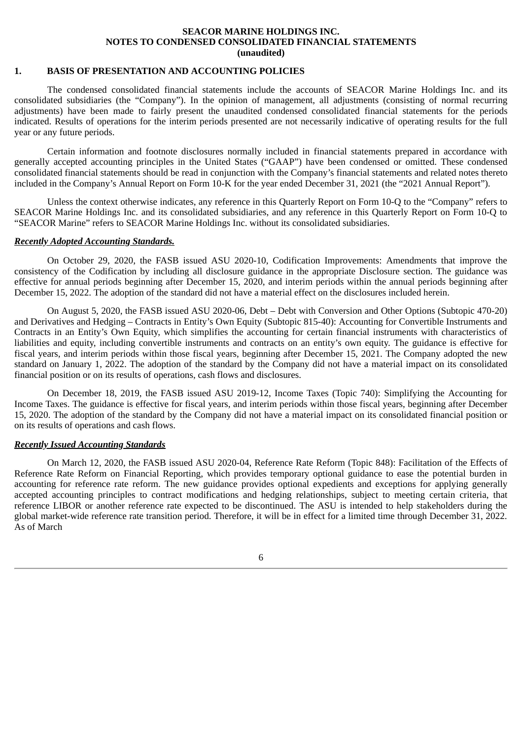**SEACOR MARINE HOLDINGS INC.**
**NOTES TO CONDENSED CONSOLIDATED FINANCIAL STATEMENTS**
**(unaudited)**

## 1. BASIS OF PRESENTATION AND ACCOUNTING POLICIES

The condensed consolidated financial statements include the accounts of SEACOR Marine Holdings Inc. and its consolidated subsidiaries (the "Company"). In the opinion of management, all adjustments (consisting of normal recurring adjustments) have been made to fairly present the unaudited condensed consolidated financial statements for the periods indicated. Results of operations for the interim periods presented are not necessarily indicative of operating results for the full year or any future periods.

Certain information and footnote disclosures normally included in financial statements prepared in accordance with generally accepted accounting principles in the United States ("GAAP") have been condensed or omitted. These condensed consolidated financial statements should be read in conjunction with the Company's financial statements and related notes thereto included in the Company's Annual Report on Form 10-K for the year ended December 31, 2021 (the "2021 Annual Report").

Unless the context otherwise indicates, any reference in this Quarterly Report on Form 10-Q to the "Company" refers to SEACOR Marine Holdings Inc. and its consolidated subsidiaries, and any reference in this Quarterly Report on Form 10-Q to "SEACOR Marine" refers to SEACOR Marine Holdings Inc. without its consolidated subsidiaries.

***Recently Adopted Accounting Standards.***

On October 29, 2020, the FASB issued ASU 2020-10, Codification Improvements: Amendments that improve the consistency of the Codification by including all disclosure guidance in the appropriate Disclosure section. The guidance was effective for annual periods beginning after December 15, 2020, and interim periods within the annual periods beginning after December 15, 2022. The adoption of the standard did not have a material effect on the disclosures included herein.

On August 5, 2020, the FASB issued ASU 2020-06, Debt – Debt with Conversion and Other Options (Subtopic 470-20) and Derivatives and Hedging – Contracts in Entity's Own Equity (Subtopic 815-40): Accounting for Convertible Instruments and Contracts in an Entity's Own Equity, which simplifies the accounting for certain financial instruments with characteristics of liabilities and equity, including convertible instruments and contracts on an entity's own equity. The guidance is effective for fiscal years, and interim periods within those fiscal years, beginning after December 15, 2021. The Company adopted the new standard on January 1, 2022. The adoption of the standard by the Company did not have a material impact on its consolidated financial position or on its results of operations, cash flows and disclosures.

On December 18, 2019, the FASB issued ASU 2019-12, Income Taxes (Topic 740): Simplifying the Accounting for Income Taxes. The guidance is effective for fiscal years, and interim periods within those fiscal years, beginning after December 15, 2020. The adoption of the standard by the Company did not have a material impact on its consolidated financial position or on its results of operations and cash flows.

***Recently Issued Accounting Standards***

On March 12, 2020, the FASB issued ASU 2020-04, Reference Rate Reform (Topic 848): Facilitation of the Effects of Reference Rate Reform on Financial Reporting, which provides temporary optional guidance to ease the potential burden in accounting for reference rate reform. The new guidance provides optional expedients and exceptions for applying generally accepted accounting principles to contract modifications and hedging relationships, subject to meeting certain criteria, that reference LIBOR or another reference rate expected to be discontinued. The ASU is intended to help stakeholders during the global market-wide reference rate transition period. Therefore, it will be in effect for a limited time through December 31, 2022. As of March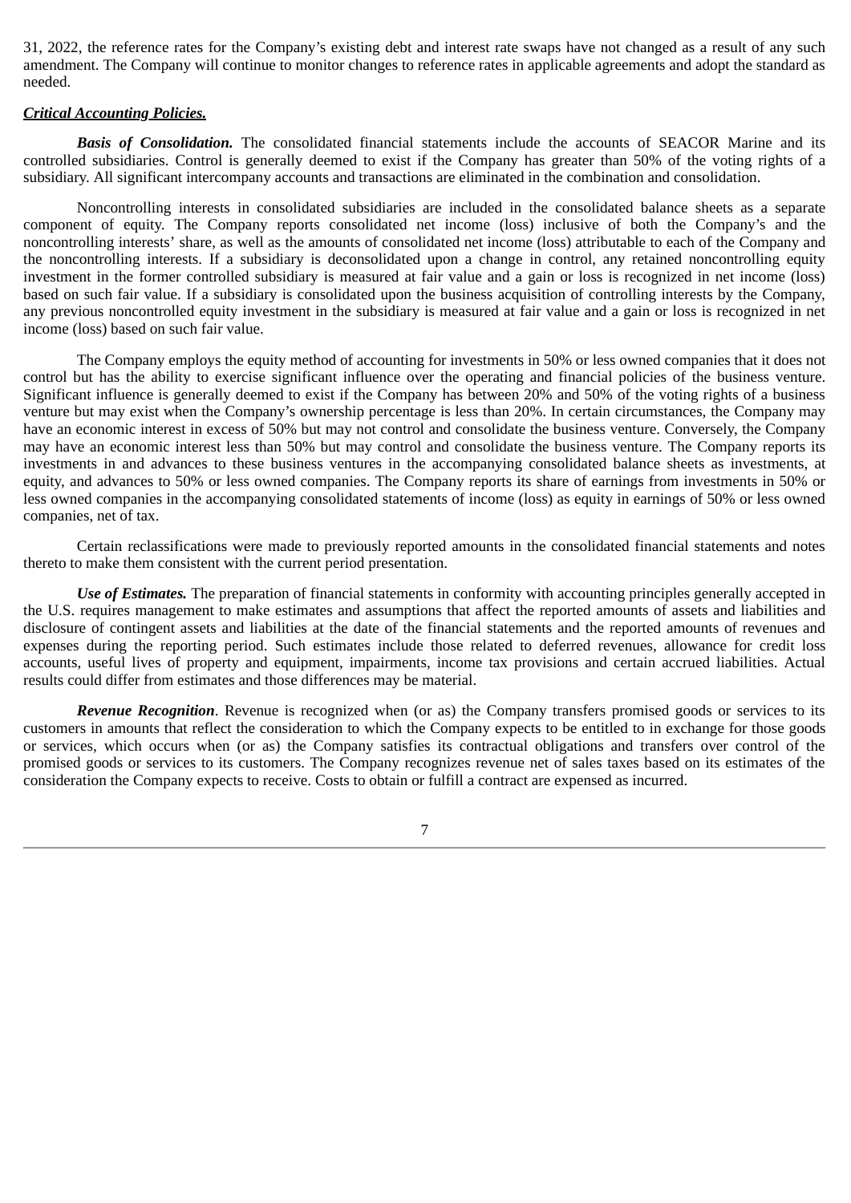31, 2022, the reference rates for the Company's existing debt and interest rate swaps have not changed as a result of any such amendment. The Company will continue to monitor changes to reference rates in applicable agreements and adopt the standard as needed.

***Critical Accounting Policies.***

***Basis of Consolidation.*** The consolidated financial statements include the accounts of SEACOR Marine and its controlled subsidiaries. Control is generally deemed to exist if the Company has greater than 50% of the voting rights of a subsidiary. All significant intercompany accounts and transactions are eliminated in the combination and consolidation.

Noncontrolling interests in consolidated subsidiaries are included in the consolidated balance sheets as a separate component of equity. The Company reports consolidated net income (loss) inclusive of both the Company's and the noncontrolling interests' share, as well as the amounts of consolidated net income (loss) attributable to each of the Company and the noncontrolling interests. If a subsidiary is deconsolidated upon a change in control, any retained noncontrolling equity investment in the former controlled subsidiary is measured at fair value and a gain or loss is recognized in net income (loss) based on such fair value. If a subsidiary is consolidated upon the business acquisition of controlling interests by the Company, any previous noncontrolled equity investment in the subsidiary is measured at fair value and a gain or loss is recognized in net income (loss) based on such fair value.

The Company employs the equity method of accounting for investments in 50% or less owned companies that it does not control but has the ability to exercise significant influence over the operating and financial policies of the business venture. Significant influence is generally deemed to exist if the Company has between 20% and 50% of the voting rights of a business venture but may exist when the Company's ownership percentage is less than 20%. In certain circumstances, the Company may have an economic interest in excess of 50% but may not control and consolidate the business venture. Conversely, the Company may have an economic interest less than 50% but may control and consolidate the business venture. The Company reports its investments in and advances to these business ventures in the accompanying consolidated balance sheets as investments, at equity, and advances to 50% or less owned companies. The Company reports its share of earnings from investments in 50% or less owned companies in the accompanying consolidated statements of income (loss) as equity in earnings of 50% or less owned companies, net of tax.

Certain reclassifications were made to previously reported amounts in the consolidated financial statements and notes thereto to make them consistent with the current period presentation.

***Use of Estimates.*** The preparation of financial statements in conformity with accounting principles generally accepted in the U.S. requires management to make estimates and assumptions that affect the reported amounts of assets and liabilities and disclosure of contingent assets and liabilities at the date of the financial statements and the reported amounts of revenues and expenses during the reporting period. Such estimates include those related to deferred revenues, allowance for credit loss accounts, useful lives of property and equipment, impairments, income tax provisions and certain accrued liabilities. Actual results could differ from estimates and those differences may be material.

***Revenue Recognition***. Revenue is recognized when (or as) the Company transfers promised goods or services to its customers in amounts that reflect the consideration to which the Company expects to be entitled to in exchange for those goods or services, which occurs when (or as) the Company satisfies its contractual obligations and transfers over control of the promised goods or services to its customers. The Company recognizes revenue net of sales taxes based on its estimates of the consideration the Company expects to receive. Costs to obtain or fulfill a contract are expensed as incurred.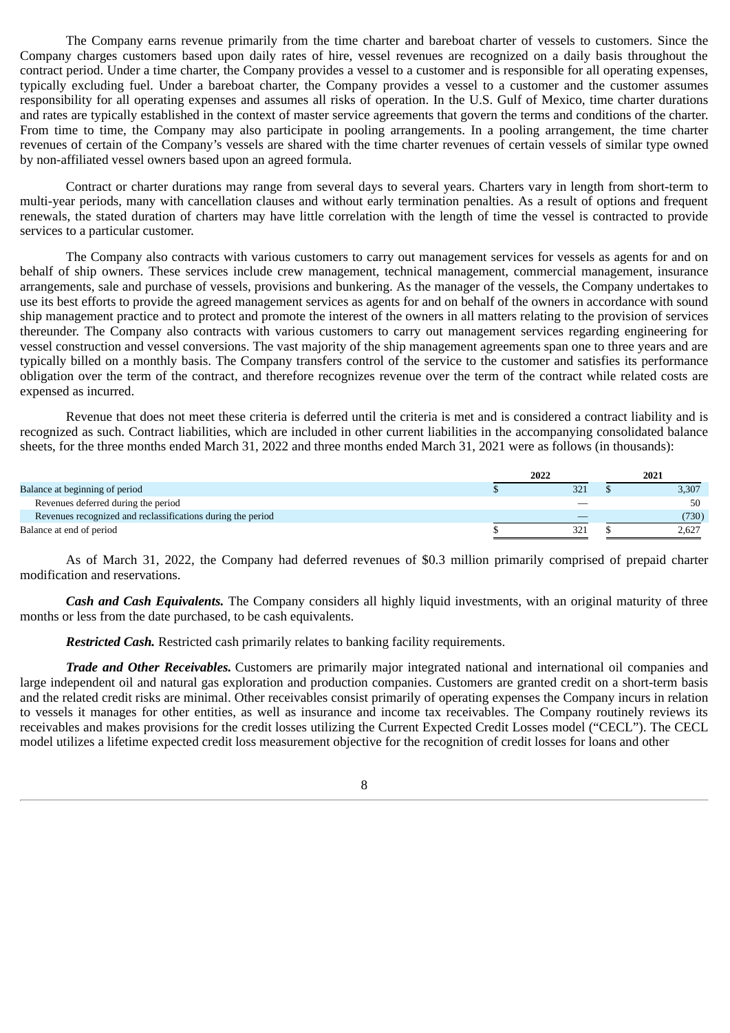The Company earns revenue primarily from the time charter and bareboat charter of vessels to customers. Since the Company charges customers based upon daily rates of hire, vessel revenues are recognized on a daily basis throughout the contract period. Under a time charter, the Company provides a vessel to a customer and is responsible for all operating expenses, typically excluding fuel. Under a bareboat charter, the Company provides a vessel to a customer and the customer assumes responsibility for all operating expenses and assumes all risks of operation. In the U.S. Gulf of Mexico, time charter durations and rates are typically established in the context of master service agreements that govern the terms and conditions of the charter. From time to time, the Company may also participate in pooling arrangements. In a pooling arrangement, the time charter revenues of certain of the Company's vessels are shared with the time charter revenues of certain vessels of similar type owned by non-affiliated vessel owners based upon an agreed formula.

Contract or charter durations may range from several days to several years. Charters vary in length from short-term to multi-year periods, many with cancellation clauses and without early termination penalties. As a result of options and frequent renewals, the stated duration of charters may have little correlation with the length of time the vessel is contracted to provide services to a particular customer.

The Company also contracts with various customers to carry out management services for vessels as agents for and on behalf of ship owners. These services include crew management, technical management, commercial management, insurance arrangements, sale and purchase of vessels, provisions and bunkering. As the manager of the vessels, the Company undertakes to use its best efforts to provide the agreed management services as agents for and on behalf of the owners in accordance with sound ship management practice and to protect and promote the interest of the owners in all matters relating to the provision of services thereunder. The Company also contracts with various customers to carry out management services regarding engineering for vessel construction and vessel conversions. The vast majority of the ship management agreements span one to three years and are typically billed on a monthly basis. The Company transfers control of the service to the customer and satisfies its performance obligation over the term of the contract, and therefore recognizes revenue over the term of the contract while related costs are expensed as incurred.

Revenue that does not meet these criteria is deferred until the criteria is met and is considered a contract liability and is recognized as such. Contract liabilities, which are included in other current liabilities in the accompanying consolidated balance sheets, for the three months ended March 31, 2022 and three months ended March 31, 2021 were as follows (in thousands):

| | 2022 | 2021 |
|---|---|---|
| Balance at beginning of period | $ 321 | $ 3,307 |
| Revenues deferred during the period | — | 50 |
| Revenues recognized and reclassifications during the period | — | (730) |
| Balance at end of period | $ 321 | $ 2,627 |

As of March 31, 2022, the Company had deferred revenues of $0.3 million primarily comprised of prepaid charter modification and reservations.

***Cash and Cash Equivalents.*** The Company considers all highly liquid investments, with an original maturity of three months or less from the date purchased, to be cash equivalents.

***Restricted Cash.*** Restricted cash primarily relates to banking facility requirements.

***Trade and Other Receivables.*** Customers are primarily major integrated national and international oil companies and large independent oil and natural gas exploration and production companies. Customers are granted credit on a short-term basis and the related credit risks are minimal. Other receivables consist primarily of operating expenses the Company incurs in relation to vessels it manages for other entities, as well as insurance and income tax receivables. The Company routinely reviews its receivables and makes provisions for the credit losses utilizing the Current Expected Credit Losses model ("CECL"). The CECL model utilizes a lifetime expected credit loss measurement objective for the recognition of credit losses for loans and other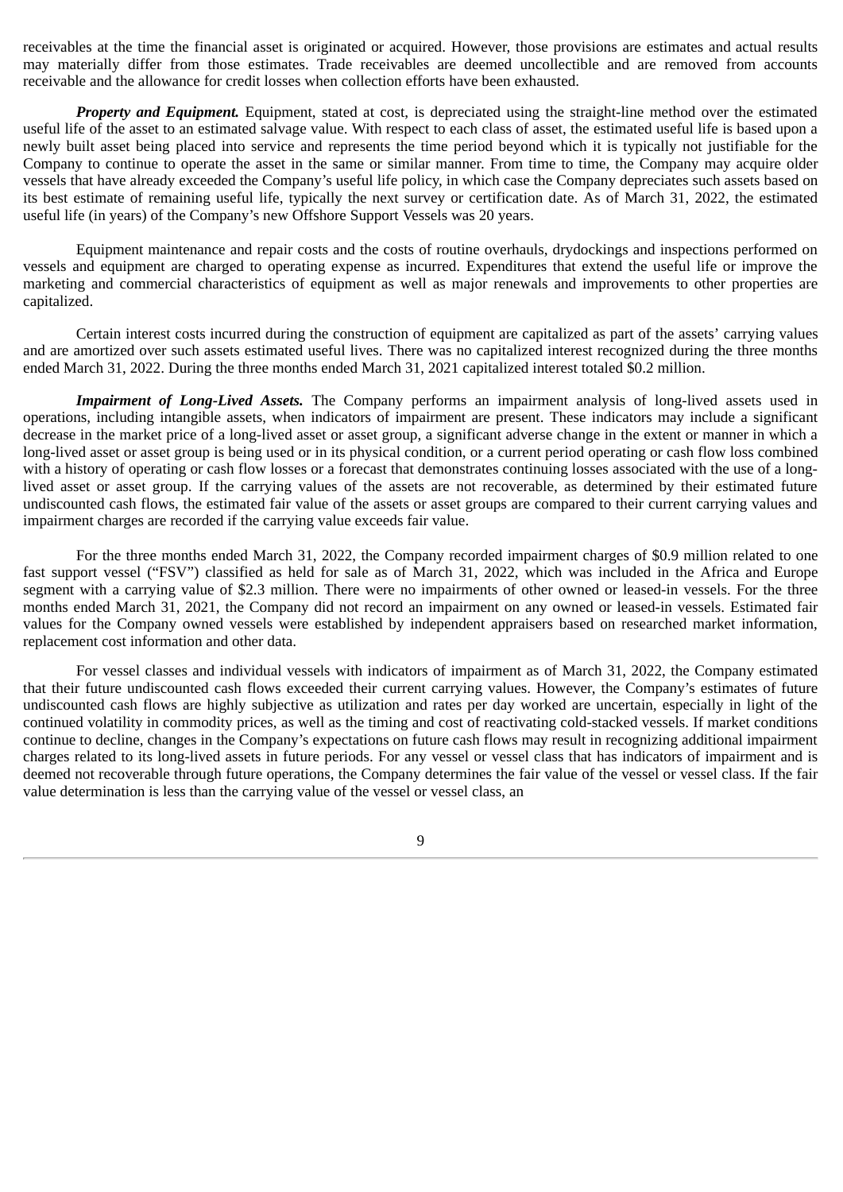receivables at the time the financial asset is originated or acquired. However, those provisions are estimates and actual results may materially differ from those estimates. Trade receivables are deemed uncollectible and are removed from accounts receivable and the allowance for credit losses when collection efforts have been exhausted.

***Property and Equipment.*** Equipment, stated at cost, is depreciated using the straight-line method over the estimated useful life of the asset to an estimated salvage value. With respect to each class of asset, the estimated useful life is based upon a newly built asset being placed into service and represents the time period beyond which it is typically not justifiable for the Company to continue to operate the asset in the same or similar manner. From time to time, the Company may acquire older vessels that have already exceeded the Company's useful life policy, in which case the Company depreciates such assets based on its best estimate of remaining useful life, typically the next survey or certification date. As of March 31, 2022, the estimated useful life (in years) of the Company's new Offshore Support Vessels was 20 years.

Equipment maintenance and repair costs and the costs of routine overhauls, drydockings and inspections performed on vessels and equipment are charged to operating expense as incurred. Expenditures that extend the useful life or improve the marketing and commercial characteristics of equipment as well as major renewals and improvements to other properties are capitalized.

Certain interest costs incurred during the construction of equipment are capitalized as part of the assets' carrying values and are amortized over such assets estimated useful lives. There was no capitalized interest recognized during the three months ended March 31, 2022. During the three months ended March 31, 2021 capitalized interest totaled $0.2 million.

***Impairment of Long-Lived Assets.*** The Company performs an impairment analysis of long-lived assets used in operations, including intangible assets, when indicators of impairment are present. These indicators may include a significant decrease in the market price of a long-lived asset or asset group, a significant adverse change in the extent or manner in which a long-lived asset or asset group is being used or in its physical condition, or a current period operating or cash flow loss combined with a history of operating or cash flow losses or a forecast that demonstrates continuing losses associated with the use of a long-lived asset or asset group. If the carrying values of the assets are not recoverable, as determined by their estimated future undiscounted cash flows, the estimated fair value of the assets or asset groups are compared to their current carrying values and impairment charges are recorded if the carrying value exceeds fair value.

For the three months ended March 31, 2022, the Company recorded impairment charges of $0.9 million related to one fast support vessel ("FSV") classified as held for sale as of March 31, 2022, which was included in the Africa and Europe segment with a carrying value of $2.3 million. There were no impairments of other owned or leased-in vessels. For the three months ended March 31, 2021, the Company did not record an impairment on any owned or leased-in vessels. Estimated fair values for the Company owned vessels were established by independent appraisers based on researched market information, replacement cost information and other data.

For vessel classes and individual vessels with indicators of impairment as of March 31, 2022, the Company estimated that their future undiscounted cash flows exceeded their current carrying values. However, the Company's estimates of future undiscounted cash flows are highly subjective as utilization and rates per day worked are uncertain, especially in light of the continued volatility in commodity prices, as well as the timing and cost of reactivating cold-stacked vessels. If market conditions continue to decline, changes in the Company's expectations on future cash flows may result in recognizing additional impairment charges related to its long-lived assets in future periods. For any vessel or vessel class that has indicators of impairment and is deemed not recoverable through future operations, the Company determines the fair value of the vessel or vessel class. If the fair value determination is less than the carrying value of the vessel or vessel class, an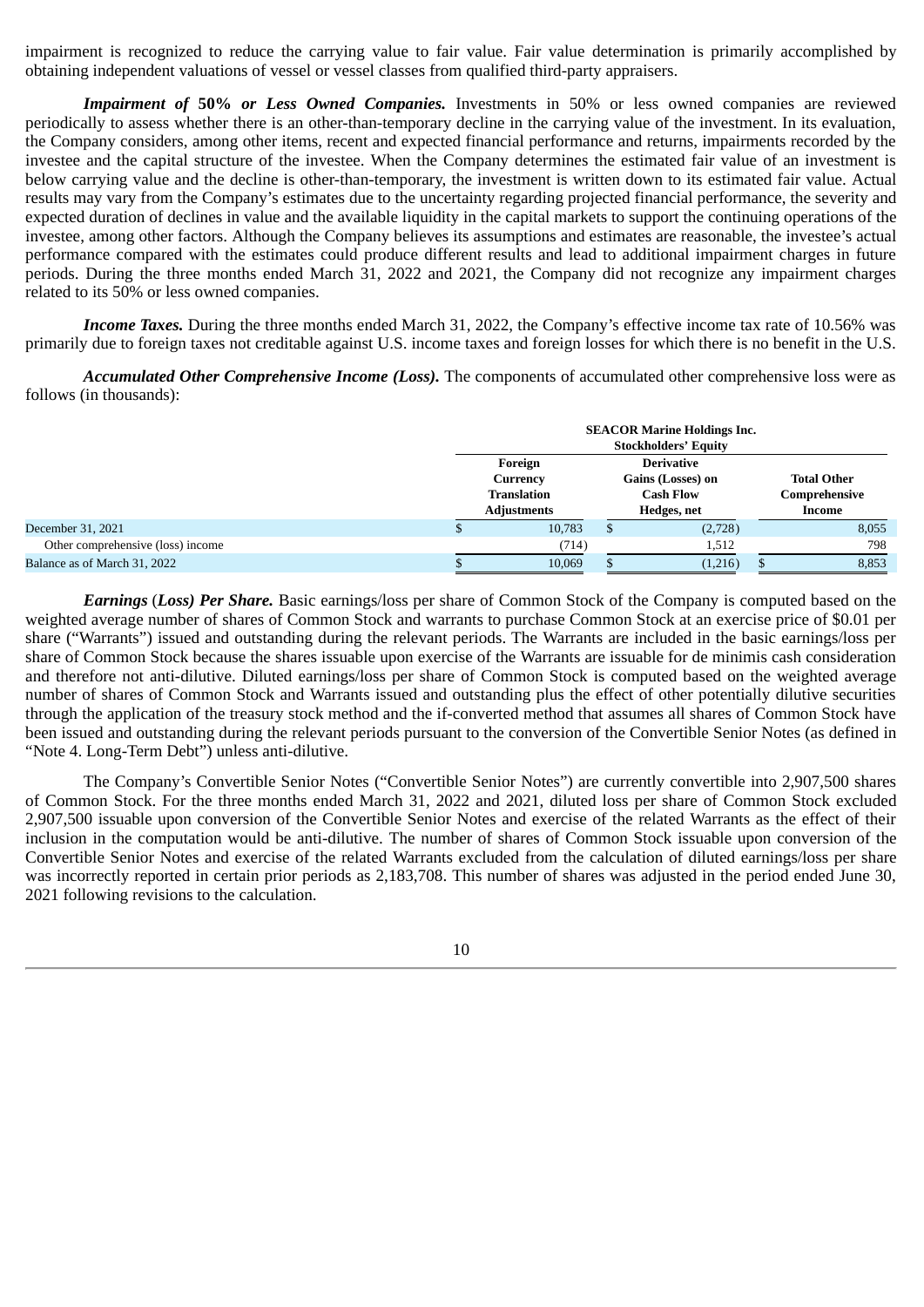impairment is recognized to reduce the carrying value to fair value. Fair value determination is primarily accomplished by obtaining independent valuations of vessel or vessel classes from qualified third-party appraisers.

***Impairment of* 50% *or Less Owned Companies.*** Investments in 50% or less owned companies are reviewed periodically to assess whether there is an other-than-temporary decline in the carrying value of the investment. In its evaluation, the Company considers, among other items, recent and expected financial performance and returns, impairments recorded by the investee and the capital structure of the investee. When the Company determines the estimated fair value of an investment is below carrying value and the decline is other-than-temporary, the investment is written down to its estimated fair value. Actual results may vary from the Company's estimates due to the uncertainty regarding projected financial performance, the severity and expected duration of declines in value and the available liquidity in the capital markets to support the continuing operations of the investee, among other factors. Although the Company believes its assumptions and estimates are reasonable, the investee's actual performance compared with the estimates could produce different results and lead to additional impairment charges in future periods. During the three months ended March 31, 2022 and 2021, the Company did not recognize any impairment charges related to its 50% or less owned companies.

***Income Taxes.*** During the three months ended March 31, 2022, the Company's effective income tax rate of 10.56% was primarily due to foreign taxes not creditable against U.S. income taxes and foreign losses for which there is no benefit in the U.S.

***Accumulated Other Comprehensive Income (Loss).*** The components of accumulated other comprehensive loss were as follows (in thousands):

| | SEACOR Marine Holdings Inc. Stockholders' Equity | | |
|---|---|---|---|
| | Foreign Currency Translation Adjustments | Derivative Gains (Losses) on Cash Flow Hedges, net | Total Other Comprehensive Income |
| December 31, 2021 | $ 10,783 | $ (2,728) | 8,055 |
| Other comprehensive (loss) income | (714) | 1,512 | 798 |
| Balance as of March 31, 2022 | $ 10,069 | $ (1,216) | $ 8,853 |

***Earnings (Loss) Per Share.*** Basic earnings/loss per share of Common Stock of the Company is computed based on the weighted average number of shares of Common Stock and warrants to purchase Common Stock at an exercise price of $0.01 per share ("Warrants") issued and outstanding during the relevant periods. The Warrants are included in the basic earnings/loss per share of Common Stock because the shares issuable upon exercise of the Warrants are issuable for de minimis cash consideration and therefore not anti-dilutive. Diluted earnings/loss per share of Common Stock is computed based on the weighted average number of shares of Common Stock and Warrants issued and outstanding plus the effect of other potentially dilutive securities through the application of the treasury stock method and the if-converted method that assumes all shares of Common Stock have been issued and outstanding during the relevant periods pursuant to the conversion of the Convertible Senior Notes (as defined in "Note 4. Long-Term Debt") unless anti-dilutive.

The Company's Convertible Senior Notes ("Convertible Senior Notes") are currently convertible into 2,907,500 shares of Common Stock. For the three months ended March 31, 2022 and 2021, diluted loss per share of Common Stock excluded 2,907,500 issuable upon conversion of the Convertible Senior Notes and exercise of the related Warrants as the effect of their inclusion in the computation would be anti-dilutive. The number of shares of Common Stock issuable upon conversion of the Convertible Senior Notes and exercise of the related Warrants excluded from the calculation of diluted earnings/loss per share was incorrectly reported in certain prior periods as 2,183,708. This number of shares was adjusted in the period ended June 30, 2021 following revisions to the calculation.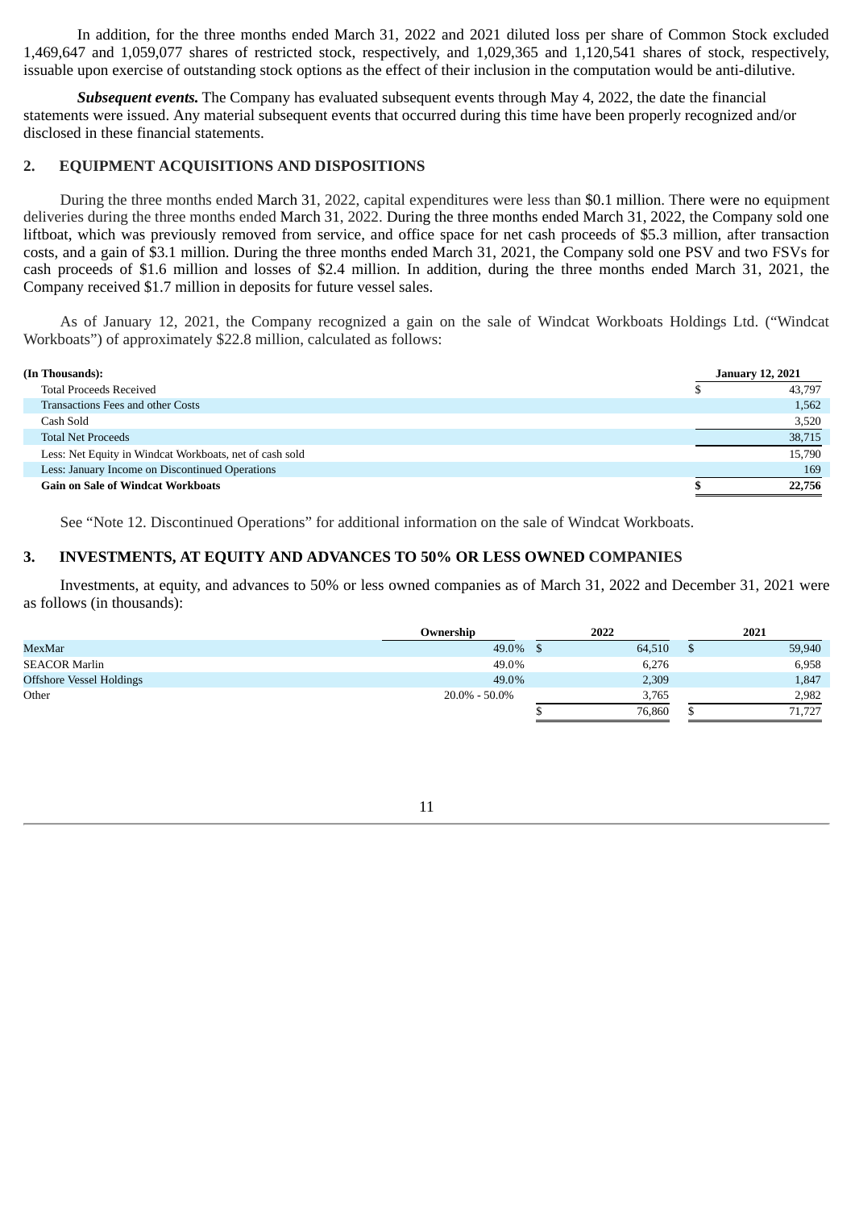In addition, for the three months ended March 31, 2022 and 2021 diluted loss per share of Common Stock excluded 1,469,647 and 1,059,077 shares of restricted stock, respectively, and 1,029,365 and 1,120,541 shares of stock, respectively, issuable upon exercise of outstanding stock options as the effect of their inclusion in the computation would be anti-dilutive.

***Subsequent events.*** The Company has evaluated subsequent events through May 4, 2022, the date the financial statements were issued. Any material subsequent events that occurred during this time have been properly recognized and/or disclosed in these financial statements.

## 2. EQUIPMENT ACQUISITIONS AND DISPOSITIONS

During the three months ended March 31, 2022, capital expenditures were less than $0.1 million. There were no equipment deliveries during the three months ended March 31, 2022. During the three months ended March 31, 2022, the Company sold one liftboat, which was previously removed from service, and office space for net cash proceeds of $5.3 million, after transaction costs, and a gain of $3.1 million. During the three months ended March 31, 2021, the Company sold one PSV and two FSVs for cash proceeds of $1.6 million and losses of $2.4 million. In addition, during the three months ended March 31, 2021, the Company received $1.7 million in deposits for future vessel sales.

As of January 12, 2021, the Company recognized a gain on the sale of Windcat Workboats Holdings Ltd. ("Windcat Workboats") of approximately $22.8 million, calculated as follows:

| (In Thousands): | January 12, 2021 |
|---|---|
| Total Proceeds Received | $ 43,797 |
| Transactions Fees and other Costs | 1,562 |
| Cash Sold | 3,520 |
| Total Net Proceeds | 38,715 |
| Less: Net Equity in Windcat Workboats, net of cash sold | 15,790 |
| Less: January Income on Discontinued Operations | 169 |
| **Gain on Sale of Windcat Workboats** | **$ 22,756** |

See "Note 12. Discontinued Operations" for additional information on the sale of Windcat Workboats.

## 3. INVESTMENTS, AT EQUITY AND ADVANCES TO 50% OR LESS OWNED COMPANIES

Investments, at equity, and advances to 50% or less owned companies as of March 31, 2022 and December 31, 2021 were as follows (in thousands):

| | Ownership | 2022 | 2021 |
|---|---|---|---|
| MexMar | 49.0% | $ 64,510 | $ 59,940 |
| SEACOR Marlin | 49.0% | 6,276 | 6,958 |
| Offshore Vessel Holdings | 49.0% | 2,309 | 1,847 |
| Other | 20.0% - 50.0% | 3,765 | 2,982 |
| | | $ 76,860 | $ 71,727 |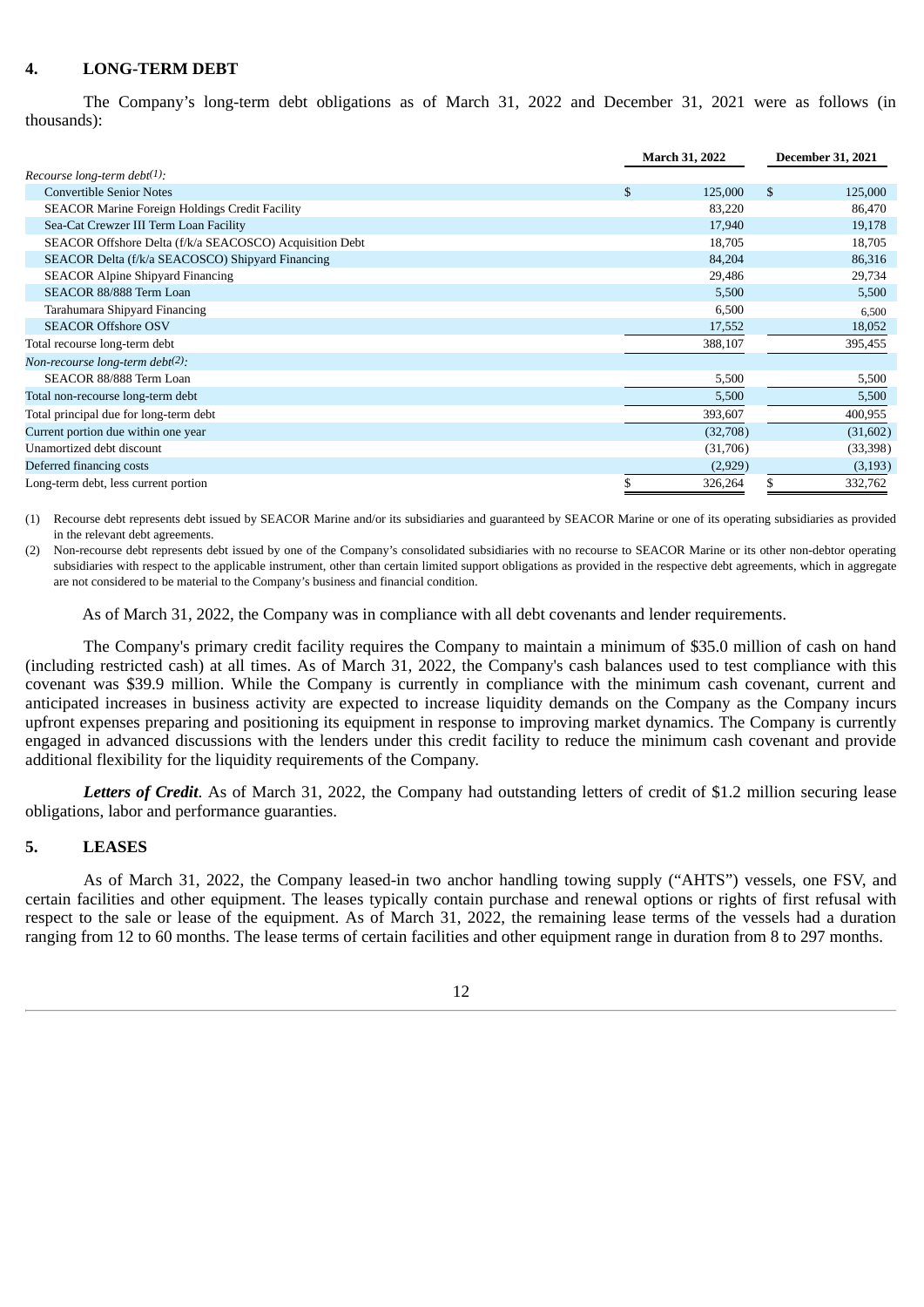## 4. LONG-TERM DEBT

The Company's long-term debt obligations as of March 31, 2022 and December 31, 2021 were as follows (in thousands):

| | March 31, 2022 | December 31, 2021 |
|---|---|---|
| *Recourse long-term debt*[(1)]: | | |
| Convertible Senior Notes | $ 125,000 | $ 125,000 |
| SEACOR Marine Foreign Holdings Credit Facility | 83,220 | 86,470 |
| Sea-Cat Crewzer III Term Loan Facility | 17,940 | 19,178 |
| SEACOR Offshore Delta (f/k/a SEACOSCO) Acquisition Debt | 18,705 | 18,705 |
| SEACOR Delta (f/k/a SEACOSCO) Shipyard Financing | 84,204 | 86,316 |
| SEACOR Alpine Shipyard Financing | 29,486 | 29,734 |
| SEACOR 88/888 Term Loan | 5,500 | 5,500 |
| Tarahumara Shipyard Financing | 6,500 | 6,500 |
| SEACOR Offshore OSV | 17,552 | 18,052 |
| Total recourse long-term debt | 388,107 | 395,455 |
| *Non-recourse long-term debt*[(2)]: | | |
| SEACOR 88/888 Term Loan | 5,500 | 5,500 |
| Total non-recourse long-term debt | 5,500 | 5,500 |
| Total principal due for long-term debt | 393,607 | 400,955 |
| Current portion due within one year | (32,708) | (31,602) |
| Unamortized debt discount | (31,706) | (33,398) |
| Deferred financing costs | (2,929) | (3,193) |
| Long-term debt, less current portion | $ 326,264 | $ 332,762 |

(1) Recourse debt represents debt issued by SEACOR Marine and/or its subsidiaries and guaranteed by SEACOR Marine or one of its operating subsidiaries as provided in the relevant debt agreements.

(2) Non-recourse debt represents debt issued by one of the Company's consolidated subsidiaries with no recourse to SEACOR Marine or its other non-debtor operating subsidiaries with respect to the applicable instrument, other than certain limited support obligations as provided in the respective debt agreements, which in aggregate are not considered to be material to the Company's business and financial condition.

As of March 31, 2022, the Company was in compliance with all debt covenants and lender requirements.

The Company's primary credit facility requires the Company to maintain a minimum of $35.0 million of cash on hand (including restricted cash) at all times. As of March 31, 2022, the Company's cash balances used to test compliance with this covenant was $39.9 million. While the Company is currently in compliance with the minimum cash covenant, current and anticipated increases in business activity are expected to increase liquidity demands on the Company as the Company incurs upfront expenses preparing and positioning its equipment in response to improving market dynamics. The Company is currently engaged in advanced discussions with the lenders under this credit facility to reduce the minimum cash covenant and provide additional flexibility for the liquidity requirements of the Company.

***Letters of Credit***. As of March 31, 2022, the Company had outstanding letters of credit of $1.2 million securing lease obligations, labor and performance guaranties.

## 5. LEASES

As of March 31, 2022, the Company leased-in two anchor handling towing supply ("AHTS") vessels, one FSV, and certain facilities and other equipment. The leases typically contain purchase and renewal options or rights of first refusal with respect to the sale or lease of the equipment. As of March 31, 2022, the remaining lease terms of the vessels had a duration ranging from 12 to 60 months. The lease terms of certain facilities and other equipment range in duration from 8 to 297 months.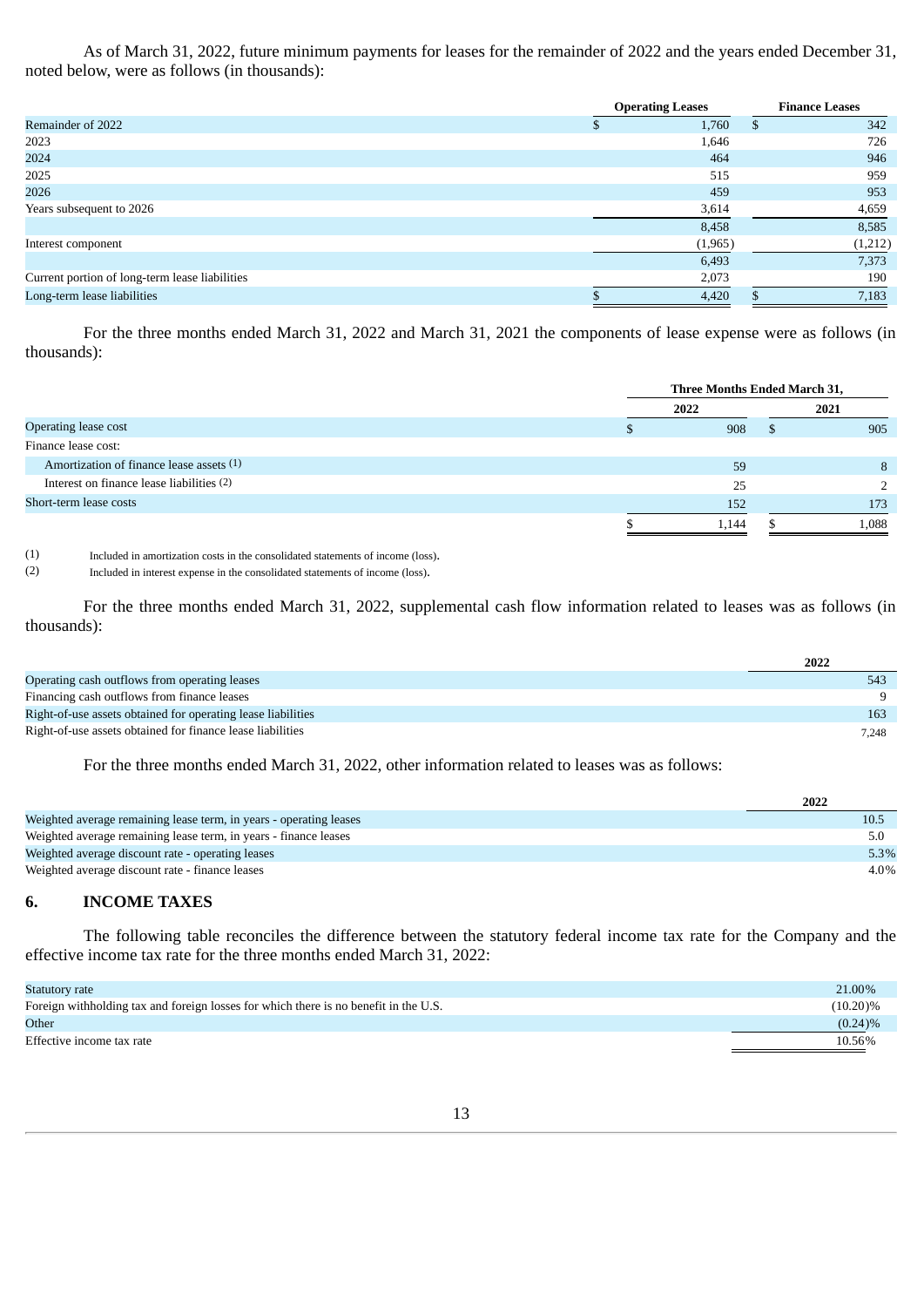As of March 31, 2022, future minimum payments for leases for the remainder of 2022 and the years ended December 31, noted below, were as follows (in thousands):

| | Operating Leases | Finance Leases |
|---|---|---|
| Remainder of 2022 | $ 1,760 | $ 342 |
| 2023 | 1,646 | 726 |
| 2024 | 464 | 946 |
| 2025 | 515 | 959 |
| 2026 | 459 | 953 |
| Years subsequent to 2026 | 3,614 | 4,659 |
| | 8,458 | 8,585 |
| Interest component | (1,965) | (1,212) |
| | 6,493 | 7,373 |
| Current portion of long-term lease liabilities | 2,073 | 190 |
| Long-term lease liabilities | $ 4,420 | $ 7,183 |

For the three months ended March 31, 2022 and March 31, 2021 the components of lease expense were as follows (in thousands):

| | Three Months Ended March 31, | |
|---|---|---|
| | 2022 | 2021 |
| Operating lease cost | $ 908 | $ 905 |
| Finance lease cost: | | |
| Amortization of finance lease assets (1) | 59 | 8 |
| Interest on finance lease liabilities (2) | 25 | 2 |
| Short-term lease costs | 152 | 173 |
| | $ 1,144 | $ 1,088 |

(1) Included in amortization costs in the consolidated statements of income (loss).

(2) Included in interest expense in the consolidated statements of income (loss).

For the three months ended March 31, 2022, supplemental cash flow information related to leases was as follows (in thousands):

| | 2022 |
|---|---|
| Operating cash outflows from operating leases | 543 |
| Financing cash outflows from finance leases | 9 |
| Right-of-use assets obtained for operating lease liabilities | 163 |
| Right-of-use assets obtained for finance lease liabilities | 7,248 |

For the three months ended March 31, 2022, other information related to leases was as follows:

| | 2022 |
|---|---|
| Weighted average remaining lease term, in years - operating leases | 10.5 |
| Weighted average remaining lease term, in years - finance leases | 5.0 |
| Weighted average discount rate - operating leases | 5.3% |
| Weighted average discount rate - finance leases | 4.0% |

## 6. INCOME TAXES

The following table reconciles the difference between the statutory federal income tax rate for the Company and the effective income tax rate for the three months ended March 31, 2022:

| | |
|---|---|
| Statutory rate | 21.00% |
| Foreign withholding tax and foreign losses for which there is no benefit in the U.S. | (10.20)% |
| Other | (0.24)% |
| Effective income tax rate | 10.56% |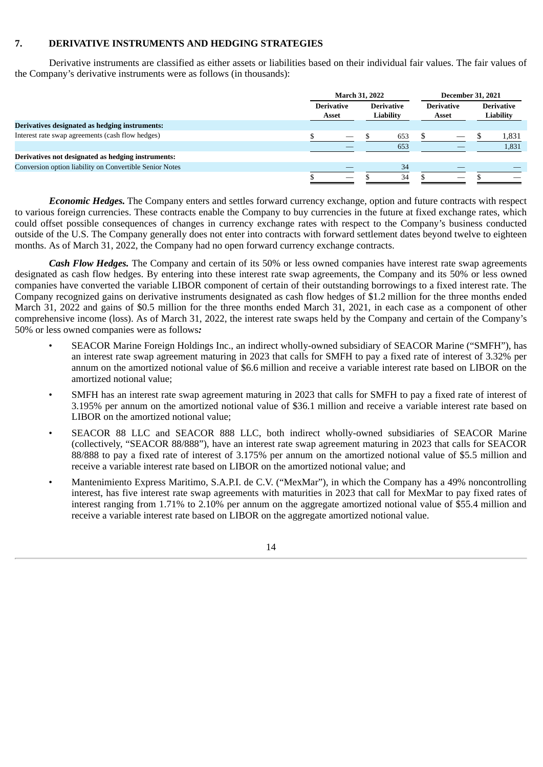## 7. DERIVATIVE INSTRUMENTS AND HEDGING STRATEGIES

Derivative instruments are classified as either assets or liabilities based on their individual fair values. The fair values of the Company's derivative instruments were as follows (in thousands):

| | March 31, 2022 | | December 31, 2021 | |
|---|---|---|---|---|
| | Derivative Asset | Derivative Liability | Derivative Asset | Derivative Liability |
| **Derivatives designated as hedging instruments:** | | | | |
| Interest rate swap agreements (cash flow hedges) | $ — | $ 653 | $ — | $ 1,831 |
| | — | 653 | — | 1,831 |
| **Derivatives not designated as hedging instruments:** | | | | |
| Conversion option liability on Convertible Senior Notes | — | 34 | — | — |
| | $ — | $ 34 | $ — | $ — |

***Economic Hedges.*** The Company enters and settles forward currency exchange, option and future contracts with respect to various foreign currencies. These contracts enable the Company to buy currencies in the future at fixed exchange rates, which could offset possible consequences of changes in currency exchange rates with respect to the Company's business conducted outside of the U.S. The Company generally does not enter into contracts with forward settlement dates beyond twelve to eighteen months. As of March 31, 2022, the Company had no open forward currency exchange contracts.

***Cash Flow Hedges.*** The Company and certain of its 50% or less owned companies have interest rate swap agreements designated as cash flow hedges. By entering into these interest rate swap agreements, the Company and its 50% or less owned companies have converted the variable LIBOR component of certain of their outstanding borrowings to a fixed interest rate. The Company recognized gains on derivative instruments designated as cash flow hedges of $1.2 million for the three months ended March 31, 2022 and gains of $0.5 million for the three months ended March 31, 2021, in each case as a component of other comprehensive income (loss). As of March 31, 2022, the interest rate swaps held by the Company and certain of the Company's 50% or less owned companies were as follows***:***

- SEACOR Marine Foreign Holdings Inc., an indirect wholly-owned subsidiary of SEACOR Marine ("SMFH"), has an interest rate swap agreement maturing in 2023 that calls for SMFH to pay a fixed rate of interest of 3.32% per annum on the amortized notional value of $6.6 million and receive a variable interest rate based on LIBOR on the amortized notional value;
- SMFH has an interest rate swap agreement maturing in 2023 that calls for SMFH to pay a fixed rate of interest of 3.195% per annum on the amortized notional value of $36.1 million and receive a variable interest rate based on LIBOR on the amortized notional value;
- SEACOR 88 LLC and SEACOR 888 LLC, both indirect wholly-owned subsidiaries of SEACOR Marine (collectively, "SEACOR 88/888"), have an interest rate swap agreement maturing in 2023 that calls for SEACOR 88/888 to pay a fixed rate of interest of 3.175% per annum on the amortized notional value of $5.5 million and receive a variable interest rate based on LIBOR on the amortized notional value; and
- Mantenimiento Express Maritimo, S.A.P.I. de C.V. ("MexMar"), in which the Company has a 49% noncontrolling interest, has five interest rate swap agreements with maturities in 2023 that call for MexMar to pay fixed rates of interest ranging from 1.71% to 2.10% per annum on the aggregate amortized notional value of $55.4 million and receive a variable interest rate based on LIBOR on the aggregate amortized notional value.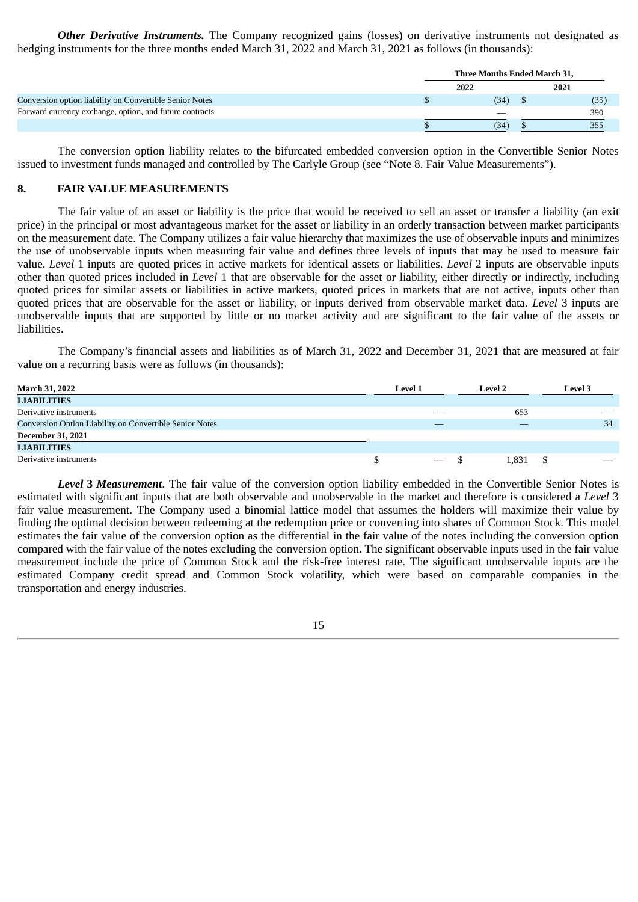***Other Derivative Instruments.*** The Company recognized gains (losses) on derivative instruments not designated as hedging instruments for the three months ended March 31, 2022 and March 31, 2021 as follows (in thousands):

| | Three Months Ended March 31, | |
|---|---|---|
| | 2022 | 2021 |
| Conversion option liability on Convertible Senior Notes | $ (34) | $ (35) |
| Forward currency exchange, option, and future contracts | — | 390 |
| | $ (34) | $ 355 |

The conversion option liability relates to the bifurcated embedded conversion option in the Convertible Senior Notes issued to investment funds managed and controlled by The Carlyle Group (see "Note 8. Fair Value Measurements").

## 8. FAIR VALUE MEASUREMENTS

The fair value of an asset or liability is the price that would be received to sell an asset or transfer a liability (an exit price) in the principal or most advantageous market for the asset or liability in an orderly transaction between market participants on the measurement date. The Company utilizes a fair value hierarchy that maximizes the use of observable inputs and minimizes the use of unobservable inputs when measuring fair value and defines three levels of inputs that may be used to measure fair value. *Level* 1 inputs are quoted prices in active markets for identical assets or liabilities. *Level* 2 inputs are observable inputs other than quoted prices included in *Level* 1 that are observable for the asset or liability, either directly or indirectly, including quoted prices for similar assets or liabilities in active markets, quoted prices in markets that are not active, inputs other than quoted prices that are observable for the asset or liability, or inputs derived from observable market data. *Level* 3 inputs are unobservable inputs that are supported by little or no market activity and are significant to the fair value of the assets or liabilities.

The Company's financial assets and liabilities as of March 31, 2022 and December 31, 2021 that are measured at fair value on a recurring basis were as follows (in thousands):

| March 31, 2022 | Level 1 | Level 2 | Level 3 |
|---|---|---|---|
| **LIABILITIES** | | | |
| Derivative instruments | — | 653 | — |
| Conversion Option Liability on Convertible Senior Notes | — | — | 34 |
| **December 31, 2021** | | | |
| **LIABILITIES** | | | |
| Derivative instruments | $ — | $ 1,831 | $ — |

***Level* 3 *Measurement*.** The fair value of the conversion option liability embedded in the Convertible Senior Notes is estimated with significant inputs that are both observable and unobservable in the market and therefore is considered a *Level* 3 fair value measurement. The Company used a binomial lattice model that assumes the holders will maximize their value by finding the optimal decision between redeeming at the redemption price or converting into shares of Common Stock. This model estimates the fair value of the conversion option as the differential in the fair value of the notes including the conversion option compared with the fair value of the notes excluding the conversion option. The significant observable inputs used in the fair value measurement include the price of Common Stock and the risk-free interest rate. The significant unobservable inputs are the estimated Company credit spread and Common Stock volatility, which were based on comparable companies in the transportation and energy industries.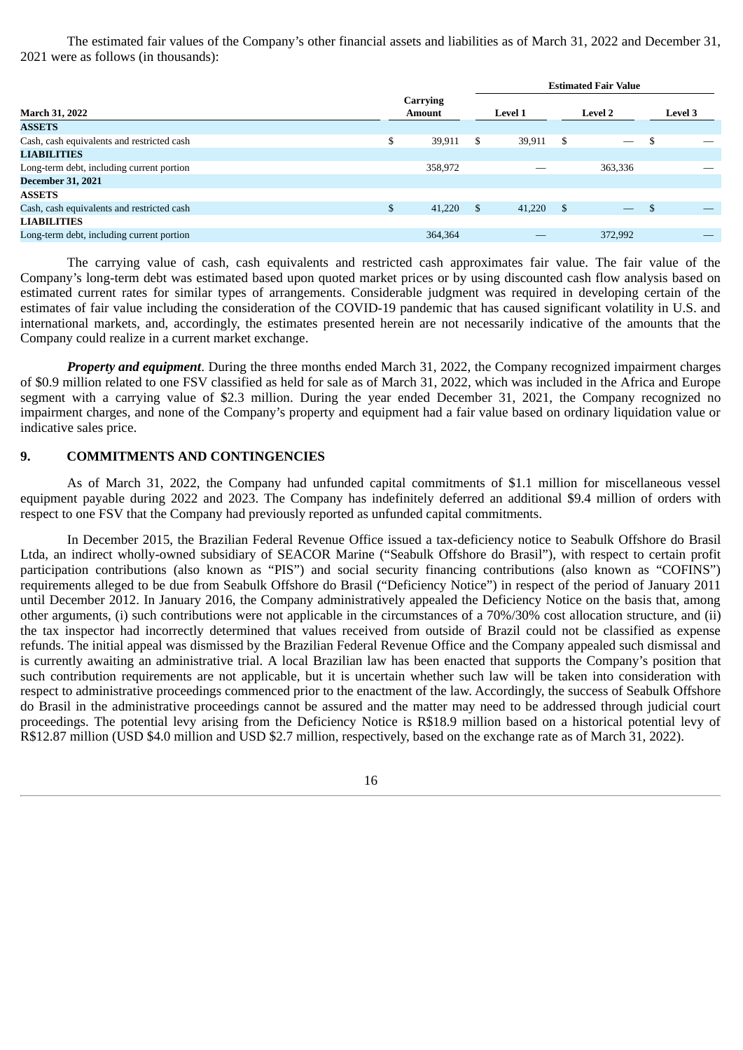The estimated fair values of the Company's other financial assets and liabilities as of March 31, 2022 and December 31, 2021 were as follows (in thousands):

| | Carrying Amount | Estimated Fair Value | | |
|---|---|---|---|---|
| **March 31, 2022** | | **Level 1** | **Level 2** | **Level 3** |
| **ASSETS** | | | | |
| Cash, cash equivalents and restricted cash | $ 39,911 | $ 39,911 | $ — | $ — |
| **LIABILITIES** | | | | |
| Long-term debt, including current portion | 358,972 | — | 363,336 | — |
| **December 31, 2021** | | | | |
| **ASSETS** | | | | |
| Cash, cash equivalents and restricted cash | $ 41,220 | $ 41,220 | $ — | $ — |
| **LIABILITIES** | | | | |
| Long-term debt, including current portion | 364,364 | — | 372,992 | — |

The carrying value of cash, cash equivalents and restricted cash approximates fair value. The fair value of the Company's long-term debt was estimated based upon quoted market prices or by using discounted cash flow analysis based on estimated current rates for similar types of arrangements. Considerable judgment was required in developing certain of the estimates of fair value including the consideration of the COVID-19 pandemic that has caused significant volatility in U.S. and international markets, and, accordingly, the estimates presented herein are not necessarily indicative of the amounts that the Company could realize in a current market exchange.

***Property and equipment***. During the three months ended March 31, 2022, the Company recognized impairment charges of $0.9 million related to one FSV classified as held for sale as of March 31, 2022, which was included in the Africa and Europe segment with a carrying value of $2.3 million. During the year ended December 31, 2021, the Company recognized no impairment charges, and none of the Company's property and equipment had a fair value based on ordinary liquidation value or indicative sales price.

## 9. COMMITMENTS AND CONTINGENCIES

As of March 31, 2022, the Company had unfunded capital commitments of $1.1 million for miscellaneous vessel equipment payable during 2022 and 2023. The Company has indefinitely deferred an additional $9.4 million of orders with respect to one FSV that the Company had previously reported as unfunded capital commitments.

In December 2015, the Brazilian Federal Revenue Office issued a tax-deficiency notice to Seabulk Offshore do Brasil Ltda, an indirect wholly-owned subsidiary of SEACOR Marine ("Seabulk Offshore do Brasil"), with respect to certain profit participation contributions (also known as "PIS") and social security financing contributions (also known as "COFINS") requirements alleged to be due from Seabulk Offshore do Brasil ("Deficiency Notice") in respect of the period of January 2011 until December 2012. In January 2016, the Company administratively appealed the Deficiency Notice on the basis that, among other arguments, (i) such contributions were not applicable in the circumstances of a 70%/30% cost allocation structure, and (ii) the tax inspector had incorrectly determined that values received from outside of Brazil could not be classified as expense refunds. The initial appeal was dismissed by the Brazilian Federal Revenue Office and the Company appealed such dismissal and is currently awaiting an administrative trial. A local Brazilian law has been enacted that supports the Company's position that such contribution requirements are not applicable, but it is uncertain whether such law will be taken into consideration with respect to administrative proceedings commenced prior to the enactment of the law. Accordingly, the success of Seabulk Offshore do Brasil in the administrative proceedings cannot be assured and the matter may need to be addressed through judicial court proceedings. The potential levy arising from the Deficiency Notice is R$18.9 million based on a historical potential levy of R$12.87 million (USD $4.0 million and USD $2.7 million, respectively, based on the exchange rate as of March 31, 2022).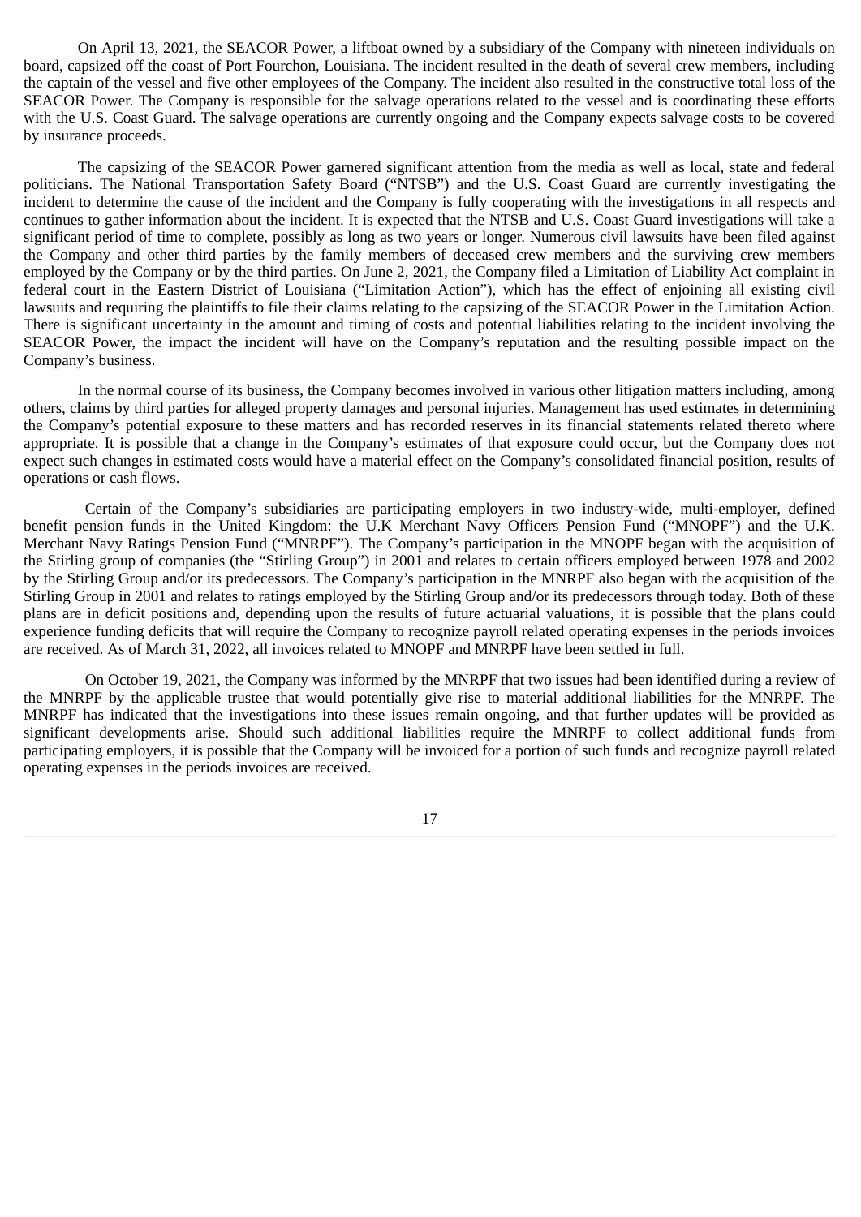On April 13, 2021, the SEACOR Power, a liftboat owned by a subsidiary of the Company with nineteen individuals on board, capsized off the coast of Port Fourchon, Louisiana. The incident resulted in the death of several crew members, including the captain of the vessel and five other employees of the Company. The incident also resulted in the constructive total loss of the SEACOR Power. The Company is responsible for the salvage operations related to the vessel and is coordinating these efforts with the U.S. Coast Guard. The salvage operations are currently ongoing and the Company expects salvage costs to be covered by insurance proceeds.

The capsizing of the SEACOR Power garnered significant attention from the media as well as local, state and federal politicians. The National Transportation Safety Board ("NTSB") and the U.S. Coast Guard are currently investigating the incident to determine the cause of the incident and the Company is fully cooperating with the investigations in all respects and continues to gather information about the incident. It is expected that the NTSB and U.S. Coast Guard investigations will take a significant period of time to complete, possibly as long as two years or longer. Numerous civil lawsuits have been filed against the Company and other third parties by the family members of deceased crew members and the surviving crew members employed by the Company or by the third parties. On June 2, 2021, the Company filed a Limitation of Liability Act complaint in federal court in the Eastern District of Louisiana ("Limitation Action"), which has the effect of enjoining all existing civil lawsuits and requiring the plaintiffs to file their claims relating to the capsizing of the SEACOR Power in the Limitation Action. There is significant uncertainty in the amount and timing of costs and potential liabilities relating to the incident involving the SEACOR Power, the impact the incident will have on the Company's reputation and the resulting possible impact on the Company's business.

In the normal course of its business, the Company becomes involved in various other litigation matters including, among others, claims by third parties for alleged property damages and personal injuries. Management has used estimates in determining the Company's potential exposure to these matters and has recorded reserves in its financial statements related thereto where appropriate. It is possible that a change in the Company's estimates of that exposure could occur, but the Company does not expect such changes in estimated costs would have a material effect on the Company's consolidated financial position, results of operations or cash flows.

Certain of the Company's subsidiaries are participating employers in two industry-wide, multi-employer, defined benefit pension funds in the United Kingdom: the U.K Merchant Navy Officers Pension Fund ("MNOPF") and the U.K. Merchant Navy Ratings Pension Fund ("MNRPF"). The Company's participation in the MNOPF began with the acquisition of the Stirling group of companies (the "Stirling Group") in 2001 and relates to certain officers employed between 1978 and 2002 by the Stirling Group and/or its predecessors. The Company's participation in the MNRPF also began with the acquisition of the Stirling Group in 2001 and relates to ratings employed by the Stirling Group and/or its predecessors through today. Both of these plans are in deficit positions and, depending upon the results of future actuarial valuations, it is possible that the plans could experience funding deficits that will require the Company to recognize payroll related operating expenses in the periods invoices are received. As of March 31, 2022, all invoices related to MNOPF and MNRPF have been settled in full.

On October 19, 2021, the Company was informed by the MNRPF that two issues had been identified during a review of the MNRPF by the applicable trustee that would potentially give rise to material additional liabilities for the MNRPF. The MNRPF has indicated that the investigations into these issues remain ongoing, and that further updates will be provided as significant developments arise. Should such additional liabilities require the MNRPF to collect additional funds from participating employers, it is possible that the Company will be invoiced for a portion of such funds and recognize payroll related operating expenses in the periods invoices are received.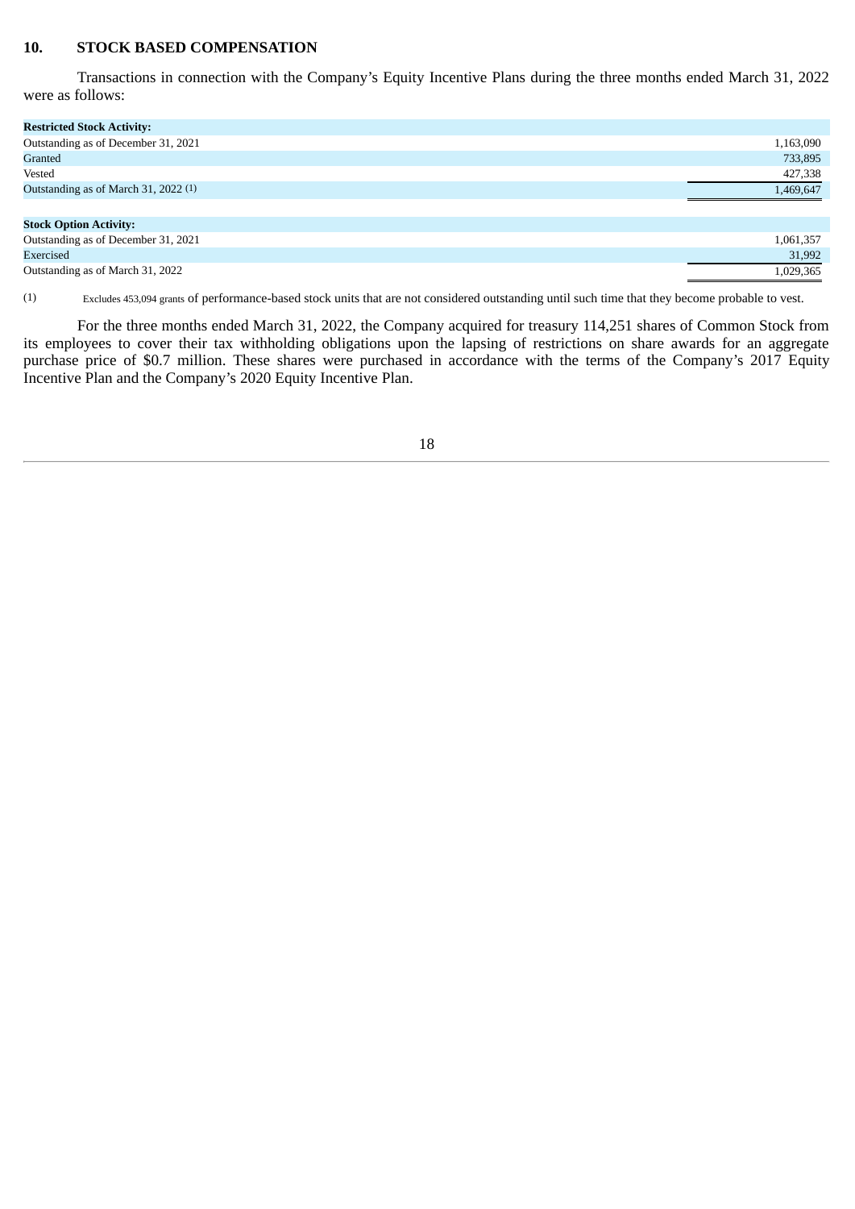## 10. STOCK BASED COMPENSATION

Transactions in connection with the Company's Equity Incentive Plans during the three months ended March 31, 2022 were as follows:

| Restricted Stock Activity: | |
|---|---|
| Outstanding as of December 31, 2021 | 1,163,090 |
| Granted | 733,895 |
| Vested | 427,338 |
| Outstanding as of March 31, 2022 (1) | 1,469,647 |

| Stock Option Activity: | |
|---|---|
| Outstanding as of December 31, 2021 | 1,061,357 |
| Exercised | 31,992 |
| Outstanding as of March 31, 2022 | 1,029,365 |

(1) Excludes 453,094 grants of performance-based stock units that are not considered outstanding until such time that they become probable to vest.

For the three months ended March 31, 2022, the Company acquired for treasury 114,251 shares of Common Stock from its employees to cover their tax withholding obligations upon the lapsing of restrictions on share awards for an aggregate purchase price of $0.7 million. These shares were purchased in accordance with the terms of the Company's 2017 Equity Incentive Plan and the Company's 2020 Equity Incentive Plan.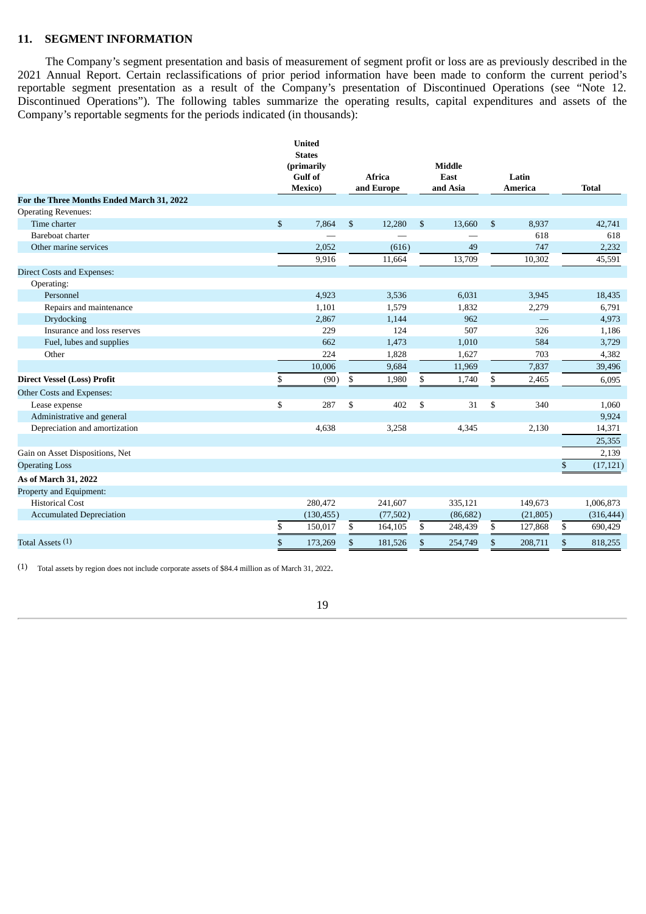## 11. SEGMENT INFORMATION

The Company's segment presentation and basis of measurement of segment profit or loss are as previously described in the 2021 Annual Report. Certain reclassifications of prior period information have been made to conform the current period's reportable segment presentation as a result of the Company's presentation of Discontinued Operations (see "Note 12. Discontinued Operations"). The following tables summarize the operating results, capital expenditures and assets of the Company's reportable segments for the periods indicated (in thousands):

| | United States (primarily Gulf of Mexico) | Africa and Europe | Middle East and Asia | Latin America | Total |
|---|---|---|---|---|---|
| **For the Three Months Ended March 31, 2022** | | | | | |
| Operating Revenues: | | | | | |
| Time charter | $ 7,864 | $ 12,280 | $ 13,660 | $ 8,937 | 42,741 |
| Bareboat charter | — | — | — | 618 | 618 |
| Other marine services | 2,052 | (616) | 49 | 747 | 2,232 |
| | 9,916 | 11,664 | 13,709 | 10,302 | 45,591 |
| Direct Costs and Expenses: | | | | | |
| Operating: | | | | | |
| Personnel | 4,923 | 3,536 | 6,031 | 3,945 | 18,435 |
| Repairs and maintenance | 1,101 | 1,579 | 1,832 | 2,279 | 6,791 |
| Drydocking | 2,867 | 1,144 | 962 | — | 4,973 |
| Insurance and loss reserves | 229 | 124 | 507 | 326 | 1,186 |
| Fuel, lubes and supplies | 662 | 1,473 | 1,010 | 584 | 3,729 |
| Other | 224 | 1,828 | 1,627 | 703 | 4,382 |
| | 10,006 | 9,684 | 11,969 | 7,837 | 39,496 |
| **Direct Vessel (Loss) Profit** | $ (90) | $ 1,980 | $ 1,740 | $ 2,465 | 6,095 |
| Other Costs and Expenses: | | | | | |
| Lease expense | $ 287 | $ 402 | $ 31 | $ 340 | 1,060 |
| Administrative and general | | | | | 9,924 |
| Depreciation and amortization | 4,638 | 3,258 | 4,345 | 2,130 | 14,371 |
| | | | | | 25,355 |
| Gain on Asset Dispositions, Net | | | | | 2,139 |
| Operating Loss | | | | | $ (17,121) |
| **As of March 31, 2022** | | | | | |
| Property and Equipment: | | | | | |
| Historical Cost | 280,472 | 241,607 | 335,121 | 149,673 | 1,006,873 |
| Accumulated Depreciation | (130,455) | (77,502) | (86,682) | (21,805) | (316,444) |
| | $ 150,017 | $ 164,105 | $ 248,439 | $ 127,868 | $ 690,429 |
| Total Assets (1) | $ 173,269 | $ 181,526 | $ 254,749 | $ 208,711 | $ 818,255 |

(1) Total assets by region does not include corporate assets of $84.4 million as of March 31, 2022.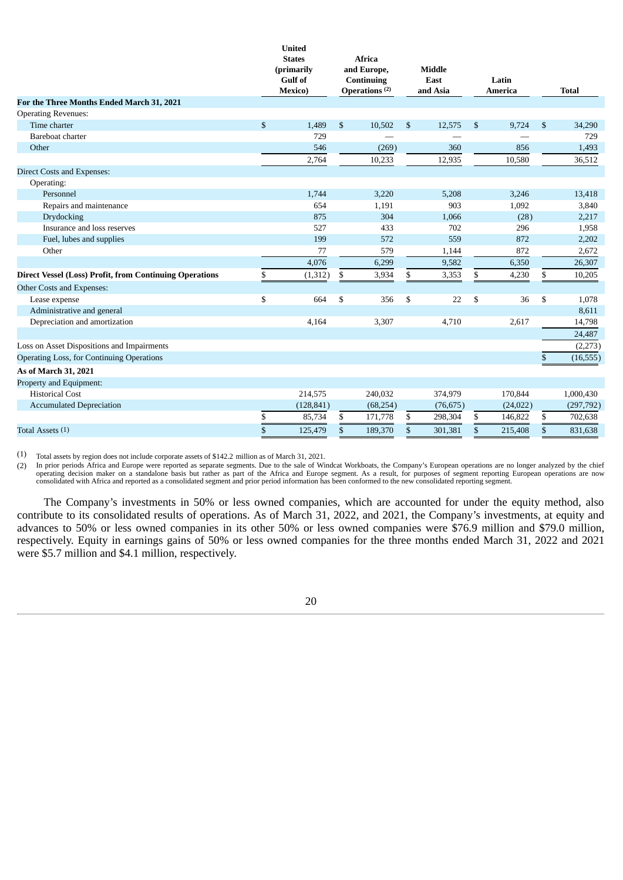| | United States (primarily Gulf of Mexico) | Africa and Europe, Continuing Operations [(2)] | Middle East and Asia | Latin America | Total |
|---|---|---|---|---|---|
| **For the Three Months Ended March 31, 2021** | | | | | |
| Operating Revenues: | | | | | |
| Time charter | $ 1,489 | $ 10,502 | $ 12,575 | $ 9,724 | $ 34,290 |
| Bareboat charter | 729 | — | — | — | 729 |
| Other | 546 | (269) | 360 | 856 | 1,493 |
| | 2,764 | 10,233 | 12,935 | 10,580 | 36,512 |
| Direct Costs and Expenses: | | | | | |
| Operating: | | | | | |
| Personnel | 1,744 | 3,220 | 5,208 | 3,246 | 13,418 |
| Repairs and maintenance | 654 | 1,191 | 903 | 1,092 | 3,840 |
| Drydocking | 875 | 304 | 1,066 | (28) | 2,217 |
| Insurance and loss reserves | 527 | 433 | 702 | 296 | 1,958 |
| Fuel, lubes and supplies | 199 | 572 | 559 | 872 | 2,202 |
| Other | 77 | 579 | 1,144 | 872 | 2,672 |
| | 4,076 | 6,299 | 9,582 | 6,350 | 26,307 |
| **Direct Vessel (Loss) Profit, from Continuing Operations** | $ (1,312) | $ 3,934 | $ 3,353 | $ 4,230 | $ 10,205 |
| Other Costs and Expenses: | | | | | |
| Lease expense | $ 664 | $ 356 | $ 22 | $ 36 | $ 1,078 |
| Administrative and general | | | | | 8,611 |
| Depreciation and amortization | 4,164 | 3,307 | 4,710 | 2,617 | 14,798 |
| | | | | | 24,487 |
| Loss on Asset Dispositions and Impairments | | | | | (2,273) |
| Operating Loss, for Continuing Operations | | | | | $ (16,555) |
| **As of March 31, 2021** | | | | | |
| Property and Equipment: | | | | | |
| Historical Cost | 214,575 | 240,032 | 374,979 | 170,844 | 1,000,430 |
| Accumulated Depreciation | (128,841) | (68,254) | (76,675) | (24,022) | (297,792) |
| | $ 85,734 | $ 171,778 | $ 298,304 | $ 146,822 | $ 702,638 |
| Total Assets [(1)] | $ 125,479 | $ 189,370 | $ 301,381 | $ 215,408 | $ 831,638 |

(1) Total assets by region does not include corporate assets of $142.2 million as of March 31, 2021.

(2) In prior periods Africa and Europe were reported as separate segments. Due to the sale of Windcat Workboats, the Company's European operations are no longer analyzed by the chief operating decision maker on a standalone basis but rather as part of the Africa and Europe segment. As a result, for purposes of segment reporting European operations are now consolidated with Africa and reported as a consolidated segment and prior period information has been conformed to the new consolidated reporting segment.

The Company's investments in 50% or less owned companies, which are accounted for under the equity method, also contribute to its consolidated results of operations. As of March 31, 2022, and 2021, the Company's investments, at equity and advances to 50% or less owned companies in its other 50% or less owned companies were $76.9 million and $79.0 million, respectively. Equity in earnings gains of 50% or less owned companies for the three months ended March 31, 2022 and 2021 were $5.7 million and $4.1 million, respectively.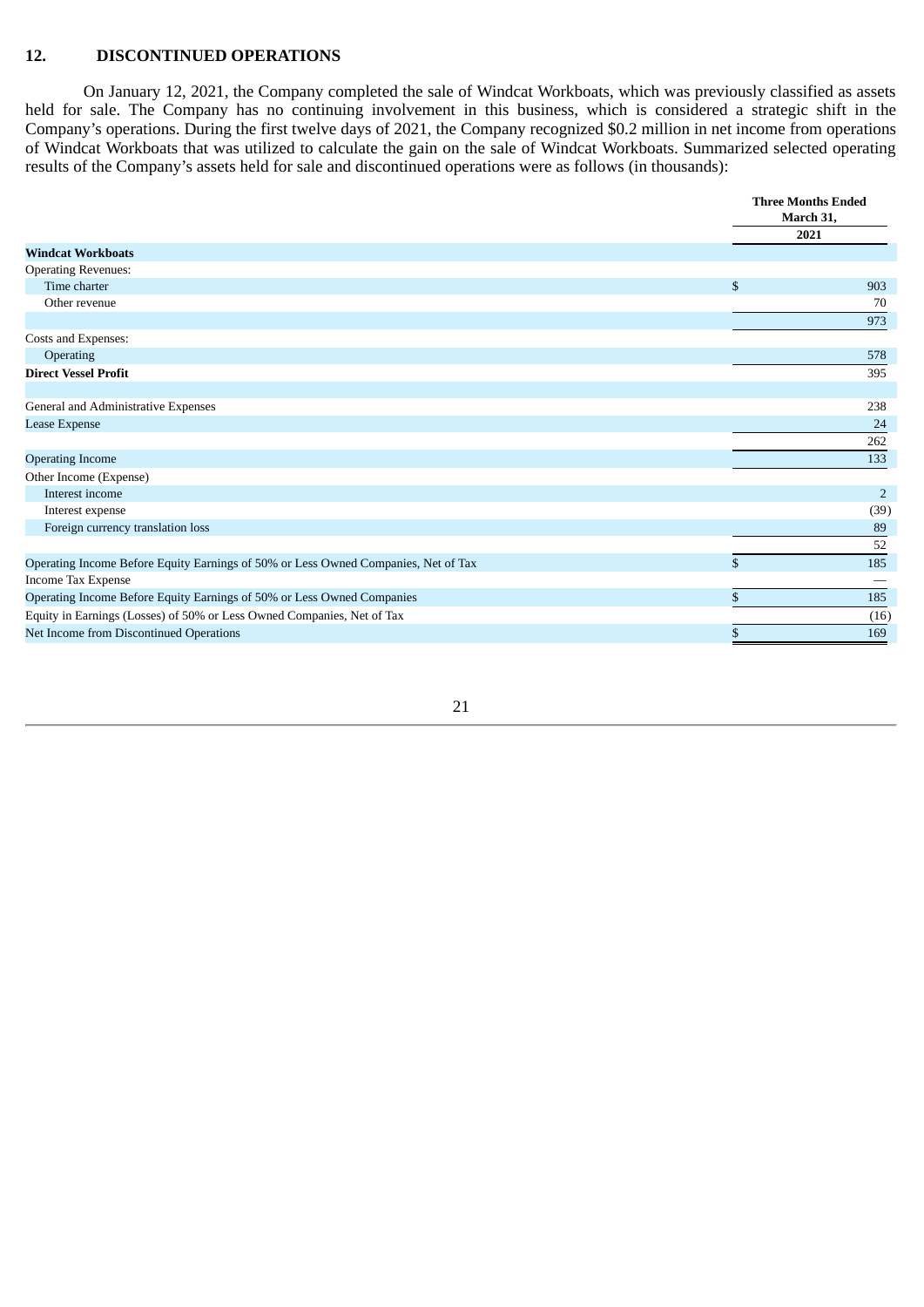## 12. DISCONTINUED OPERATIONS

On January 12, 2021, the Company completed the sale of Windcat Workboats, which was previously classified as assets held for sale. The Company has no continuing involvement in this business, which is considered a strategic shift in the Company's operations. During the first twelve days of 2021, the Company recognized $0.2 million in net income from operations of Windcat Workboats that was utilized to calculate the gain on the sale of Windcat Workboats. Summarized selected operating results of the Company's assets held for sale and discontinued operations were as follows (in thousands):

| | Three Months Ended March 31, 2021 |
|---|---|
| **Windcat Workboats** | |
| Operating Revenues: | |
| Time charter | $ 903 |
| Other revenue | 70 |
| | 973 |
| Costs and Expenses: | |
| Operating | 578 |
| **Direct Vessel Profit** | 395 |
| | |
| General and Administrative Expenses | 238 |
| Lease Expense | 24 |
| | 262 |
| Operating Income | 133 |
| Other Income (Expense) | |
| Interest income | 2 |
| Interest expense | (39) |
| Foreign currency translation loss | 89 |
| | 52 |
| Operating Income Before Equity Earnings of 50% or Less Owned Companies, Net of Tax | $ 185 |
| Income Tax Expense | — |
| Operating Income Before Equity Earnings of 50% or Less Owned Companies | $ 185 |
| Equity in Earnings (Losses) of 50% or Less Owned Companies, Net of Tax | (16) |
| Net Income from Discontinued Operations | $ 169 |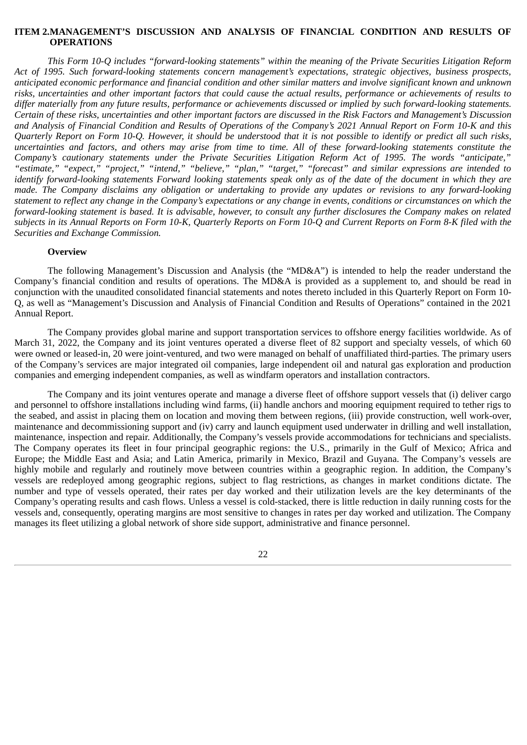## ITEM 2. MANAGEMENT'S DISCUSSION AND ANALYSIS OF FINANCIAL CONDITION AND RESULTS OF OPERATIONS

*This Form 10-Q includes "forward-looking statements" within the meaning of the Private Securities Litigation Reform Act of 1995. Such forward-looking statements concern management's expectations, strategic objectives, business prospects, anticipated economic performance and financial condition and other similar matters and involve significant known and unknown risks, uncertainties and other important factors that could cause the actual results, performance or achievements of results to differ materially from any future results, performance or achievements discussed or implied by such forward-looking statements. Certain of these risks, uncertainties and other important factors are discussed in the Risk Factors and Management's Discussion and Analysis of Financial Condition and Results of Operations of the Company's 2021 Annual Report on Form 10-K and this Quarterly Report on Form 10-Q. However, it should be understood that it is not possible to identify or predict all such risks, uncertainties and factors, and others may arise from time to time. All of these forward-looking statements constitute the Company's cautionary statements under the Private Securities Litigation Reform Act of 1995. The words "anticipate," "estimate," "expect," "project," "intend," "believe," "plan," "target," "forecast" and similar expressions are intended to identify forward-looking statements Forward looking statements speak only as of the date of the document in which they are made. The Company disclaims any obligation or undertaking to provide any updates or revisions to any forward-looking statement to reflect any change in the Company's expectations or any change in events, conditions or circumstances on which the forward-looking statement is based. It is advisable, however, to consult any further disclosures the Company makes on related subjects in its Annual Reports on Form 10-K, Quarterly Reports on Form 10-Q and Current Reports on Form 8-K filed with the Securities and Exchange Commission.*

**Overview**

The following Management's Discussion and Analysis (the "MD&A") is intended to help the reader understand the Company's financial condition and results of operations. The MD&A is provided as a supplement to, and should be read in conjunction with the unaudited consolidated financial statements and notes thereto included in this Quarterly Report on Form 10-Q, as well as "Management's Discussion and Analysis of Financial Condition and Results of Operations" contained in the 2021 Annual Report.

The Company provides global marine and support transportation services to offshore energy facilities worldwide. As of March 31, 2022, the Company and its joint ventures operated a diverse fleet of 82 support and specialty vessels, of which 60 were owned or leased-in, 20 were joint-ventured, and two were managed on behalf of unaffiliated third-parties. The primary users of the Company's services are major integrated oil companies, large independent oil and natural gas exploration and production companies and emerging independent companies, as well as windfarm operators and installation contractors.

The Company and its joint ventures operate and manage a diverse fleet of offshore support vessels that (i) deliver cargo and personnel to offshore installations including wind farms, (ii) handle anchors and mooring equipment required to tether rigs to the seabed, and assist in placing them on location and moving them between regions, (iii) provide construction, well work-over, maintenance and decommissioning support and (iv) carry and launch equipment used underwater in drilling and well installation, maintenance, inspection and repair. Additionally, the Company's vessels provide accommodations for technicians and specialists. The Company operates its fleet in four principal geographic regions: the U.S., primarily in the Gulf of Mexico; Africa and Europe; the Middle East and Asia; and Latin America, primarily in Mexico, Brazil and Guyana. The Company's vessels are highly mobile and regularly and routinely move between countries within a geographic region. In addition, the Company's vessels are redeployed among geographic regions, subject to flag restrictions, as changes in market conditions dictate. The number and type of vessels operated, their rates per day worked and their utilization levels are the key determinants of the Company's operating results and cash flows. Unless a vessel is cold-stacked, there is little reduction in daily running costs for the vessels and, consequently, operating margins are most sensitive to changes in rates per day worked and utilization. The Company manages its fleet utilizing a global network of shore side support, administrative and finance personnel.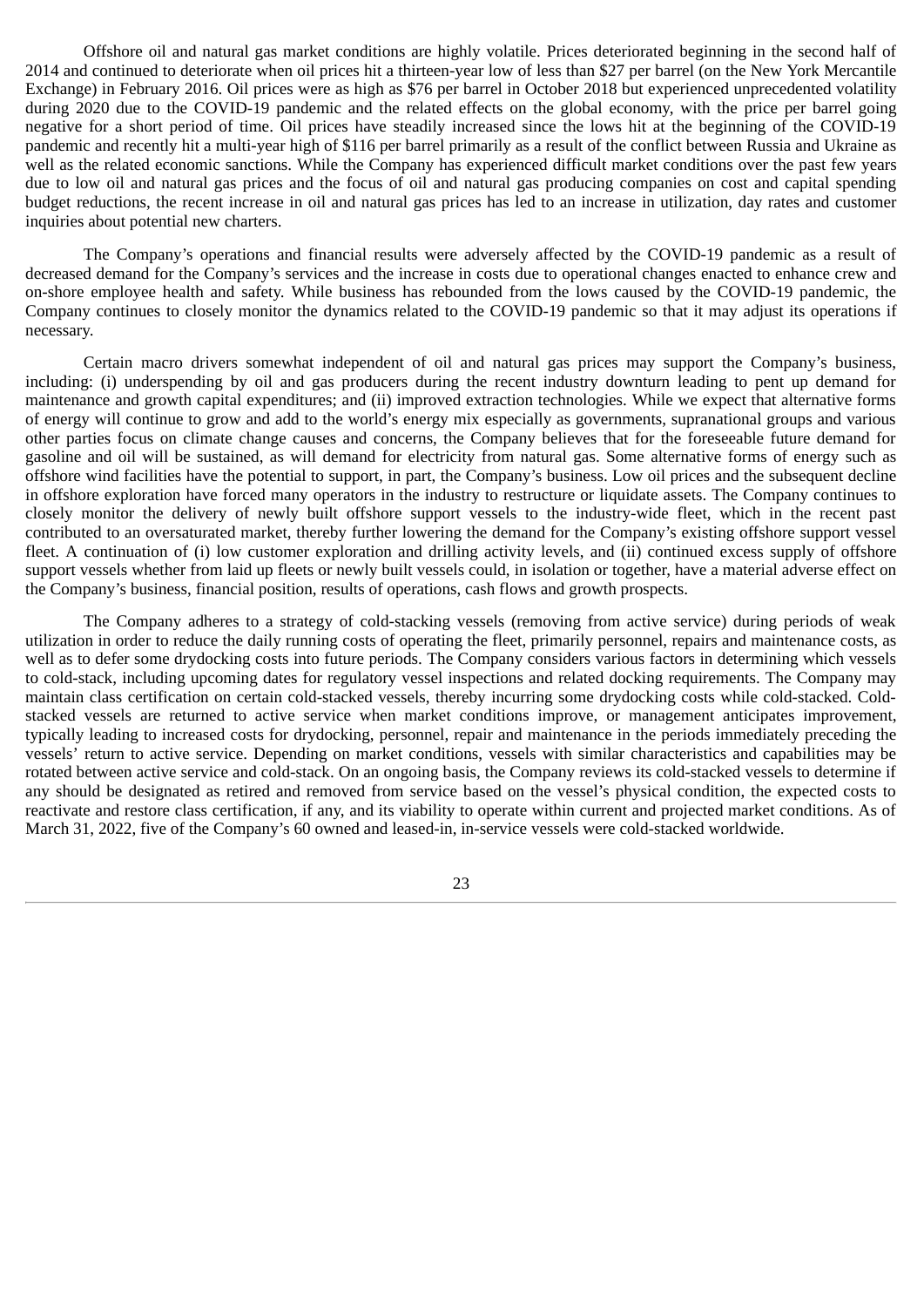Offshore oil and natural gas market conditions are highly volatile. Prices deteriorated beginning in the second half of 2014 and continued to deteriorate when oil prices hit a thirteen-year low of less than $27 per barrel (on the New York Mercantile Exchange) in February 2016. Oil prices were as high as $76 per barrel in October 2018 but experienced unprecedented volatility during 2020 due to the COVID-19 pandemic and the related effects on the global economy, with the price per barrel going negative for a short period of time. Oil prices have steadily increased since the lows hit at the beginning of the COVID-19 pandemic and recently hit a multi-year high of $116 per barrel primarily as a result of the conflict between Russia and Ukraine as well as the related economic sanctions. While the Company has experienced difficult market conditions over the past few years due to low oil and natural gas prices and the focus of oil and natural gas producing companies on cost and capital spending budget reductions, the recent increase in oil and natural gas prices has led to an increase in utilization, day rates and customer inquiries about potential new charters.

The Company's operations and financial results were adversely affected by the COVID-19 pandemic as a result of decreased demand for the Company's services and the increase in costs due to operational changes enacted to enhance crew and on-shore employee health and safety. While business has rebounded from the lows caused by the COVID-19 pandemic, the Company continues to closely monitor the dynamics related to the COVID-19 pandemic so that it may adjust its operations if necessary.

Certain macro drivers somewhat independent of oil and natural gas prices may support the Company's business, including: (i) underspending by oil and gas producers during the recent industry downturn leading to pent up demand for maintenance and growth capital expenditures; and (ii) improved extraction technologies. While we expect that alternative forms of energy will continue to grow and add to the world's energy mix especially as governments, supranational groups and various other parties focus on climate change causes and concerns, the Company believes that for the foreseeable future demand for gasoline and oil will be sustained, as will demand for electricity from natural gas. Some alternative forms of energy such as offshore wind facilities have the potential to support, in part, the Company's business. Low oil prices and the subsequent decline in offshore exploration have forced many operators in the industry to restructure or liquidate assets. The Company continues to closely monitor the delivery of newly built offshore support vessels to the industry-wide fleet, which in the recent past contributed to an oversaturated market, thereby further lowering the demand for the Company's existing offshore support vessel fleet. A continuation of (i) low customer exploration and drilling activity levels, and (ii) continued excess supply of offshore support vessels whether from laid up fleets or newly built vessels could, in isolation or together, have a material adverse effect on the Company's business, financial position, results of operations, cash flows and growth prospects.

The Company adheres to a strategy of cold-stacking vessels (removing from active service) during periods of weak utilization in order to reduce the daily running costs of operating the fleet, primarily personnel, repairs and maintenance costs, as well as to defer some drydocking costs into future periods. The Company considers various factors in determining which vessels to cold-stack, including upcoming dates for regulatory vessel inspections and related docking requirements. The Company may maintain class certification on certain cold-stacked vessels, thereby incurring some drydocking costs while cold-stacked. Cold-stacked vessels are returned to active service when market conditions improve, or management anticipates improvement, typically leading to increased costs for drydocking, personnel, repair and maintenance in the periods immediately preceding the vessels' return to active service. Depending on market conditions, vessels with similar characteristics and capabilities may be rotated between active service and cold-stack. On an ongoing basis, the Company reviews its cold-stacked vessels to determine if any should be designated as retired and removed from service based on the vessel's physical condition, the expected costs to reactivate and restore class certification, if any, and its viability to operate within current and projected market conditions. As of March 31, 2022, five of the Company's 60 owned and leased-in, in-service vessels were cold-stacked worldwide.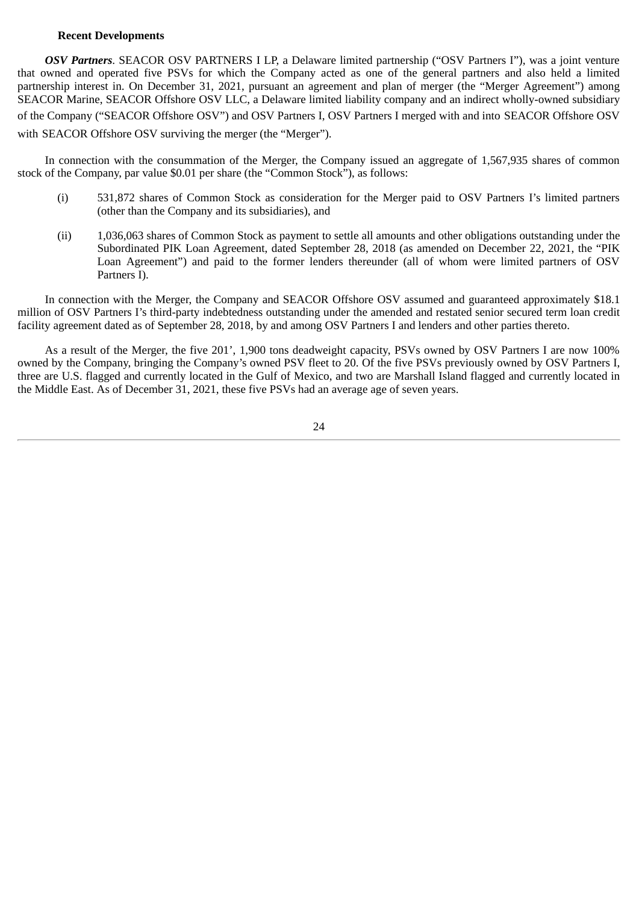**Recent Developments**

***OSV Partners***. SEACOR OSV PARTNERS I LP, a Delaware limited partnership ("OSV Partners I"), was a joint venture that owned and operated five PSVs for which the Company acted as one of the general partners and also held a limited partnership interest in. On December 31, 2021, pursuant an agreement and plan of merger (the "Merger Agreement") among SEACOR Marine, SEACOR Offshore OSV LLC, a Delaware limited liability company and an indirect wholly-owned subsidiary of the Company ("SEACOR Offshore OSV") and OSV Partners I, OSV Partners I merged with and into SEACOR Offshore OSV with SEACOR Offshore OSV surviving the merger (the "Merger").

In connection with the consummation of the Merger, the Company issued an aggregate of 1,567,935 shares of common stock of the Company, par value $0.01 per share (the "Common Stock"), as follows:

(i) 531,872 shares of Common Stock as consideration for the Merger paid to OSV Partners I's limited partners (other than the Company and its subsidiaries), and

(ii) 1,036,063 shares of Common Stock as payment to settle all amounts and other obligations outstanding under the Subordinated PIK Loan Agreement, dated September 28, 2018 (as amended on December 22, 2021, the "PIK Loan Agreement") and paid to the former lenders thereunder (all of whom were limited partners of OSV Partners I).

In connection with the Merger, the Company and SEACOR Offshore OSV assumed and guaranteed approximately $18.1 million of OSV Partners I's third-party indebtedness outstanding under the amended and restated senior secured term loan credit facility agreement dated as of September 28, 2018, by and among OSV Partners I and lenders and other parties thereto.

As a result of the Merger, the five 201', 1,900 tons deadweight capacity, PSVs owned by OSV Partners I are now 100% owned by the Company, bringing the Company's owned PSV fleet to 20. Of the five PSVs previously owned by OSV Partners I, three are U.S. flagged and currently located in the Gulf of Mexico, and two are Marshall Island flagged and currently located in the Middle East. As of December 31, 2021, these five PSVs had an average age of seven years.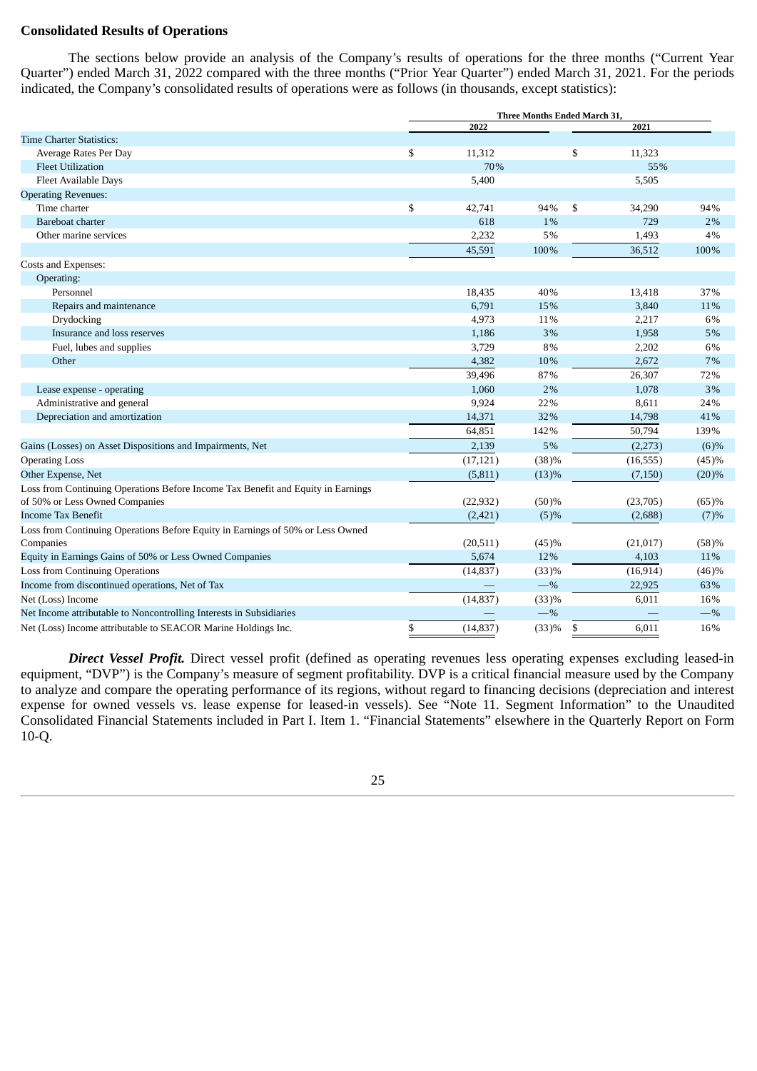## Consolidated Results of Operations

The sections below provide an analysis of the Company's results of operations for the three months ("Current Year Quarter") ended March 31, 2022 compared with the three months ("Prior Year Quarter") ended March 31, 2021. For the periods indicated, the Company's consolidated results of operations were as follows (in thousands, except statistics):

| | Three Months Ended March 31, | | | |
|---|---|---|---|---|
| | 2022 | | 2021 | |
| Time Charter Statistics: | | | | |
| Average Rates Per Day | $ 11,312 | | $ 11,323 | |
| Fleet Utilization | 70% | | 55% | |
| Fleet Available Days | 5,400 | | 5,505 | |
| Operating Revenues: | | | | |
| Time charter | $ 42,741 | 94% | $ 34,290 | 94% |
| Bareboat charter | 618 | 1% | 729 | 2% |
| Other marine services | 2,232 | 5% | 1,493 | 4% |
| | 45,591 | 100% | 36,512 | 100% |
| Costs and Expenses: | | | | |
| Operating: | | | | |
| Personnel | 18,435 | 40% | 13,418 | 37% |
| Repairs and maintenance | 6,791 | 15% | 3,840 | 11% |
| Drydocking | 4,973 | 11% | 2,217 | 6% |
| Insurance and loss reserves | 1,186 | 3% | 1,958 | 5% |
| Fuel, lubes and supplies | 3,729 | 8% | 2,202 | 6% |
| Other | 4,382 | 10% | 2,672 | 7% |
| | 39,496 | 87% | 26,307 | 72% |
| Lease expense - operating | 1,060 | 2% | 1,078 | 3% |
| Administrative and general | 9,924 | 22% | 8,611 | 24% |
| Depreciation and amortization | 14,371 | 32% | 14,798 | 41% |
| | 64,851 | 142% | 50,794 | 139% |
| Gains (Losses) on Asset Dispositions and Impairments, Net | 2,139 | 5% | (2,273) | (6)% |
| Operating Loss | (17,121) | (38)% | (16,555) | (45)% |
| Other Expense, Net | (5,811) | (13)% | (7,150) | (20)% |
| Loss from Continuing Operations Before Income Tax Benefit and Equity in Earnings of 50% or Less Owned Companies | (22,932) | (50)% | (23,705) | (65)% |
| Income Tax Benefit | (2,421) | (5)% | (2,688) | (7)% |
| Loss from Continuing Operations Before Equity in Earnings of 50% or Less Owned Companies | (20,511) | (45)% | (21,017) | (58)% |
| Equity in Earnings Gains of 50% or Less Owned Companies | 5,674 | 12% | 4,103 | 11% |
| Loss from Continuing Operations | (14,837) | (33)% | (16,914) | (46)% |
| Income from discontinued operations, Net of Tax | — | —% | 22,925 | 63% |
| Net (Loss) Income | (14,837) | (33)% | 6,011 | 16% |
| Net Income attributable to Noncontrolling Interests in Subsidiaries | — | —% | — | —% |
| Net (Loss) Income attributable to SEACOR Marine Holdings Inc. | $ (14,837) | (33)% | $ 6,011 | 16% |

***Direct Vessel Profit.*** Direct vessel profit (defined as operating revenues less operating expenses excluding leased-in equipment, "DVP") is the Company's measure of segment profitability. DVP is a critical financial measure used by the Company to analyze and compare the operating performance of its regions, without regard to financing decisions (depreciation and interest expense for owned vessels vs. lease expense for leased-in vessels). See "Note 11. Segment Information" to the Unaudited Consolidated Financial Statements included in Part I. Item 1. "Financial Statements" elsewhere in the Quarterly Report on Form 10-Q.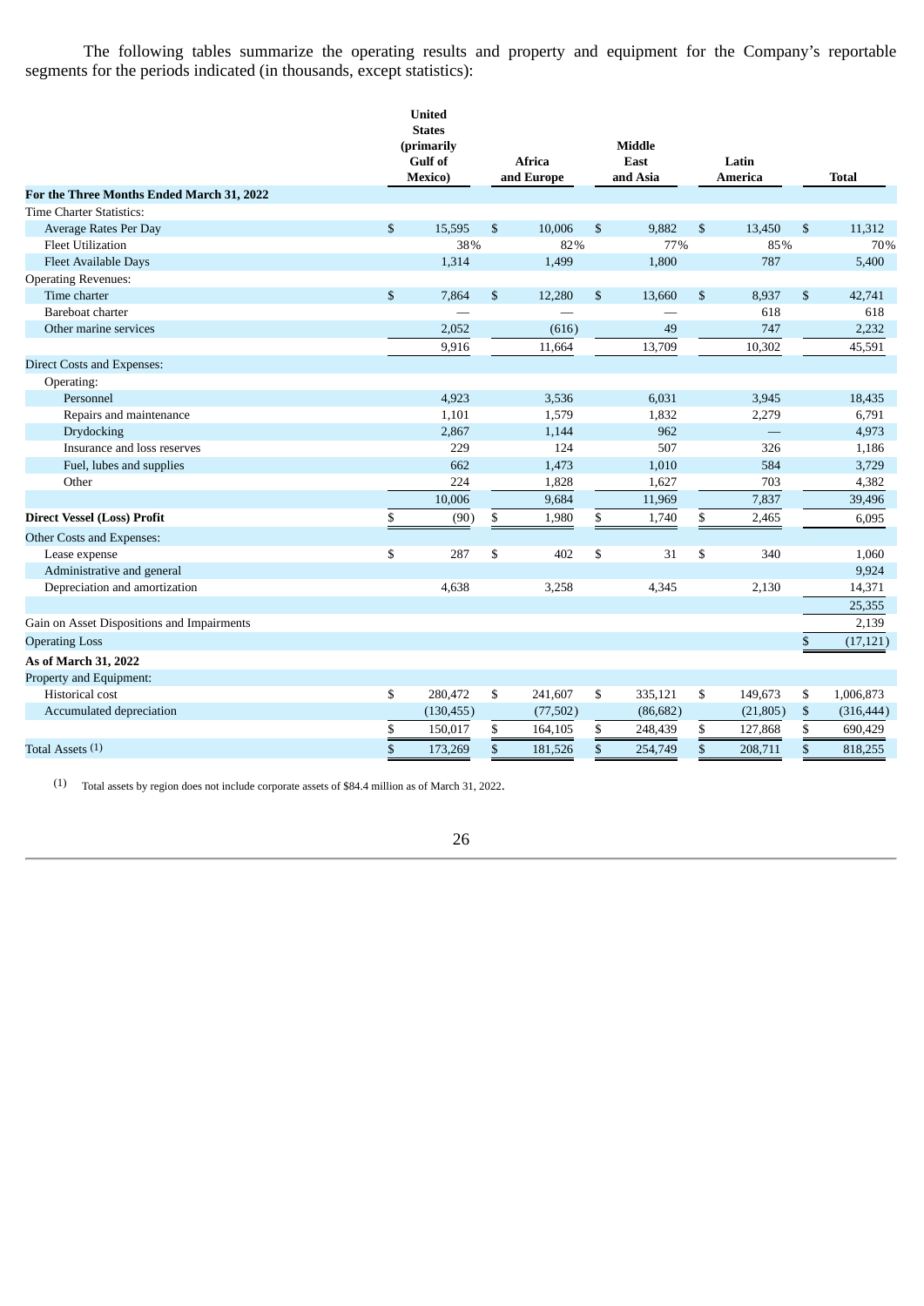The following tables summarize the operating results and property and equipment for the Company's reportable segments for the periods indicated (in thousands, except statistics):

| | United States (primarily Gulf of Mexico) | Africa and Europe | Middle East and Asia | Latin America | Total |
|---|---|---|---|---|---|
| **For the Three Months Ended March 31, 2022** | | | | | |
| Time Charter Statistics: | | | | | |
| Average Rates Per Day | $ 15,595 | $ 10,006 | $ 9,882 | $ 13,450 | $ 11,312 |
| Fleet Utilization | 38% | 82% | 77% | 85% | 70% |
| Fleet Available Days | 1,314 | 1,499 | 1,800 | 787 | 5,400 |
| Operating Revenues: | | | | | |
| Time charter | $ 7,864 | $ 12,280 | $ 13,660 | $ 8,937 | $ 42,741 |
| Bareboat charter | — | — | — | 618 | 618 |
| Other marine services | 2,052 | (616) | 49 | 747 | 2,232 |
| | 9,916 | 11,664 | 13,709 | 10,302 | 45,591 |
| Direct Costs and Expenses: | | | | | |
| Operating: | | | | | |
| Personnel | 4,923 | 3,536 | 6,031 | 3,945 | 18,435 |
| Repairs and maintenance | 1,101 | 1,579 | 1,832 | 2,279 | 6,791 |
| Drydocking | 2,867 | 1,144 | 962 | — | 4,973 |
| Insurance and loss reserves | 229 | 124 | 507 | 326 | 1,186 |
| Fuel, lubes and supplies | 662 | 1,473 | 1,010 | 584 | 3,729 |
| Other | 224 | 1,828 | 1,627 | 703 | 4,382 |
| | 10,006 | 9,684 | 11,969 | 7,837 | 39,496 |
| **Direct Vessel (Loss) Profit** | $ (90) | $ 1,980 | $ 1,740 | $ 2,465 | 6,095 |
| Other Costs and Expenses: | | | | | |
| Lease expense | $ 287 | $ 402 | $ 31 | $ 340 | 1,060 |
| Administrative and general | | | | | 9,924 |
| Depreciation and amortization | 4,638 | 3,258 | 4,345 | 2,130 | 14,371 |
| | | | | | 25,355 |
| Gain on Asset Dispositions and Impairments | | | | | 2,139 |
| Operating Loss | | | | | $ (17,121) |
| **As of March 31, 2022** | | | | | |
| Property and Equipment: | | | | | |
| Historical cost | $ 280,472 | $ 241,607 | $ 335,121 | $ 149,673 | $ 1,006,873 |
| Accumulated depreciation | (130,455) | (77,502) | (86,682) | (21,805) | $ (316,444) |
| | $ 150,017 | $ 164,105 | $ 248,439 | $ 127,868 | $ 690,429 |
| Total Assets (1) | $ 173,269 | $ 181,526 | $ 254,749 | $ 208,711 | $ 818,255 |

(1) Total assets by region does not include corporate assets of $84.4 million as of March 31, 2022.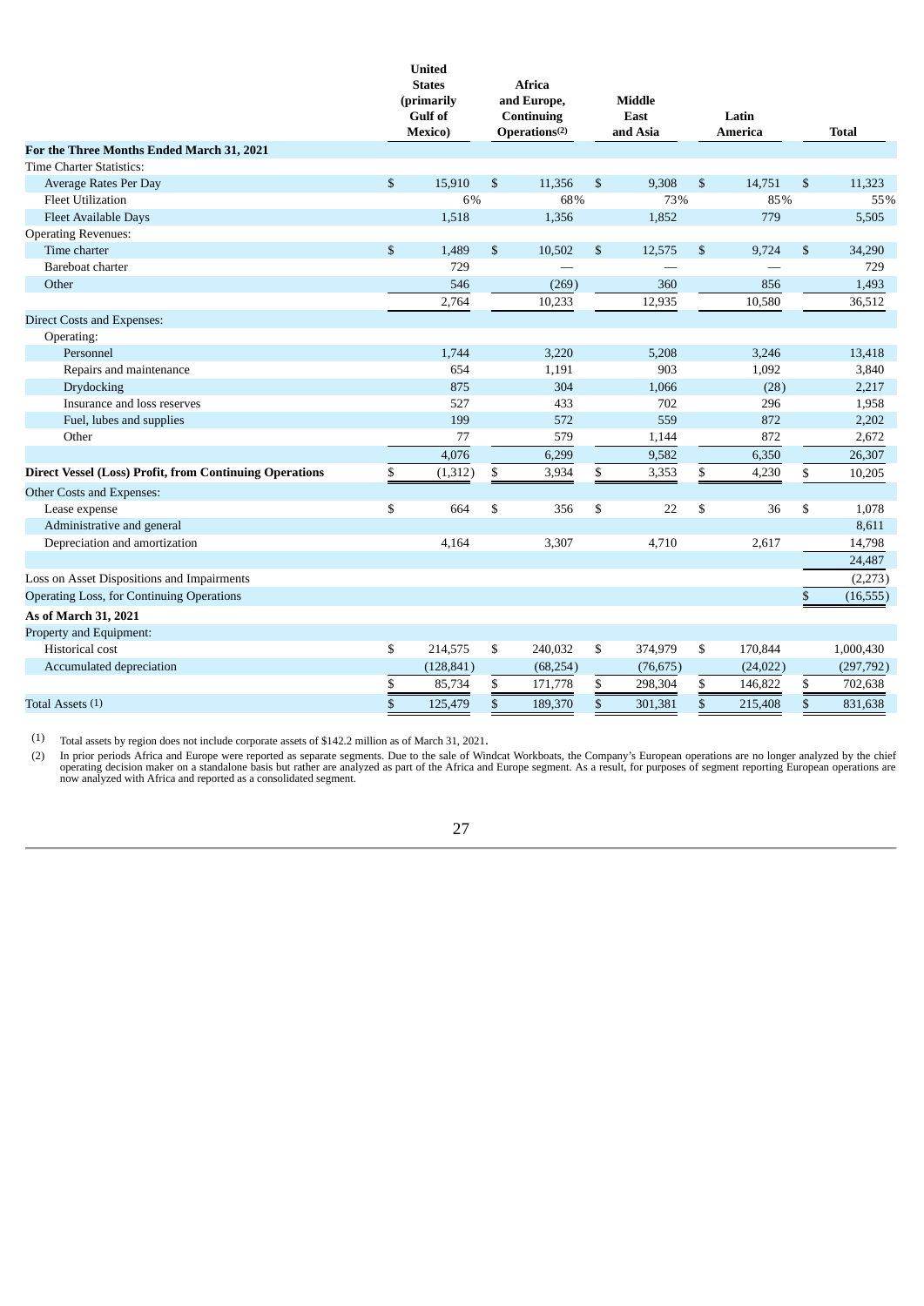| | United States (primarily Gulf of Mexico) | Africa and Europe, Continuing Operations[(2)] | Middle East and Asia | Latin America | Total |
|---|---|---|---|---|---|
| **For the Three Months Ended March 31, 2021** | | | | | |
| Time Charter Statistics: | | | | | |
| Average Rates Per Day | $ 15,910 | $ 11,356 | $ 9,308 | $ 14,751 | $ 11,323 |
| Fleet Utilization | 6% | 68% | 73% | 85% | 55% |
| Fleet Available Days | 1,518 | 1,356 | 1,852 | 779 | 5,505 |
| Operating Revenues: | | | | | |
| Time charter | $ 1,489 | $ 10,502 | $ 12,575 | $ 9,724 | $ 34,290 |
| Bareboat charter | 729 | — | — | — | 729 |
| Other | 546 | (269) | 360 | 856 | 1,493 |
| | 2,764 | 10,233 | 12,935 | 10,580 | 36,512 |
| Direct Costs and Expenses: | | | | | |
| Operating: | | | | | |
| Personnel | 1,744 | 3,220 | 5,208 | 3,246 | 13,418 |
| Repairs and maintenance | 654 | 1,191 | 903 | 1,092 | 3,840 |
| Drydocking | 875 | 304 | 1,066 | (28) | 2,217 |
| Insurance and loss reserves | 527 | 433 | 702 | 296 | 1,958 |
| Fuel, lubes and supplies | 199 | 572 | 559 | 872 | 2,202 |
| Other | 77 | 579 | 1,144 | 872 | 2,672 |
| | 4,076 | 6,299 | 9,582 | 6,350 | 26,307 |
| **Direct Vessel (Loss) Profit, from Continuing Operations** | $ (1,312) | $ 3,934 | $ 3,353 | $ 4,230 | $ 10,205 |
| Other Costs and Expenses: | | | | | |
| Lease expense | $ 664 | $ 356 | $ 22 | $ 36 | $ 1,078 |
| Administrative and general | | | | | 8,611 |
| Depreciation and amortization | 4,164 | 3,307 | 4,710 | 2,617 | 14,798 |
| | | | | | 24,487 |
| Loss on Asset Dispositions and Impairments | | | | | (2,273) |
| Operating Loss, for Continuing Operations | | | | | $ (16,555) |
| **As of March 31, 2021** | | | | | |
| Property and Equipment: | | | | | |
| Historical cost | $ 214,575 | $ 240,032 | $ 374,979 | $ 170,844 | 1,000,430 |
| Accumulated depreciation | (128,841) | (68,254) | (76,675) | (24,022) | (297,792) |
| | $ 85,734 | $ 171,778 | $ 298,304 | $ 146,822 | $ 702,638 |
| Total Assets [(1)] | $ 125,479 | $ 189,370 | $ 301,381 | $ 215,408 | $ 831,638 |

(1) Total assets by region does not include corporate assets of $142.2 million as of March 31, 2021.

(2) In prior periods Africa and Europe were reported as separate segments. Due to the sale of Windcat Workboats, the Company's European operations are no longer analyzed by the chief operating decision maker on a standalone basis but rather are analyzed as part of the Africa and Europe segment. As a result, for purposes of segment reporting European operations are now analyzed with Africa and reported as a consolidated segment.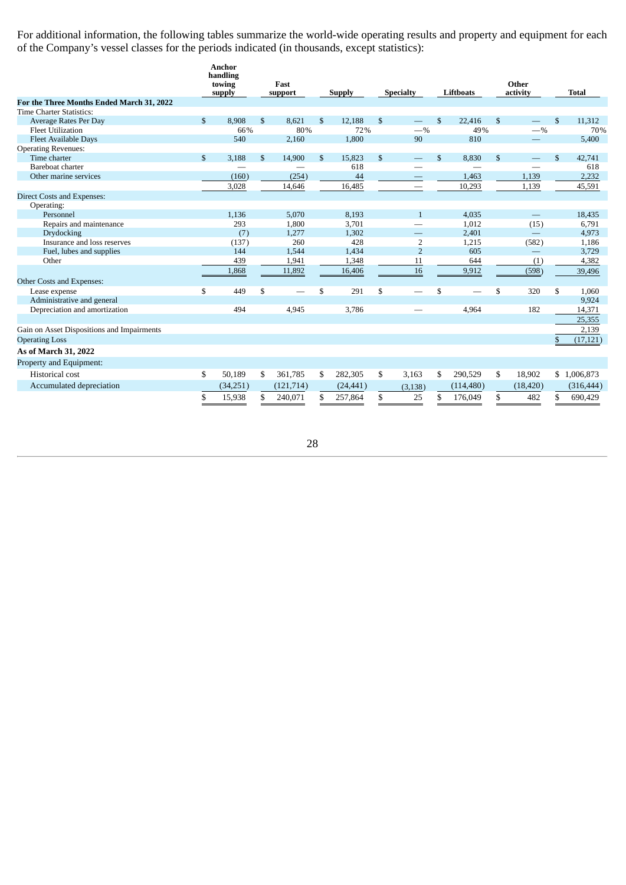For additional information, the following tables summarize the world-wide operating results and property and equipment for each of the Company's vessel classes for the periods indicated (in thousands, except statistics):

| | Anchor handling towing supply | Fast support | Supply | Specialty | Liftboats | Other activity | Total |
|---|---|---|---|---|---|---|---|
| **For the Three Months Ended March 31, 2022** | | | | | | | |
| Time Charter Statistics: | | | | | | | |
| Average Rates Per Day | $ 8,908 | $ 8,621 | $ 12,188 | $ — | $ 22,416 | $ — | $ 11,312 |
| Fleet Utilization | 66% | 80% | 72% | —% | 49% | —% | 70% |
| Fleet Available Days | 540 | 2,160 | 1,800 | 90 | 810 | — | 5,400 |
| Operating Revenues: | | | | | | | |
| Time charter | $ 3,188 | $ 14,900 | $ 15,823 | $ — | $ 8,830 | $ — | $ 42,741 |
| Bareboat charter | — | — | 618 | — | — | — | 618 |
| Other marine services | (160) | (254) | 44 | — | 1,463 | 1,139 | 2,232 |
| | 3,028 | 14,646 | 16,485 | — | 10,293 | 1,139 | 45,591 |
| Direct Costs and Expenses: | | | | | | | |
| Operating: | | | | | | | |
| Personnel | 1,136 | 5,070 | 8,193 | 1 | 4,035 | — | 18,435 |
| Repairs and maintenance | 293 | 1,800 | 3,701 | — | 1,012 | (15) | 6,791 |
| Drydocking | (7) | 1,277 | 1,302 | — | 2,401 | — | 4,973 |
| Insurance and loss reserves | (137) | 260 | 428 | 2 | 1,215 | (582) | 1,186 |
| Fuel, lubes and supplies | 144 | 1,544 | 1,434 | 2 | 605 | — | 3,729 |
| Other | 439 | 1,941 | 1,348 | 11 | 644 | (1) | 4,382 |
| | 1,868 | 11,892 | 16,406 | 16 | 9,912 | (598) | 39,496 |
| Other Costs and Expenses: | | | | | | | |
| Lease expense | $ 449 | $ — | $ 291 | $ — | $ — | $ 320 | $ 1,060 |
| Administrative and general | | | | | | | 9,924 |
| Depreciation and amortization | 494 | 4,945 | 3,786 | — | 4,964 | 182 | 14,371 |
| | | | | | | | 25,355 |
| Gain on Asset Dispositions and Impairments | | | | | | | 2,139 |
| Operating Loss | | | | | | | $ (17,121) |
| **As of March 31, 2022** | | | | | | | |
| Property and Equipment: | | | | | | | |
| Historical cost | $ 50,189 | $ 361,785 | $ 282,305 | $ 3,163 | $ 290,529 | $ 18,902 | $ 1,006,873 |
| Accumulated depreciation | (34,251) | (121,714) | (24,441) | (3,138) | (114,480) | (18,420) | (316,444) |
| | $ 15,938 | $ 240,071 | $ 257,864 | $ 25 | $ 176,049 | $ 482 | $ 690,429 |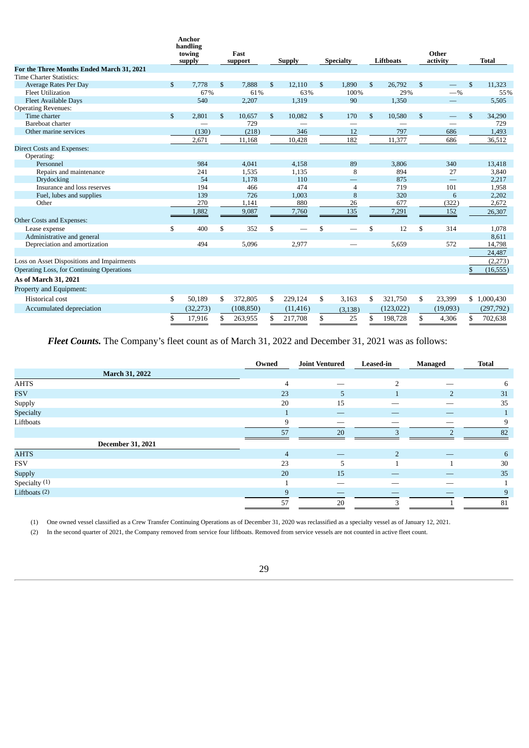| | Anchor handling towing supply | Fast support | Supply | Specialty | Liftboats | Other activity | Total |
|---|---|---|---|---|---|---|---|
| **For the Three Months Ended March 31, 2021** | | | | | | | |
| Time Charter Statistics: | | | | | | | |
| Average Rates Per Day | $ 7,778 | $ 7,888 | $ 12,110 | $ 1,890 | $ 26,792 | $ — | $ 11,323 |
| Fleet Utilization | 67% | 61% | 63% | 100% | 29% | —% | 55% |
| Fleet Available Days | 540 | 2,207 | 1,319 | 90 | 1,350 | — | 5,505 |
| Operating Revenues: | | | | | | | |
| Time charter | $ 2,801 | $ 10,657 | $ 10,082 | $ 170 | $ 10,580 | $ — | $ 34,290 |
| Bareboat charter | — | 729 | — | — | — | — | 729 |
| Other marine services | (130) | (218) | 346 | 12 | 797 | 686 | 1,493 |
| | 2,671 | 11,168 | 10,428 | 182 | 11,377 | 686 | 36,512 |
| Direct Costs and Expenses: | | | | | | | |
| Operating: | | | | | | | |
| Personnel | 984 | 4,041 | 4,158 | 89 | 3,806 | 340 | 13,418 |
| Repairs and maintenance | 241 | 1,535 | 1,135 | 8 | 894 | 27 | 3,840 |
| Drydocking | 54 | 1,178 | 110 | — | 875 | — | 2,217 |
| Insurance and loss reserves | 194 | 466 | 474 | 4 | 719 | 101 | 1,958 |
| Fuel, lubes and supplies | 139 | 726 | 1,003 | 8 | 320 | 6 | 2,202 |
| Other | 270 | 1,141 | 880 | 26 | 677 | (322) | 2,672 |
| | 1,882 | 9,087 | 7,760 | 135 | 7,291 | 152 | 26,307 |
| Other Costs and Expenses: | | | | | | | |
| Lease expense | $ 400 | $ 352 | $ — | $ — | $ 12 | $ 314 | 1,078 |
| Administrative and general | | | | | | | 8,611 |
| Depreciation and amortization | 494 | 5,096 | 2,977 | — | 5,659 | 572 | 14,798 |
| | | | | | | | 24,487 |
| Loss on Asset Dispositions and Impairments | | | | | | | (2,273) |
| Operating Loss, for Continuing Operations | | | | | | | $ (16,555) |
| **As of March 31, 2021** | | | | | | | |
| Property and Equipment: | | | | | | | |
| Historical cost | $ 50,189 | $ 372,805 | $ 229,124 | $ 3,163 | $ 321,750 | $ 23,399 | $ 1,000,430 |
| Accumulated depreciation | (32,273) | (108,850) | (11,416) | (3,138) | (123,022) | (19,093) | (297,792) |
| | $ 17,916 | $ 263,955 | $ 217,708 | $ 25 | $ 198,728 | $ 4,306 | $ 702,638 |

***Fleet Counts.*** The Company's fleet count as of March 31, 2022 and December 31, 2021 was as follows:

| | Owned | Joint Ventured | Leased-in | Managed | Total |
|---|---|---|---|---|---|
| **March 31, 2022** | | | | | |
| AHTS | 4 | — | 2 | — | 6 |
| FSV | 23 | 5 | 1 | 2 | 31 |
| Supply | 20 | 15 | — | — | 35 |
| Specialty | 1 | — | — | — | 1 |
| Liftboats | 9 | — | — | — | 9 |
| | 57 | 20 | 3 | 2 | 82 |
| **December 31, 2021** | | | | | |
| AHTS | 4 | — | 2 | — | 6 |
| FSV | 23 | 5 | 1 | 1 | 30 |
| Supply | 20 | 15 | — | — | 35 |
| Specialty (1) | 1 | — | — | — | 1 |
| Liftboats (2) | 9 | — | — | — | 9 |
| | 57 | 20 | 3 | 1 | 81 |

(1) One owned vessel classified as a Crew Transfer Continuing Operations as of December 31, 2020 was reclassified as a specialty vessel as of January 12, 2021.

(2) In the second quarter of 2021, the Company removed from service four liftboats. Removed from service vessels are not counted in active fleet count.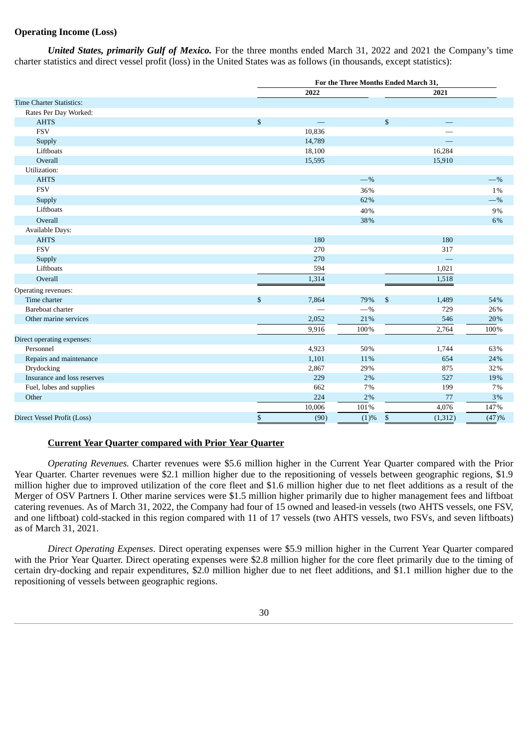**Operating Income (Loss)**

***United States, primarily Gulf of Mexico.*** For the three months ended March 31, 2022 and 2021 the Company's time charter statistics and direct vessel profit (loss) in the United States was as follows (in thousands, except statistics):

| | For the Three Months Ended March 31, | | | |
|---|---|---|---|---|
| | 2022 | | 2021 | |
| Time Charter Statistics: | | | | |
| Rates Per Day Worked: | | | | |
| AHTS | $ — | | $ — | |
| FSV | 10,836 | | — | |
| Supply | 14,789 | | — | |
| Liftboats | 18,100 | | 16,284 | |
| Overall | 15,595 | | 15,910 | |
| Utilization: | | | | |
| AHTS | | —% | | —% |
| FSV | | 36% | | 1% |
| Supply | | 62% | | —% |
| Liftboats | | 40% | | 9% |
| Overall | | 38% | | 6% |
| Available Days: | | | | |
| AHTS | 180 | | 180 | |
| FSV | 270 | | 317 | |
| Supply | 270 | | — | |
| Liftboats | 594 | | 1,021 | |
| Overall | 1,314 | | 1,518 | |
| Operating revenues: | | | | |
| Time charter | $ 7,864 | 79% | $ 1,489 | 54% |
| Bareboat charter | — | —% | 729 | 26% |
| Other marine services | 2,052 | 21% | 546 | 20% |
| | 9,916 | 100% | 2,764 | 100% |
| Direct operating expenses: | | | | |
| Personnel | 4,923 | 50% | 1,744 | 63% |
| Repairs and maintenance | 1,101 | 11% | 654 | 24% |
| Drydocking | 2,867 | 29% | 875 | 32% |
| Insurance and loss reserves | 229 | 2% | 527 | 19% |
| Fuel, lubes and supplies | 662 | 7% | 199 | 7% |
| Other | 224 | 2% | 77 | 3% |
| | 10,006 | 101% | 4,076 | 147% |
| Direct Vessel Profit (Loss) | $ (90) | (1)% | $ (1,312) | (47)% |

**Current Year Quarter compared with Prior Year Quarter**

*Operating Revenues.* Charter revenues were $5.6 million higher in the Current Year Quarter compared with the Prior Year Quarter. Charter revenues were $2.1 million higher due to the repositioning of vessels between geographic regions, $1.9 million higher due to improved utilization of the core fleet and $1.6 million higher due to net fleet additions as a result of the Merger of OSV Partners I. Other marine services were $1.5 million higher primarily due to higher management fees and liftboat catering revenues. As of March 31, 2022, the Company had four of 15 owned and leased-in vessels (two AHTS vessels, one FSV, and one liftboat) cold-stacked in this region compared with 11 of 17 vessels (two AHTS vessels, two FSVs, and seven liftboats) as of March 31, 2021.

*Direct Operating Expenses*. Direct operating expenses were $5.9 million higher in the Current Year Quarter compared with the Prior Year Quarter. Direct operating expenses were $2.8 million higher for the core fleet primarily due to the timing of certain dry-docking and repair expenditures, $2.0 million higher due to net fleet additions, and $1.1 million higher due to the repositioning of vessels between geographic regions.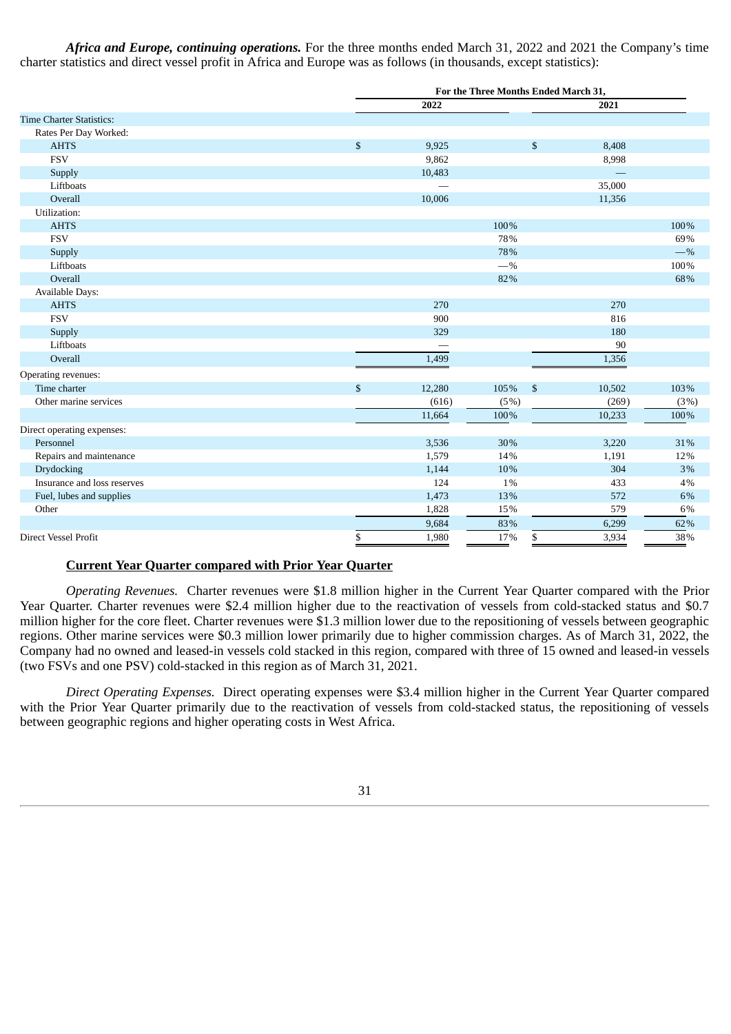***Africa and Europe, continuing operations.*** For the three months ended March 31, 2022 and 2021 the Company's time charter statistics and direct vessel profit in Africa and Europe was as follows (in thousands, except statistics):

| | For the Three Months Ended March 31, | | | |
|---|---|---|---|---|
| | 2022 | | 2021 | |
| Time Charter Statistics: | | | | |
| Rates Per Day Worked: | | | | |
| AHTS | $ 9,925 | | $ 8,408 | |
| FSV | 9,862 | | 8,998 | |
| Supply | 10,483 | | — | |
| Liftboats | — | | 35,000 | |
| Overall | 10,006 | | 11,356 | |
| Utilization: | | | | |
| AHTS | | 100% | | 100% |
| FSV | | 78% | | 69% |
| Supply | | 78% | | —% |
| Liftboats | | —% | | 100% |
| Overall | | 82% | | 68% |
| Available Days: | | | | |
| AHTS | 270 | | 270 | |
| FSV | 900 | | 816 | |
| Supply | 329 | | 180 | |
| Liftboats | — | | 90 | |
| Overall | 1,499 | | 1,356 | |
| Operating revenues: | | | | |
| Time charter | $ 12,280 | 105% | $ 10,502 | 103% |
| Other marine services | (616) | (5%) | (269) | (3%) |
| | 11,664 | 100% | 10,233 | 100% |
| Direct operating expenses: | | | | |
| Personnel | 3,536 | 30% | 3,220 | 31% |
| Repairs and maintenance | 1,579 | 14% | 1,191 | 12% |
| Drydocking | 1,144 | 10% | 304 | 3% |
| Insurance and loss reserves | 124 | 1% | 433 | 4% |
| Fuel, lubes and supplies | 1,473 | 13% | 572 | 6% |
| Other | 1,828 | 15% | 579 | 6% |
| | 9,684 | 83% | 6,299 | 62% |
| Direct Vessel Profit | $ 1,980 | 17% | $ 3,934 | 38% |

**Current Year Quarter compared with Prior Year Quarter**

*Operating Revenues.* Charter revenues were $1.8 million higher in the Current Year Quarter compared with the Prior Year Quarter. Charter revenues were $2.4 million higher due to the reactivation of vessels from cold-stacked status and $0.7 million higher for the core fleet. Charter revenues were $1.3 million lower due to the repositioning of vessels between geographic regions. Other marine services were $0.3 million lower primarily due to higher commission charges. As of March 31, 2022, the Company had no owned and leased-in vessels cold stacked in this region, compared with three of 15 owned and leased-in vessels (two FSVs and one PSV) cold-stacked in this region as of March 31, 2021.

*Direct Operating Expenses.* Direct operating expenses were $3.4 million higher in the Current Year Quarter compared with the Prior Year Quarter primarily due to the reactivation of vessels from cold-stacked status, the repositioning of vessels between geographic regions and higher operating costs in West Africa.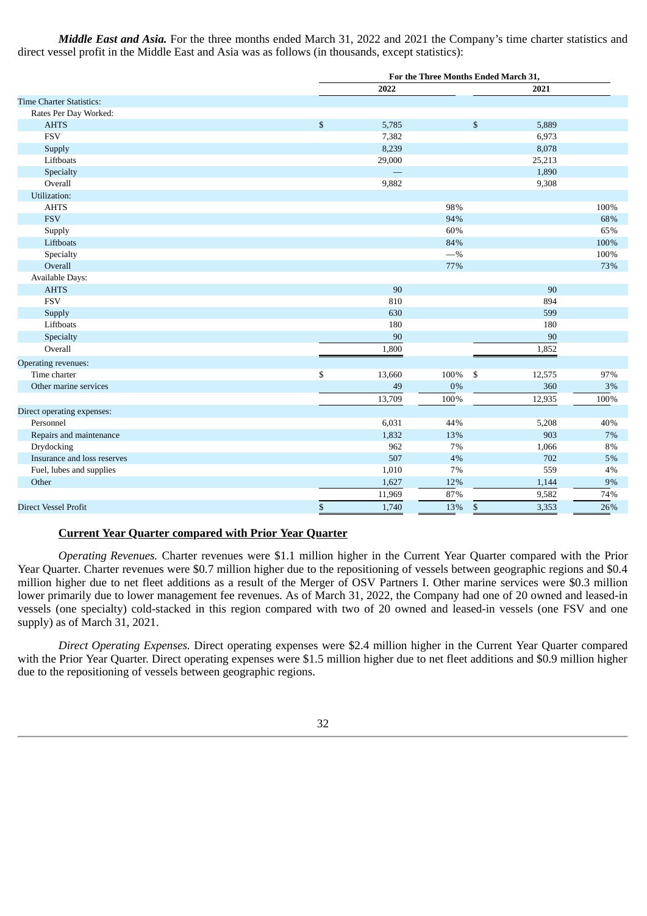***Middle East and Asia.*** For the three months ended March 31, 2022 and 2021 the Company's time charter statistics and direct vessel profit in the Middle East and Asia was as follows (in thousands, except statistics):

| | For the Three Months Ended March 31, | | | |
|---|---|---|---|---|
| | 2022 | | 2021 | |
| Time Charter Statistics: | | | | |
| Rates Per Day Worked: | | | | |
| AHTS | $ 5,785 | | $ 5,889 | |
| FSV | 7,382 | | 6,973 | |
| Supply | 8,239 | | 8,078 | |
| Liftboats | 29,000 | | 25,213 | |
| Specialty | — | | 1,890 | |
| Overall | 9,882 | | 9,308 | |
| Utilization: | | | | |
| AHTS | | 98% | | 100% |
| FSV | | 94% | | 68% |
| Supply | | 60% | | 65% |
| Liftboats | | 84% | | 100% |
| Specialty | | —% | | 100% |
| Overall | | 77% | | 73% |
| Available Days: | | | | |
| AHTS | 90 | | 90 | |
| FSV | 810 | | 894 | |
| Supply | 630 | | 599 | |
| Liftboats | 180 | | 180 | |
| Specialty | 90 | | 90 | |
| Overall | 1,800 | | 1,852 | |
| Operating revenues: | | | | |
| Time charter | $ 13,660 | 100% | $ 12,575 | 97% |
| Other marine services | 49 | 0% | 360 | 3% |
| | 13,709 | 100% | 12,935 | 100% |
| Direct operating expenses: | | | | |
| Personnel | 6,031 | 44% | 5,208 | 40% |
| Repairs and maintenance | 1,832 | 13% | 903 | 7% |
| Drydocking | 962 | 7% | 1,066 | 8% |
| Insurance and loss reserves | 507 | 4% | 702 | 5% |
| Fuel, lubes and supplies | 1,010 | 7% | 559 | 4% |
| Other | 1,627 | 12% | 1,144 | 9% |
| | 11,969 | 87% | 9,582 | 74% |
| Direct Vessel Profit | $ 1,740 | 13% | $ 3,353 | 26% |

**Current Year Quarter compared with Prior Year Quarter**

*Operating Revenues.* Charter revenues were $1.1 million higher in the Current Year Quarter compared with the Prior Year Quarter. Charter revenues were $0.7 million higher due to the repositioning of vessels between geographic regions and $0.4 million higher due to net fleet additions as a result of the Merger of OSV Partners I. Other marine services were $0.3 million lower primarily due to lower management fee revenues. As of March 31, 2022, the Company had one of 20 owned and leased-in vessels (one specialty) cold-stacked in this region compared with two of 20 owned and leased-in vessels (one FSV and one supply) as of March 31, 2021.

*Direct Operating Expenses.* Direct operating expenses were $2.4 million higher in the Current Year Quarter compared with the Prior Year Quarter. Direct operating expenses were $1.5 million higher due to net fleet additions and $0.9 million higher due to the repositioning of vessels between geographic regions.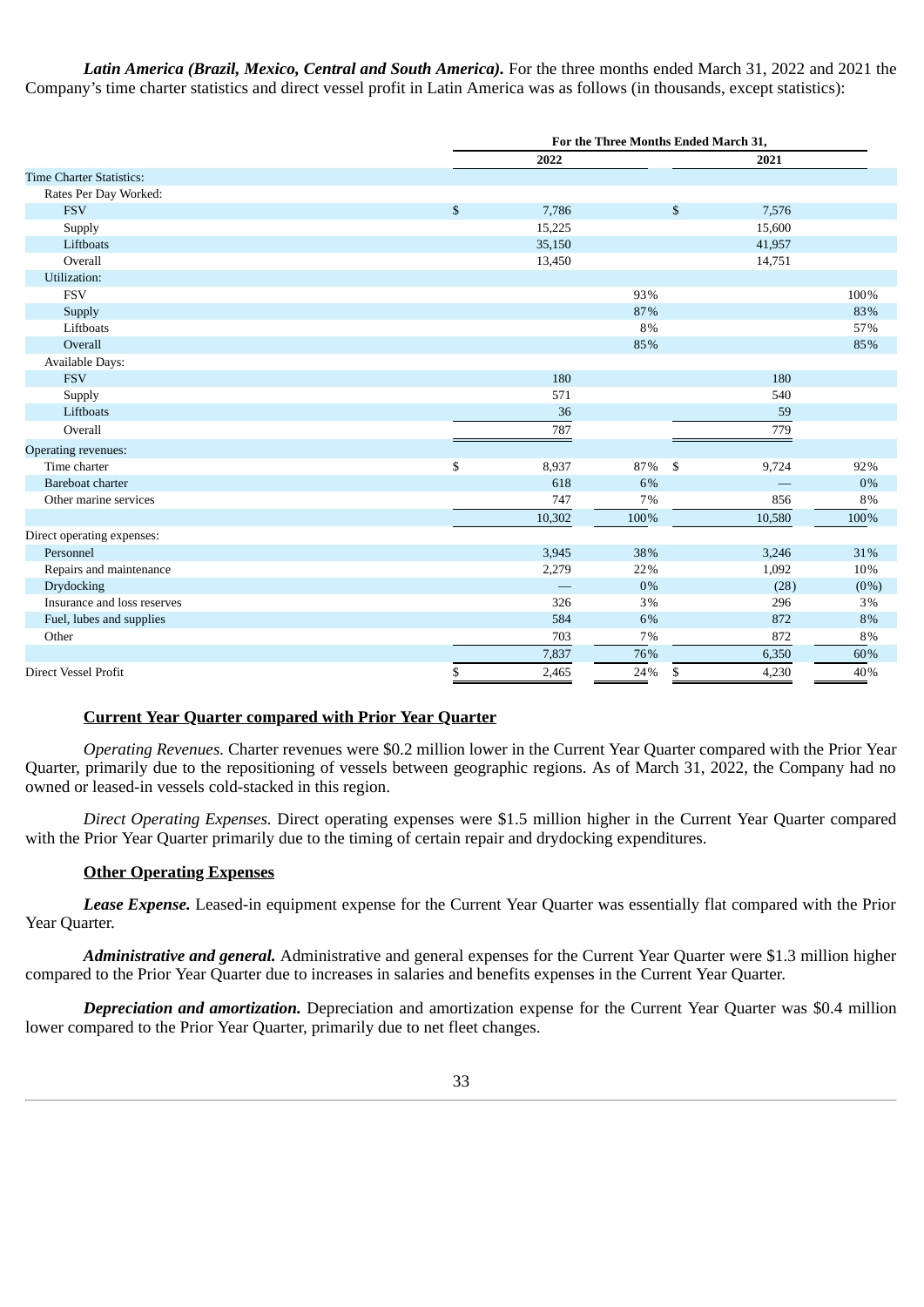***Latin America (Brazil, Mexico, Central and South America).*** For the three months ended March 31, 2022 and 2021 the Company's time charter statistics and direct vessel profit in Latin America was as follows (in thousands, except statistics):

| | For the Three Months Ended March 31, | | | |
|---|---|---|---|---|
| | 2022 | | 2021 | |
| Time Charter Statistics: | | | | |
| Rates Per Day Worked: | | | | |
| FSV | $ 7,786 | | $ 7,576 | |
| Supply | 15,225 | | 15,600 | |
| Liftboats | 35,150 | | 41,957 | |
| Overall | 13,450 | | 14,751 | |
| Utilization: | | | | |
| FSV | | 93% | | 100% |
| Supply | | 87% | | 83% |
| Liftboats | | 8% | | 57% |
| Overall | | 85% | | 85% |
| Available Days: | | | | |
| FSV | 180 | | 180 | |
| Supply | 571 | | 540 | |
| Liftboats | 36 | | 59 | |
| Overall | 787 | | 779 | |
| Operating revenues: | | | | |
| Time charter | $ 8,937 | 87% | $ 9,724 | 92% |
| Bareboat charter | 618 | 6% | — | 0% |
| Other marine services | 747 | 7% | 856 | 8% |
| | 10,302 | 100% | 10,580 | 100% |
| Direct operating expenses: | | | | |
| Personnel | 3,945 | 38% | 3,246 | 31% |
| Repairs and maintenance | 2,279 | 22% | 1,092 | 10% |
| Drydocking | — | 0% | (28) | (0%) |
| Insurance and loss reserves | 326 | 3% | 296 | 3% |
| Fuel, lubes and supplies | 584 | 6% | 872 | 8% |
| Other | 703 | 7% | 872 | 8% |
| | 7,837 | 76% | 6,350 | 60% |
| Direct Vessel Profit | $ 2,465 | 24% | $ 4,230 | 40% |

#### Current Year Quarter compared with Prior Year Quarter

*Operating Revenues.* Charter revenues were $0.2 million lower in the Current Year Quarter compared with the Prior Year Quarter, primarily due to the repositioning of vessels between geographic regions. As of March 31, 2022, the Company had no owned or leased-in vessels cold-stacked in this region.

*Direct Operating Expenses.* Direct operating expenses were $1.5 million higher in the Current Year Quarter compared with the Prior Year Quarter primarily due to the timing of certain repair and drydocking expenditures.

#### Other Operating Expenses

***Lease Expense.*** Leased-in equipment expense for the Current Year Quarter was essentially flat compared with the Prior Year Quarter.

***Administrative and general.*** Administrative and general expenses for the Current Year Quarter were $1.3 million higher compared to the Prior Year Quarter due to increases in salaries and benefits expenses in the Current Year Quarter.

***Depreciation and amortization.*** Depreciation and amortization expense for the Current Year Quarter was $0.4 million lower compared to the Prior Year Quarter, primarily due to net fleet changes.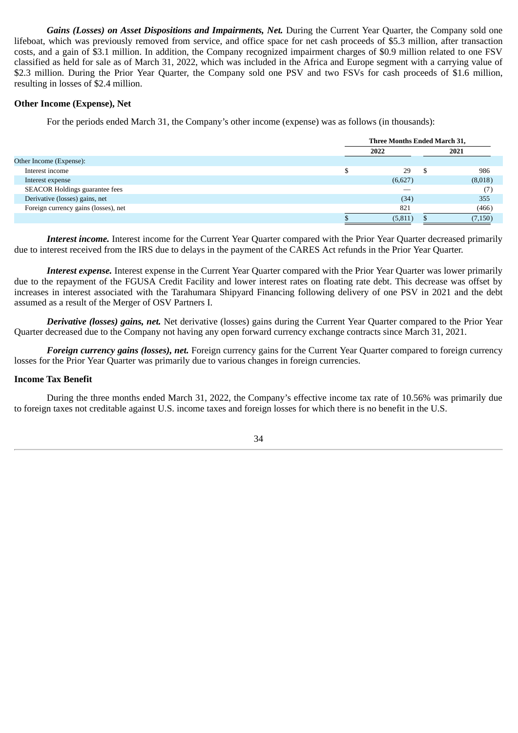***Gains (Losses) on Asset Dispositions and Impairments, Net.*** During the Current Year Quarter, the Company sold one lifeboat, which was previously removed from service, and office space for net cash proceeds of $5.3 million, after transaction costs, and a gain of $3.1 million. In addition, the Company recognized impairment charges of $0.9 million related to one FSV classified as held for sale as of March 31, 2022, which was included in the Africa and Europe segment with a carrying value of $2.3 million. During the Prior Year Quarter, the Company sold one PSV and two FSVs for cash proceeds of $1.6 million, resulting in losses of $2.4 million.

**Other Income (Expense), Net**

For the periods ended March 31, the Company's other income (expense) was as follows (in thousands):

| | Three Months Ended March 31, | |
|---|---|---|
| | 2022 | 2021 |
| Other Income (Expense): | | |
| Interest income | $ 29 | $ 986 |
| Interest expense | (6,627) | (8,018) |
| SEACOR Holdings guarantee fees | — | (7) |
| Derivative (losses) gains, net | (34) | 355 |
| Foreign currency gains (losses), net | 821 | (466) |
| | $ (5,811) | $ (7,150) |

***Interest income.*** Interest income for the Current Year Quarter compared with the Prior Year Quarter decreased primarily due to interest received from the IRS due to delays in the payment of the CARES Act refunds in the Prior Year Quarter.

***Interest expense.*** Interest expense in the Current Year Quarter compared with the Prior Year Quarter was lower primarily due to the repayment of the FGUSA Credit Facility and lower interest rates on floating rate debt. This decrease was offset by increases in interest associated with the Tarahumara Shipyard Financing following delivery of one PSV in 2021 and the debt assumed as a result of the Merger of OSV Partners I.

***Derivative (losses) gains, net.*** Net derivative (losses) gains during the Current Year Quarter compared to the Prior Year Quarter decreased due to the Company not having any open forward currency exchange contracts since March 31, 2021.

***Foreign currency gains (losses), net.*** Foreign currency gains for the Current Year Quarter compared to foreign currency losses for the Prior Year Quarter was primarily due to various changes in foreign currencies.

**Income Tax Benefit**

During the three months ended March 31, 2022, the Company's effective income tax rate of 10.56% was primarily due to foreign taxes not creditable against U.S. income taxes and foreign losses for which there is no benefit in the U.S.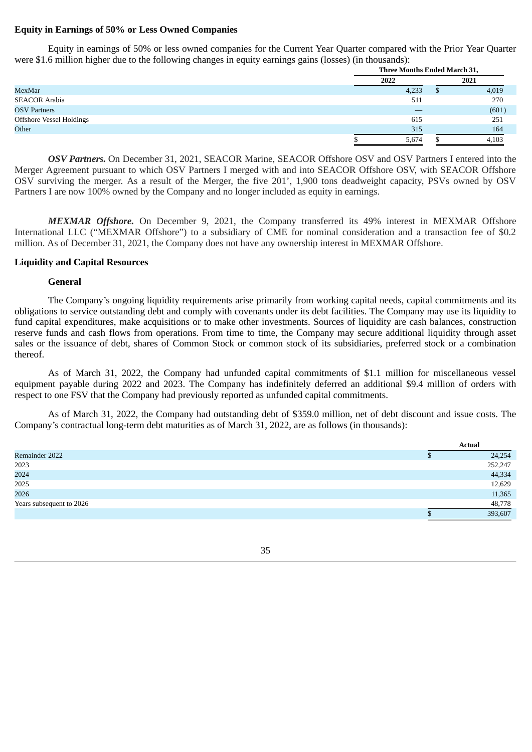**Equity in Earnings of 50% or Less Owned Companies**

Equity in earnings of 50% or less owned companies for the Current Year Quarter compared with the Prior Year Quarter were $1.6 million higher due to the following changes in equity earnings gains (losses) (in thousands):

| | Three Months Ended March 31, | |
|---|---|---|
| | 2022 | 2021 |
| MexMar | 4,233 | $ 4,019 |
| SEACOR Arabia | 511 | 270 |
| OSV Partners | — | (601) |
| Offshore Vessel Holdings | 615 | 251 |
| Other | 315 | 164 |
| | $ 5,674 | $ 4,103 |

***OSV Partners.*** On December 31, 2021, SEACOR Marine, SEACOR Offshore OSV and OSV Partners I entered into the Merger Agreement pursuant to which OSV Partners I merged with and into SEACOR Offshore OSV, with SEACOR Offshore OSV surviving the merger. As a result of the Merger, the five 201', 1,900 tons deadweight capacity, PSVs owned by OSV Partners I are now 100% owned by the Company and no longer included as equity in earnings.

***MEXMAR Offshore.*** On December 9, 2021, the Company transferred its 49% interest in MEXMAR Offshore International LLC ("MEXMAR Offshore") to a subsidiary of CME for nominal consideration and a transaction fee of $0.2 million. As of December 31, 2021, the Company does not have any ownership interest in MEXMAR Offshore.

**Liquidity and Capital Resources**

**General**

The Company's ongoing liquidity requirements arise primarily from working capital needs, capital commitments and its obligations to service outstanding debt and comply with covenants under its debt facilities. The Company may use its liquidity to fund capital expenditures, make acquisitions or to make other investments. Sources of liquidity are cash balances, construction reserve funds and cash flows from operations. From time to time, the Company may secure additional liquidity through asset sales or the issuance of debt, shares of Common Stock or common stock of its subsidiaries, preferred stock or a combination thereof.

As of March 31, 2022, the Company had unfunded capital commitments of $1.1 million for miscellaneous vessel equipment payable during 2022 and 2023. The Company has indefinitely deferred an additional $9.4 million of orders with respect to one FSV that the Company had previously reported as unfunded capital commitments.

As of March 31, 2022, the Company had outstanding debt of $359.0 million, net of debt discount and issue costs. The Company's contractual long-term debt maturities as of March 31, 2022, are as follows (in thousands):

| | Actual |
|---|---|
| Remainder 2022 | $ 24,254 |
| 2023 | 252,247 |
| 2024 | 44,334 |
| 2025 | 12,629 |
| 2026 | 11,365 |
| Years subsequent to 2026 | 48,778 |
| | $ 393,607 |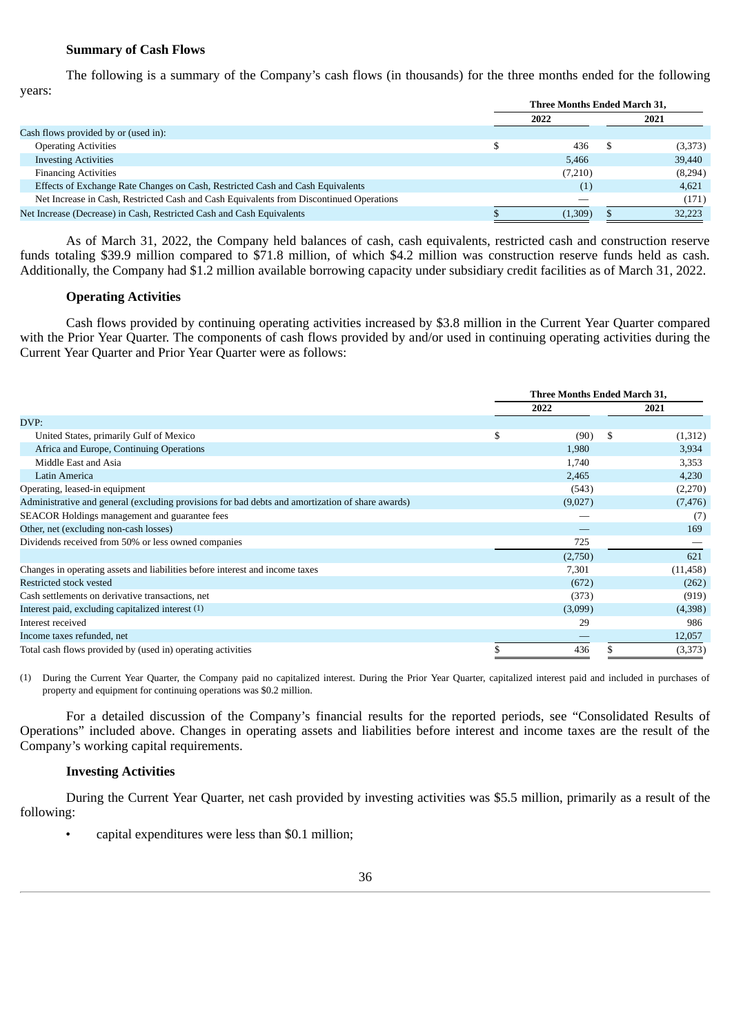### Summary of Cash Flows

The following is a summary of the Company's cash flows (in thousands) for the three months ended for the following years:

| | Three Months Ended March 31, | |
|---|---|---|
| | 2022 | 2021 |
| Cash flows provided by or (used in): | | |
| Operating Activities | $ 436 | $ (3,373) |
| Investing Activities | 5,466 | 39,440 |
| Financing Activities | (7,210) | (8,294) |
| Effects of Exchange Rate Changes on Cash, Restricted Cash and Cash Equivalents | (1) | 4,621 |
| Net Increase in Cash, Restricted Cash and Cash Equivalents from Discontinued Operations | — | (171) |
| Net Increase (Decrease) in Cash, Restricted Cash and Cash Equivalents | $ (1,309) | $ 32,223 |

As of March 31, 2022, the Company held balances of cash, cash equivalents, restricted cash and construction reserve funds totaling $39.9 million compared to $71.8 million, of which $4.2 million was construction reserve funds held as cash. Additionally, the Company had $1.2 million available borrowing capacity under subsidiary credit facilities as of March 31, 2022.

### Operating Activities

Cash flows provided by continuing operating activities increased by $3.8 million in the Current Year Quarter compared with the Prior Year Quarter. The components of cash flows provided by and/or used in continuing operating activities during the Current Year Quarter and Prior Year Quarter were as follows:

| | Three Months Ended March 31, | |
|---|---|---|
| | 2022 | 2021 |
| DVP: | | |
| United States, primarily Gulf of Mexico | $ (90) | $ (1,312) |
| Africa and Europe, Continuing Operations | 1,980 | 3,934 |
| Middle East and Asia | 1,740 | 3,353 |
| Latin America | 2,465 | 4,230 |
| Operating, leased-in equipment | (543) | (2,270) |
| Administrative and general (excluding provisions for bad debts and amortization of share awards) | (9,027) | (7,476) |
| SEACOR Holdings management and guarantee fees | — | (7) |
| Other, net (excluding non-cash losses) | — | 169 |
| Dividends received from 50% or less owned companies | 725 | — |
| | (2,750) | 621 |
| Changes in operating assets and liabilities before interest and income taxes | 7,301 | (11,458) |
| Restricted stock vested | (672) | (262) |
| Cash settlements on derivative transactions, net | (373) | (919) |
| Interest paid, excluding capitalized interest (1) | (3,099) | (4,398) |
| Interest received | 29 | 986 |
| Income taxes refunded, net | — | 12,057 |
| Total cash flows provided by (used in) operating activities | $ 436 | $ (3,373) |

(1) During the Current Year Quarter, the Company paid no capitalized interest. During the Prior Year Quarter, capitalized interest paid and included in purchases of property and equipment for continuing operations was $0.2 million.

For a detailed discussion of the Company's financial results for the reported periods, see "Consolidated Results of Operations" included above. Changes in operating assets and liabilities before interest and income taxes are the result of the Company's working capital requirements.

### Investing Activities

During the Current Year Quarter, net cash provided by investing activities was $5.5 million, primarily as a result of the following:

- capital expenditures were less than $0.1 million;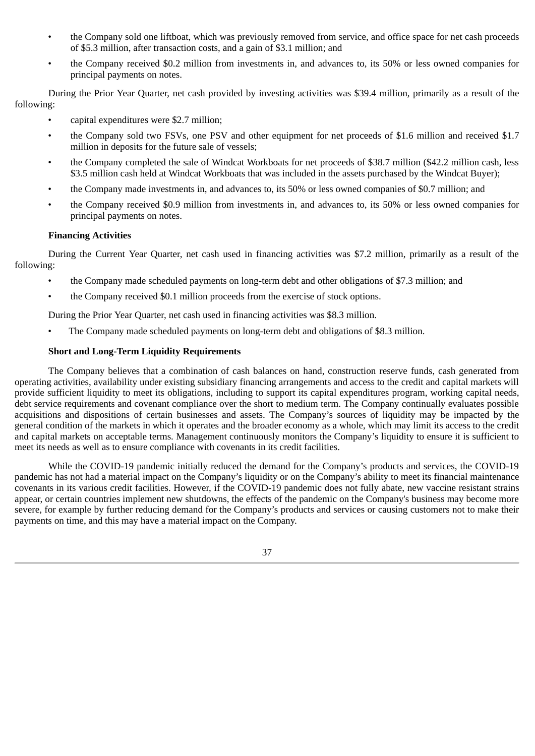- the Company sold one liftboat, which was previously removed from service, and office space for net cash proceeds of $5.3 million, after transaction costs, and a gain of $3.1 million; and
- the Company received $0.2 million from investments in, and advances to, its 50% or less owned companies for principal payments on notes.

During the Prior Year Quarter, net cash provided by investing activities was $39.4 million, primarily as a result of the following:

- capital expenditures were $2.7 million;
- the Company sold two FSVs, one PSV and other equipment for net proceeds of $1.6 million and received $1.7 million in deposits for the future sale of vessels;
- the Company completed the sale of Windcat Workboats for net proceeds of $38.7 million ($42.2 million cash, less $3.5 million cash held at Windcat Workboats that was included in the assets purchased by the Windcat Buyer);
- the Company made investments in, and advances to, its 50% or less owned companies of $0.7 million; and
- the Company received $0.9 million from investments in, and advances to, its 50% or less owned companies for principal payments on notes.

**Financing Activities**

During the Current Year Quarter, net cash used in financing activities was $7.2 million, primarily as a result of the following:

- the Company made scheduled payments on long-term debt and other obligations of $7.3 million; and
- the Company received $0.1 million proceeds from the exercise of stock options.

During the Prior Year Quarter, net cash used in financing activities was $8.3 million.

- The Company made scheduled payments on long-term debt and obligations of $8.3 million.

**Short and Long-Term Liquidity Requirements**

The Company believes that a combination of cash balances on hand, construction reserve funds, cash generated from operating activities, availability under existing subsidiary financing arrangements and access to the credit and capital markets will provide sufficient liquidity to meet its obligations, including to support its capital expenditures program, working capital needs, debt service requirements and covenant compliance over the short to medium term. The Company continually evaluates possible acquisitions and dispositions of certain businesses and assets. The Company's sources of liquidity may be impacted by the general condition of the markets in which it operates and the broader economy as a whole, which may limit its access to the credit and capital markets on acceptable terms. Management continuously monitors the Company's liquidity to ensure it is sufficient to meet its needs as well as to ensure compliance with covenants in its credit facilities.

While the COVID-19 pandemic initially reduced the demand for the Company's products and services, the COVID-19 pandemic has not had a material impact on the Company's liquidity or on the Company's ability to meet its financial maintenance covenants in its various credit facilities. However, if the COVID-19 pandemic does not fully abate, new vaccine resistant strains appear, or certain countries implement new shutdowns, the effects of the pandemic on the Company's business may become more severe, for example by further reducing demand for the Company's products and services or causing customers not to make their payments on time, and this may have a material impact on the Company.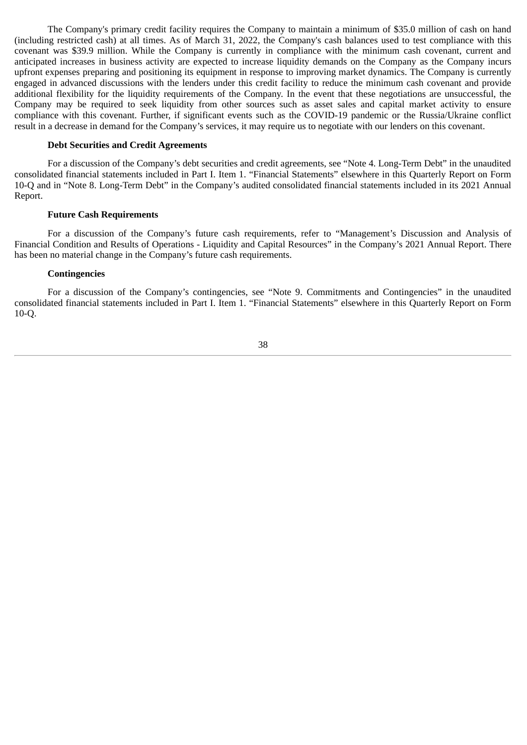The Company's primary credit facility requires the Company to maintain a minimum of $35.0 million of cash on hand (including restricted cash) at all times. As of March 31, 2022, the Company's cash balances used to test compliance with this covenant was $39.9 million. While the Company is currently in compliance with the minimum cash covenant, current and anticipated increases in business activity are expected to increase liquidity demands on the Company as the Company incurs upfront expenses preparing and positioning its equipment in response to improving market dynamics. The Company is currently engaged in advanced discussions with the lenders under this credit facility to reduce the minimum cash covenant and provide additional flexibility for the liquidity requirements of the Company. In the event that these negotiations are unsuccessful, the Company may be required to seek liquidity from other sources such as asset sales and capital market activity to ensure compliance with this covenant. Further, if significant events such as the COVID-19 pandemic or the Russia/Ukraine conflict result in a decrease in demand for the Company's services, it may require us to negotiate with our lenders on this covenant.

**Debt Securities and Credit Agreements**

For a discussion of the Company's debt securities and credit agreements, see "Note 4. Long-Term Debt" in the unaudited consolidated financial statements included in Part I. Item 1. "Financial Statements" elsewhere in this Quarterly Report on Form 10-Q and in "Note 8. Long-Term Debt" in the Company's audited consolidated financial statements included in its 2021 Annual Report.

**Future Cash Requirements**

For a discussion of the Company's future cash requirements, refer to "Management's Discussion and Analysis of Financial Condition and Results of Operations - Liquidity and Capital Resources" in the Company's 2021 Annual Report. There has been no material change in the Company's future cash requirements.

**Contingencies**

For a discussion of the Company's contingencies, see "Note 9. Commitments and Contingencies" in the unaudited consolidated financial statements included in Part I. Item 1. "Financial Statements" elsewhere in this Quarterly Report on Form 10-Q.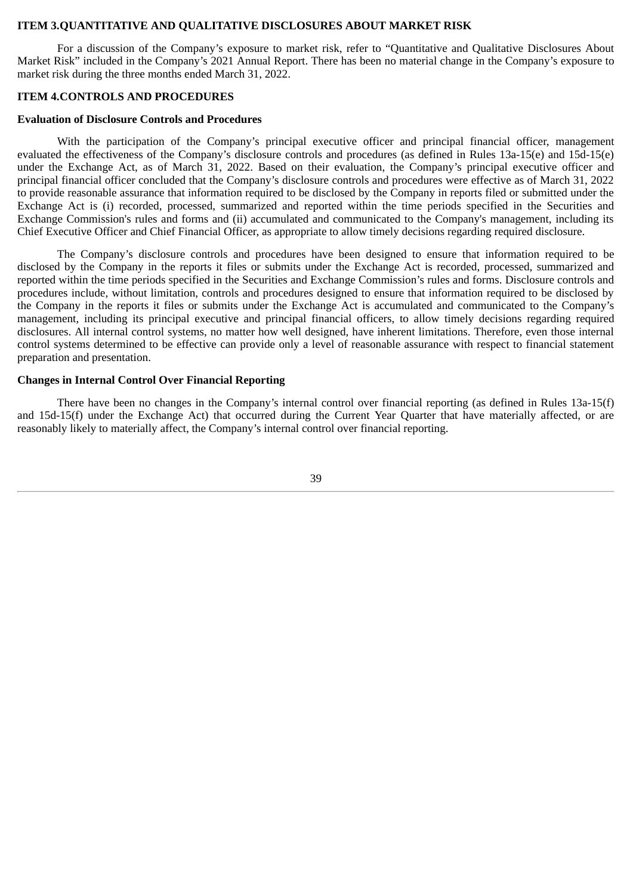## ITEM 3.QUANTITATIVE AND QUALITATIVE DISCLOSURES ABOUT MARKET RISK

For a discussion of the Company's exposure to market risk, refer to "Quantitative and Qualitative Disclosures About Market Risk" included in the Company's 2021 Annual Report. There has been no material change in the Company's exposure to market risk during the three months ended March 31, 2022.

## ITEM 4.CONTROLS AND PROCEDURES

### Evaluation of Disclosure Controls and Procedures

With the participation of the Company's principal executive officer and principal financial officer, management evaluated the effectiveness of the Company's disclosure controls and procedures (as defined in Rules 13a-15(e) and 15d-15(e) under the Exchange Act, as of March 31, 2022. Based on their evaluation, the Company's principal executive officer and principal financial officer concluded that the Company's disclosure controls and procedures were effective as of March 31, 2022 to provide reasonable assurance that information required to be disclosed by the Company in reports filed or submitted under the Exchange Act is (i) recorded, processed, summarized and reported within the time periods specified in the Securities and Exchange Commission's rules and forms and (ii) accumulated and communicated to the Company's management, including its Chief Executive Officer and Chief Financial Officer, as appropriate to allow timely decisions regarding required disclosure.

The Company's disclosure controls and procedures have been designed to ensure that information required to be disclosed by the Company in the reports it files or submits under the Exchange Act is recorded, processed, summarized and reported within the time periods specified in the Securities and Exchange Commission's rules and forms. Disclosure controls and procedures include, without limitation, controls and procedures designed to ensure that information required to be disclosed by the Company in the reports it files or submits under the Exchange Act is accumulated and communicated to the Company's management, including its principal executive and principal financial officers, to allow timely decisions regarding required disclosures. All internal control systems, no matter how well designed, have inherent limitations. Therefore, even those internal control systems determined to be effective can provide only a level of reasonable assurance with respect to financial statement preparation and presentation.

### Changes in Internal Control Over Financial Reporting

There have been no changes in the Company's internal control over financial reporting (as defined in Rules 13a-15(f) and 15d-15(f) under the Exchange Act) that occurred during the Current Year Quarter that have materially affected, or are reasonably likely to materially affect, the Company's internal control over financial reporting.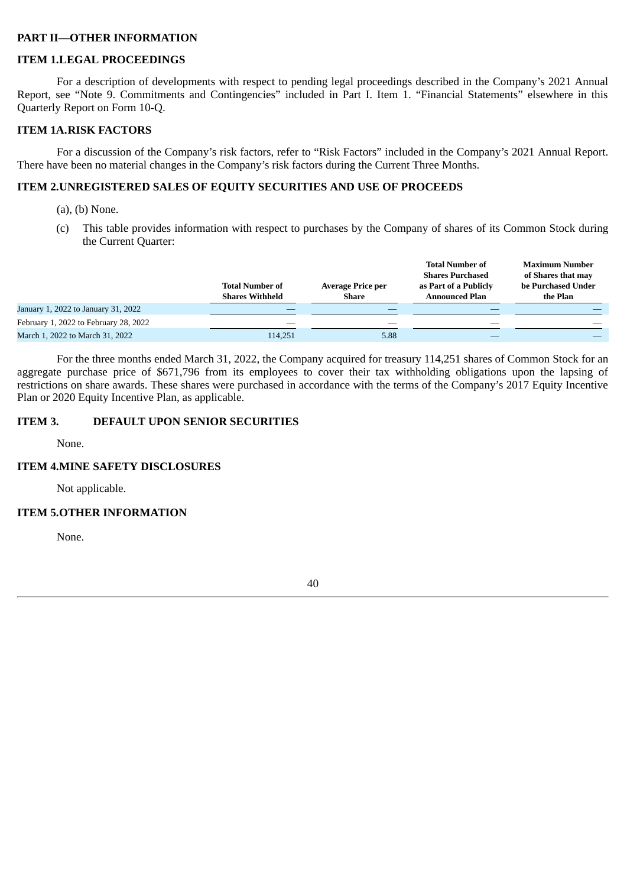## PART II—OTHER INFORMATION

### ITEM 1.LEGAL PROCEEDINGS

For a description of developments with respect to pending legal proceedings described in the Company's 2021 Annual Report, see "Note 9. Commitments and Contingencies" included in Part I. Item 1. "Financial Statements" elsewhere in this Quarterly Report on Form 10-Q.

### ITEM 1A.RISK FACTORS

For a discussion of the Company's risk factors, refer to "Risk Factors" included in the Company's 2021 Annual Report. There have been no material changes in the Company's risk factors during the Current Three Months.

### ITEM 2.UNREGISTERED SALES OF EQUITY SECURITIES AND USE OF PROCEEDS

(a), (b) None.

(c) This table provides information with respect to purchases by the Company of shares of its Common Stock during the Current Quarter:

| | Total Number of Shares Withheld | Average Price per Share | Total Number of Shares Purchased as Part of a Publicly Announced Plan | Maximum Number of Shares that may be Purchased Under the Plan |
|---|---|---|---|---|
| January 1, 2022 to January 31, 2022 | — | — | — | — |
| February 1, 2022 to February 28, 2022 | — | — | — | — |
| March 1, 2022 to March 31, 2022 | 114,251 | 5.88 | — | — |

For the three months ended March 31, 2022, the Company acquired for treasury 114,251 shares of Common Stock for an aggregate purchase price of $671,796 from its employees to cover their tax withholding obligations upon the lapsing of restrictions on share awards. These shares were purchased in accordance with the terms of the Company's 2017 Equity Incentive Plan or 2020 Equity Incentive Plan, as applicable.

### ITEM 3. DEFAULT UPON SENIOR SECURITIES

None.

### ITEM 4.MINE SAFETY DISCLOSURES

Not applicable.

### ITEM 5.OTHER INFORMATION

None.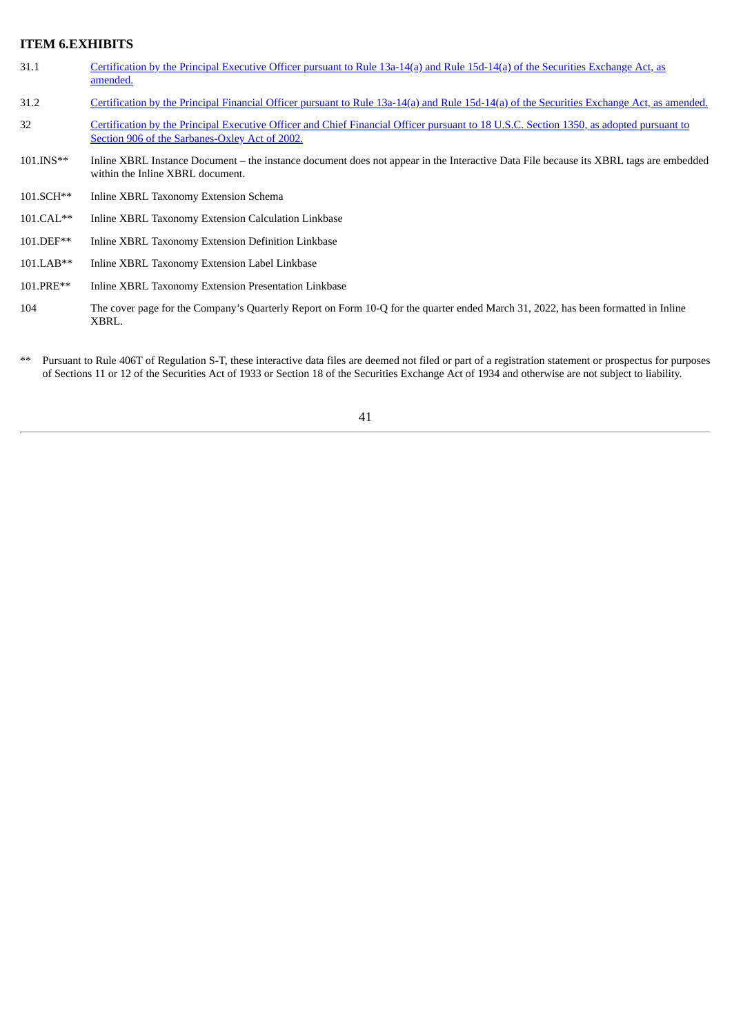## ITEM 6.EXHIBITS

| | |
|---|---|
| 31.1 | Certification by the Principal Executive Officer pursuant to Rule 13a-14(a) and Rule 15d-14(a) of the Securities Exchange Act, as amended. |
| 31.2 | Certification by the Principal Financial Officer pursuant to Rule 13a-14(a) and Rule 15d-14(a) of the Securities Exchange Act, as amended. |
| 32 | Certification by the Principal Executive Officer and Chief Financial Officer pursuant to 18 U.S.C. Section 1350, as adopted pursuant to Section 906 of the Sarbanes-Oxley Act of 2002. |
| 101.INS** | Inline XBRL Instance Document – the instance document does not appear in the Interactive Data File because its XBRL tags are embedded within the Inline XBRL document. |
| 101.SCH** | Inline XBRL Taxonomy Extension Schema |
| 101.CAL** | Inline XBRL Taxonomy Extension Calculation Linkbase |
| 101.DEF** | Inline XBRL Taxonomy Extension Definition Linkbase |
| 101.LAB** | Inline XBRL Taxonomy Extension Label Linkbase |
| 101.PRE** | Inline XBRL Taxonomy Extension Presentation Linkbase |
| 104 | The cover page for the Company's Quarterly Report on Form 10-Q for the quarter ended March 31, 2022, has been formatted in Inline XBRL. |

** Pursuant to Rule 406T of Regulation S-T, these interactive data files are deemed not filed or part of a registration statement or prospectus for purposes of Sections 11 or 12 of the Securities Act of 1933 or Section 18 of the Securities Exchange Act of 1934 and otherwise are not subject to liability.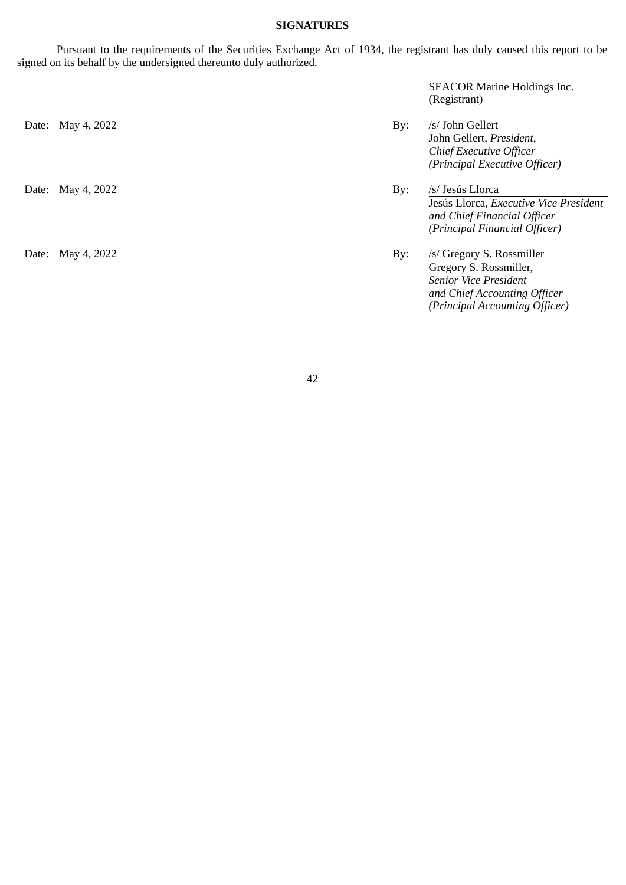**SIGNATURES**

Pursuant to the requirements of the Securities Exchange Act of 1934, the registrant has duly caused this report to be signed on its behalf by the undersigned thereunto duly authorized.

SEACOR Marine Holdings Inc.
(Registrant)

| | | |
|---|---|---|
| Date: May 4, 2022 | By: | /s/ John Gellert<br>John Gellert, *President, Chief Executive Officer (Principal Executive Officer)* |
| Date: May 4, 2022 | By: | /s/ Jesús Llorca<br>Jesús Llorca, *Executive Vice President and Chief Financial Officer (Principal Financial Officer)* |
| Date: May 4, 2022 | By: | /s/ Gregory S. Rossmiller<br>Gregory S. Rossmiller, *Senior Vice President and Chief Accounting Officer (Principal Accounting Officer)* |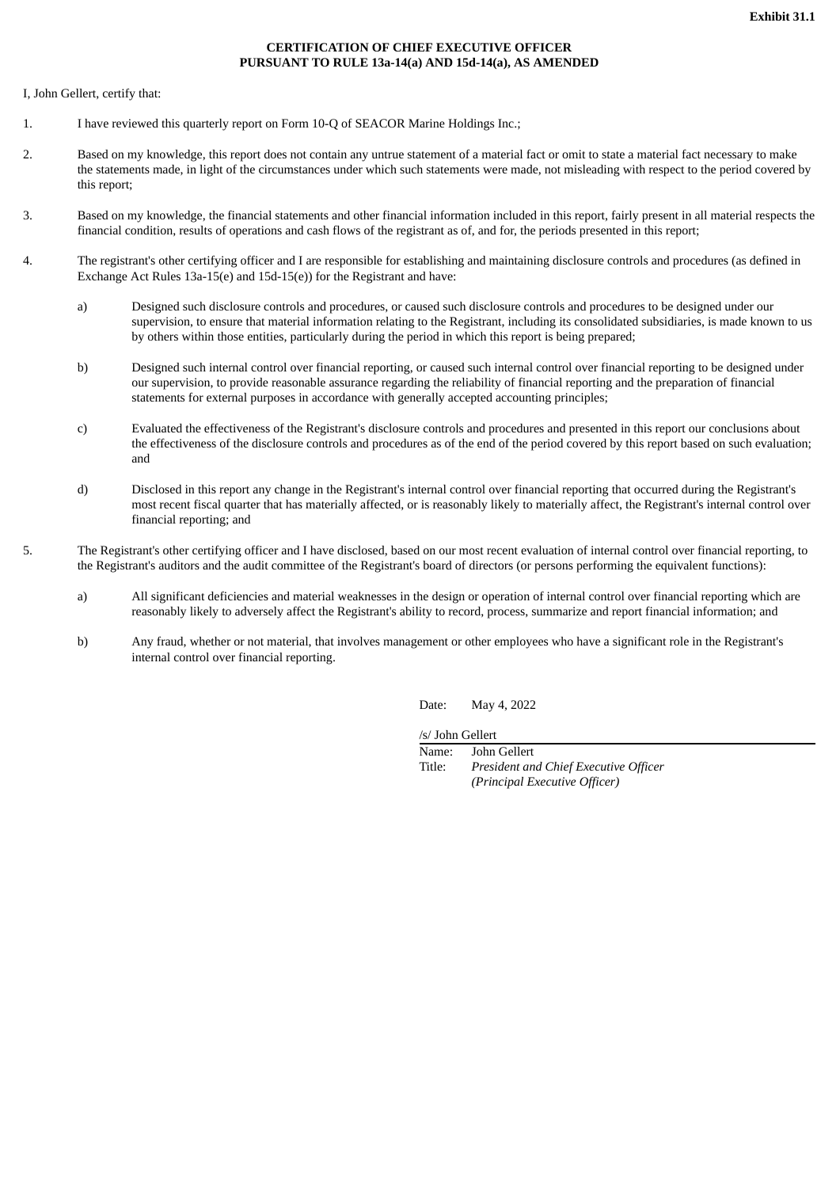**Exhibit 31.1**

**CERTIFICATION OF CHIEF EXECUTIVE OFFICER PURSUANT TO RULE 13a-14(a) AND 15d-14(a), AS AMENDED**

I, John Gellert, certify that:

1. I have reviewed this quarterly report on Form 10-Q of SEACOR Marine Holdings Inc.;

2. Based on my knowledge, this report does not contain any untrue statement of a material fact or omit to state a material fact necessary to make the statements made, in light of the circumstances under which such statements were made, not misleading with respect to the period covered by this report;

3. Based on my knowledge, the financial statements and other financial information included in this report, fairly present in all material respects the financial condition, results of operations and cash flows of the registrant as of, and for, the periods presented in this report;

4. The registrant's other certifying officer and I are responsible for establishing and maintaining disclosure controls and procedures (as defined in Exchange Act Rules 13a-15(e) and 15d-15(e)) for the Registrant and have:

   a) Designed such disclosure controls and procedures, or caused such disclosure controls and procedures to be designed under our supervision, to ensure that material information relating to the Registrant, including its consolidated subsidiaries, is made known to us by others within those entities, particularly during the period in which this report is being prepared;

   b) Designed such internal control over financial reporting, or caused such internal control over financial reporting to be designed under our supervision, to provide reasonable assurance regarding the reliability of financial reporting and the preparation of financial statements for external purposes in accordance with generally accepted accounting principles;

   c) Evaluated the effectiveness of the Registrant's disclosure controls and procedures and presented in this report our conclusions about the effectiveness of the disclosure controls and procedures as of the end of the period covered by this report based on such evaluation; and

   d) Disclosed in this report any change in the Registrant's internal control over financial reporting that occurred during the Registrant's most recent fiscal quarter that has materially affected, or is reasonably likely to materially affect, the Registrant's internal control over financial reporting; and

5. The Registrant's other certifying officer and I have disclosed, based on our most recent evaluation of internal control over financial reporting, to the Registrant's auditors and the audit committee of the Registrant's board of directors (or persons performing the equivalent functions):

   a) All significant deficiencies and material weaknesses in the design or operation of internal control over financial reporting which are reasonably likely to adversely affect the Registrant's ability to record, process, summarize and report financial information; and

   b) Any fraud, whether or not material, that involves management or other employees who have a significant role in the Registrant's internal control over financial reporting.

Date: May 4, 2022

/s/ John Gellert

Name: John Gellert
Title: *President and Chief Executive Officer*
*(Principal Executive Officer)*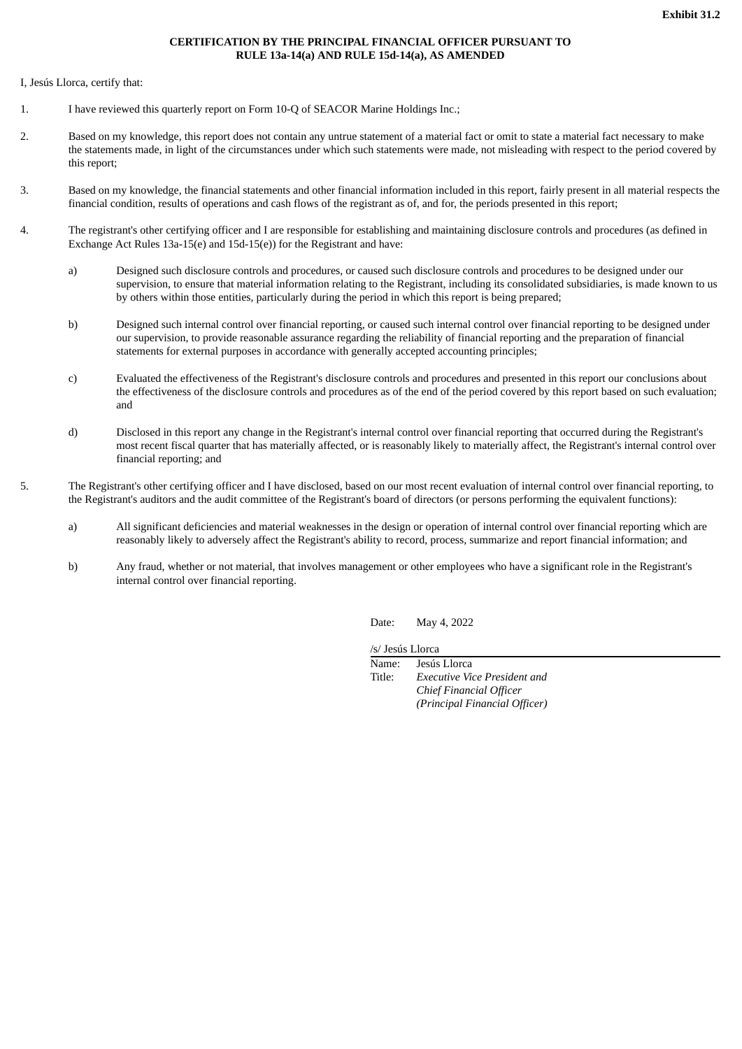**Exhibit 31.2**

**CERTIFICATION BY THE PRINCIPAL FINANCIAL OFFICER PURSUANT TO RULE 13a-14(a) AND RULE 15d-14(a), AS AMENDED**

I, Jesús Llorca, certify that:

1. I have reviewed this quarterly report on Form 10-Q of SEACOR Marine Holdings Inc.;

2. Based on my knowledge, this report does not contain any untrue statement of a material fact or omit to state a material fact necessary to make the statements made, in light of the circumstances under which such statements were made, not misleading with respect to the period covered by this report;

3. Based on my knowledge, the financial statements and other financial information included in this report, fairly present in all material respects the financial condition, results of operations and cash flows of the registrant as of, and for, the periods presented in this report;

4. The registrant's other certifying officer and I are responsible for establishing and maintaining disclosure controls and procedures (as defined in Exchange Act Rules 13a-15(e) and 15d-15(e)) for the Registrant and have:

   a) Designed such disclosure controls and procedures, or caused such disclosure controls and procedures to be designed under our supervision, to ensure that material information relating to the Registrant, including its consolidated subsidiaries, is made known to us by others within those entities, particularly during the period in which this report is being prepared;

   b) Designed such internal control over financial reporting, or caused such internal control over financial reporting to be designed under our supervision, to provide reasonable assurance regarding the reliability of financial reporting and the preparation of financial statements for external purposes in accordance with generally accepted accounting principles;

   c) Evaluated the effectiveness of the Registrant's disclosure controls and procedures and presented in this report our conclusions about the effectiveness of the disclosure controls and procedures as of the end of the period covered by this report based on such evaluation; and

   d) Disclosed in this report any change in the Registrant's internal control over financial reporting that occurred during the Registrant's most recent fiscal quarter that has materially affected, or is reasonably likely to materially affect, the Registrant's internal control over financial reporting; and

5. The Registrant's other certifying officer and I have disclosed, based on our most recent evaluation of internal control over financial reporting, to the Registrant's auditors and the audit committee of the Registrant's board of directors (or persons performing the equivalent functions):

   a) All significant deficiencies and material weaknesses in the design or operation of internal control over financial reporting which are reasonably likely to adversely affect the Registrant's ability to record, process, summarize and report financial information; and

   b) Any fraud, whether or not material, that involves management or other employees who have a significant role in the Registrant's internal control over financial reporting.

Date: May 4, 2022

/s/ Jesús Llorca

Name: Jesús Llorca
Title: *Executive Vice President and Chief Financial Officer (Principal Financial Officer)*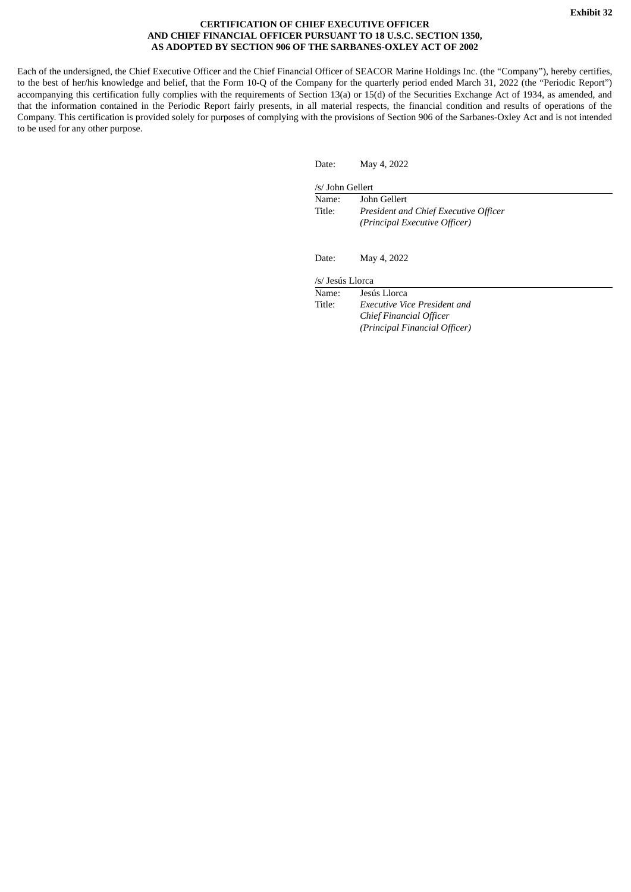**Exhibit 32**

**CERTIFICATION OF CHIEF EXECUTIVE OFFICER AND CHIEF FINANCIAL OFFICER PURSUANT TO 18 U.S.C. SECTION 1350, AS ADOPTED BY SECTION 906 OF THE SARBANES-OXLEY ACT OF 2002**

Each of the undersigned, the Chief Executive Officer and the Chief Financial Officer of SEACOR Marine Holdings Inc. (the "Company"), hereby certifies, to the best of her/his knowledge and belief, that the Form 10-Q of the Company for the quarterly period ended March 31, 2022 (the "Periodic Report") accompanying this certification fully complies with the requirements of Section 13(a) or 15(d) of the Securities Exchange Act of 1934, as amended, and that the information contained in the Periodic Report fairly presents, in all material respects, the financial condition and results of operations of the Company. This certification is provided solely for purposes of complying with the provisions of Section 906 of the Sarbanes-Oxley Act and is not intended to be used for any other purpose.

Date: May 4, 2022

/s/ John Gellert

Name: John Gellert
Title: *President and Chief Executive Officer (Principal Executive Officer)*

Date: May 4, 2022

/s/ Jesús Llorca

Name: Jesús Llorca
Title: *Executive Vice President and Chief Financial Officer (Principal Financial Officer)*